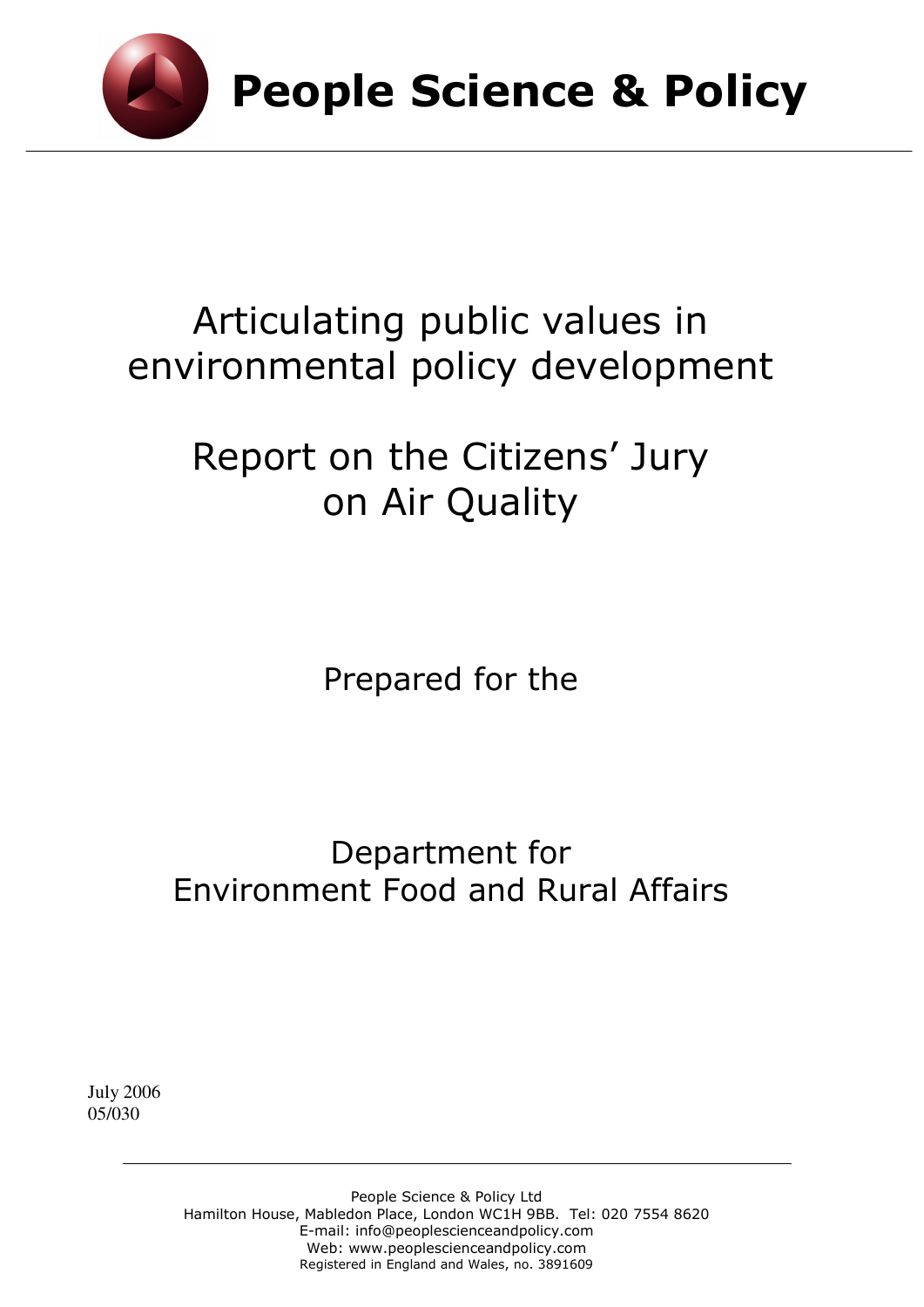# People Science & Policy

# Articulating public values in environmental policy development

## Report on the Citizens' Jury on Air Quality

Prepared for the

Department for Environment Food and Rural Affairs

July 2006
05/030

People Science & Policy Ltd
Hamilton House, Mabledon Place, London WC1H 9BB. Tel: 020 7554 8620
E-mail: info@peoplescienceandpolicy.com
Web: www.peoplescienceandpolicy.com
Registered in England and Wales, no. 3891609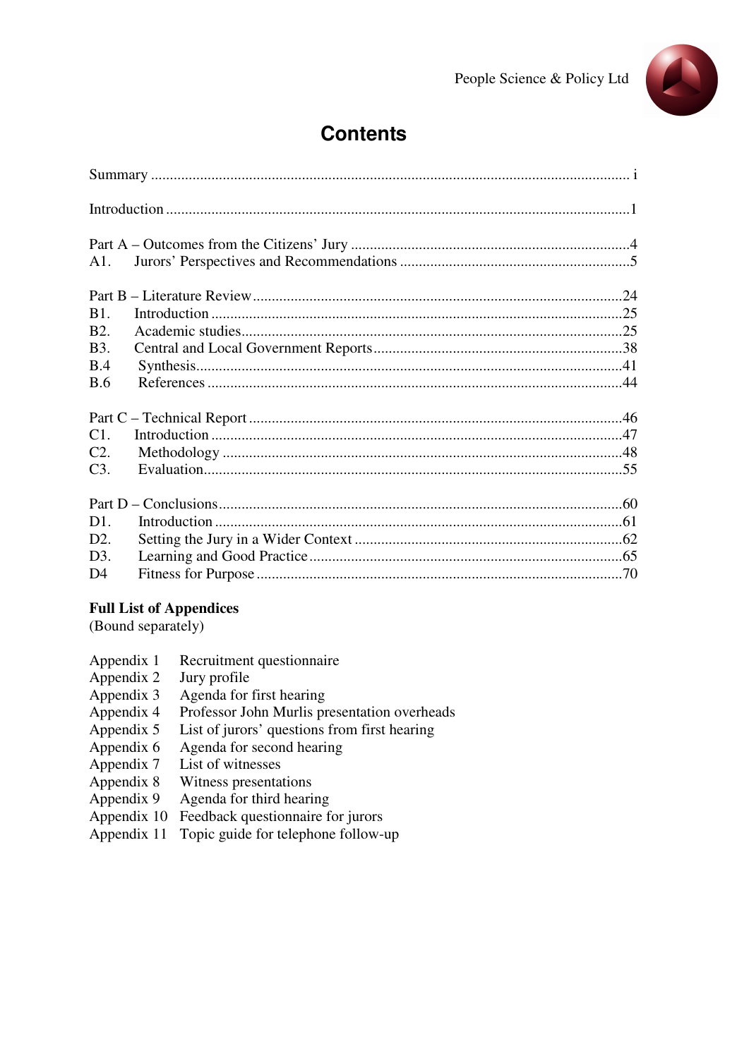# Contents

| | | |
|---|---|---|
| Summary | | i |
| Introduction | | 1 |
| Part A – Outcomes from the Citizens' Jury | | 4 |
| A1. | Jurors' Perspectives and Recommendations | 5 |
| Part B – Literature Review | | 24 |
| B1. | Introduction | 25 |
| B2. | Academic studies | 25 |
| B3. | Central and Local Government Reports | 38 |
| B.4 | Synthesis | 41 |
| B.6 | References | 44 |
| Part C – Technical Report | | 46 |
| C1. | Introduction | 47 |
| C2. | Methodology | 48 |
| C3. | Evaluation | 55 |
| Part D – Conclusions | | 60 |
| D1. | Introduction | 61 |
| D2. | Setting the Jury in a Wider Context | 62 |
| D3. | Learning and Good Practice | 65 |
| D4 | Fitness for Purpose | 70 |

**Full List of Appendices**
(Bound separately)

| | |
|---|---|
| Appendix 1 | Recruitment questionnaire |
| Appendix 2 | Jury profile |
| Appendix 3 | Agenda for first hearing |
| Appendix 4 | Professor John Murlis presentation overheads |
| Appendix 5 | List of jurors' questions from first hearing |
| Appendix 6 | Agenda for second hearing |
| Appendix 7 | List of witnesses |
| Appendix 8 | Witness presentations |
| Appendix 9 | Agenda for third hearing |
| Appendix 10 | Feedback questionnaire for jurors |
| Appendix 11 | Topic guide for telephone follow-up |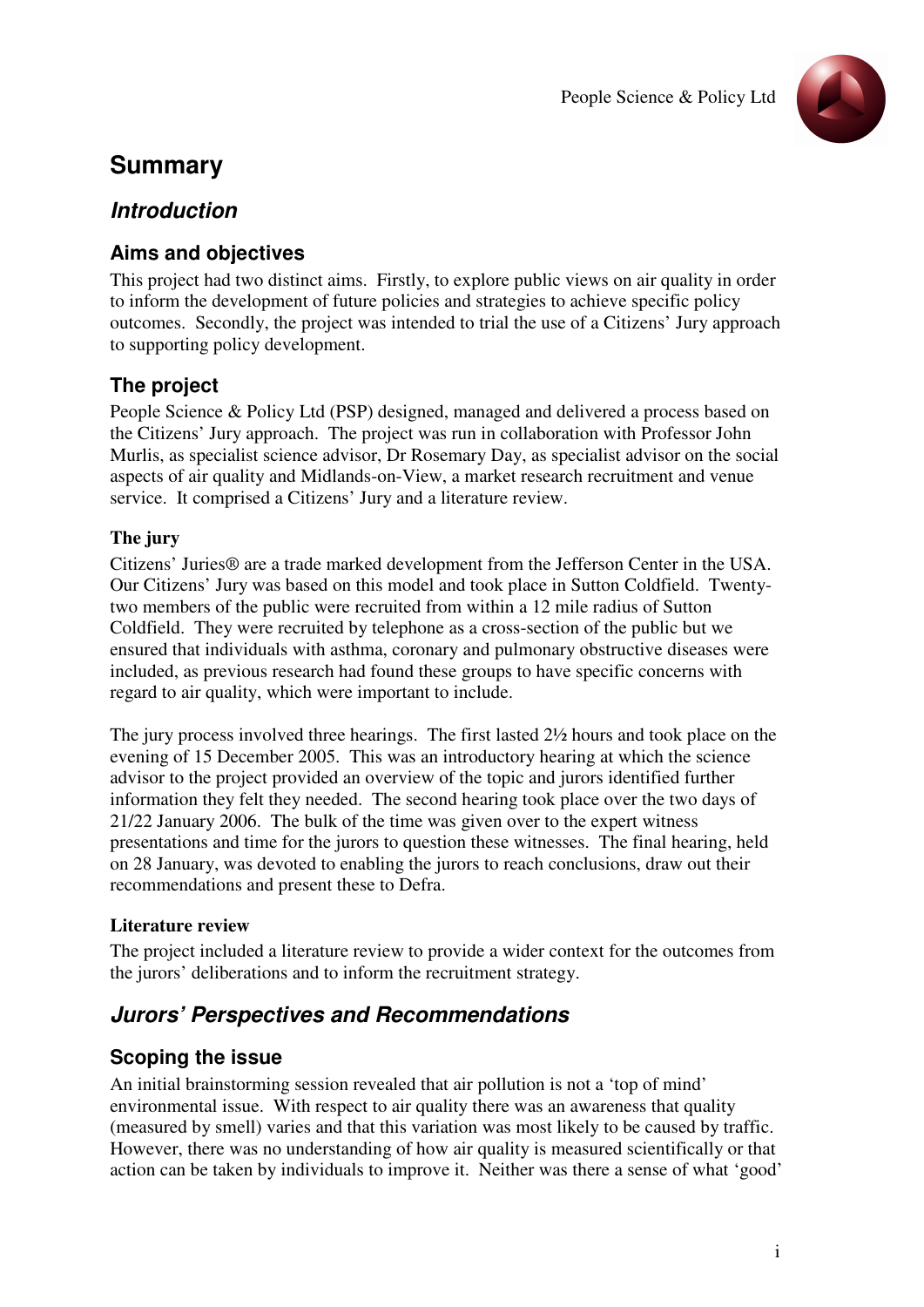# Summary

## *Introduction*

### Aims and objectives

This project had two distinct aims. Firstly, to explore public views on air quality in order to inform the development of future policies and strategies to achieve specific policy outcomes. Secondly, the project was intended to trial the use of a Citizens' Jury approach to supporting policy development.

### The project

People Science & Policy Ltd (PSP) designed, managed and delivered a process based on the Citizens' Jury approach. The project was run in collaboration with Professor John Murlis, as specialist science advisor, Dr Rosemary Day, as specialist advisor on the social aspects of air quality and Midlands-on-View, a market research recruitment and venue service. It comprised a Citizens' Jury and a literature review.

#### The jury

Citizens' Juries® are a trade marked development from the Jefferson Center in the USA. Our Citizens' Jury was based on this model and took place in Sutton Coldfield. Twenty-two members of the public were recruited from within a 12 mile radius of Sutton Coldfield. They were recruited by telephone as a cross-section of the public but we ensured that individuals with asthma, coronary and pulmonary obstructive diseases were included, as previous research had found these groups to have specific concerns with regard to air quality, which were important to include.

The jury process involved three hearings. The first lasted 2½ hours and took place on the evening of 15 December 2005. This was an introductory hearing at which the science advisor to the project provided an overview of the topic and jurors identified further information they felt they needed. The second hearing took place over the two days of 21/22 January 2006. The bulk of the time was given over to the expert witness presentations and time for the jurors to question these witnesses. The final hearing, held on 28 January, was devoted to enabling the jurors to reach conclusions, draw out their recommendations and present these to Defra.

#### Literature review

The project included a literature review to provide a wider context for the outcomes from the jurors' deliberations and to inform the recruitment strategy.

## *Jurors' Perspectives and Recommendations*

### Scoping the issue

An initial brainstorming session revealed that air pollution is not a 'top of mind' environmental issue. With respect to air quality there was an awareness that quality (measured by smell) varies and that this variation was most likely to be caused by traffic. However, there was no understanding of how air quality is measured scientifically or that action can be taken by individuals to improve it. Neither was there a sense of what 'good'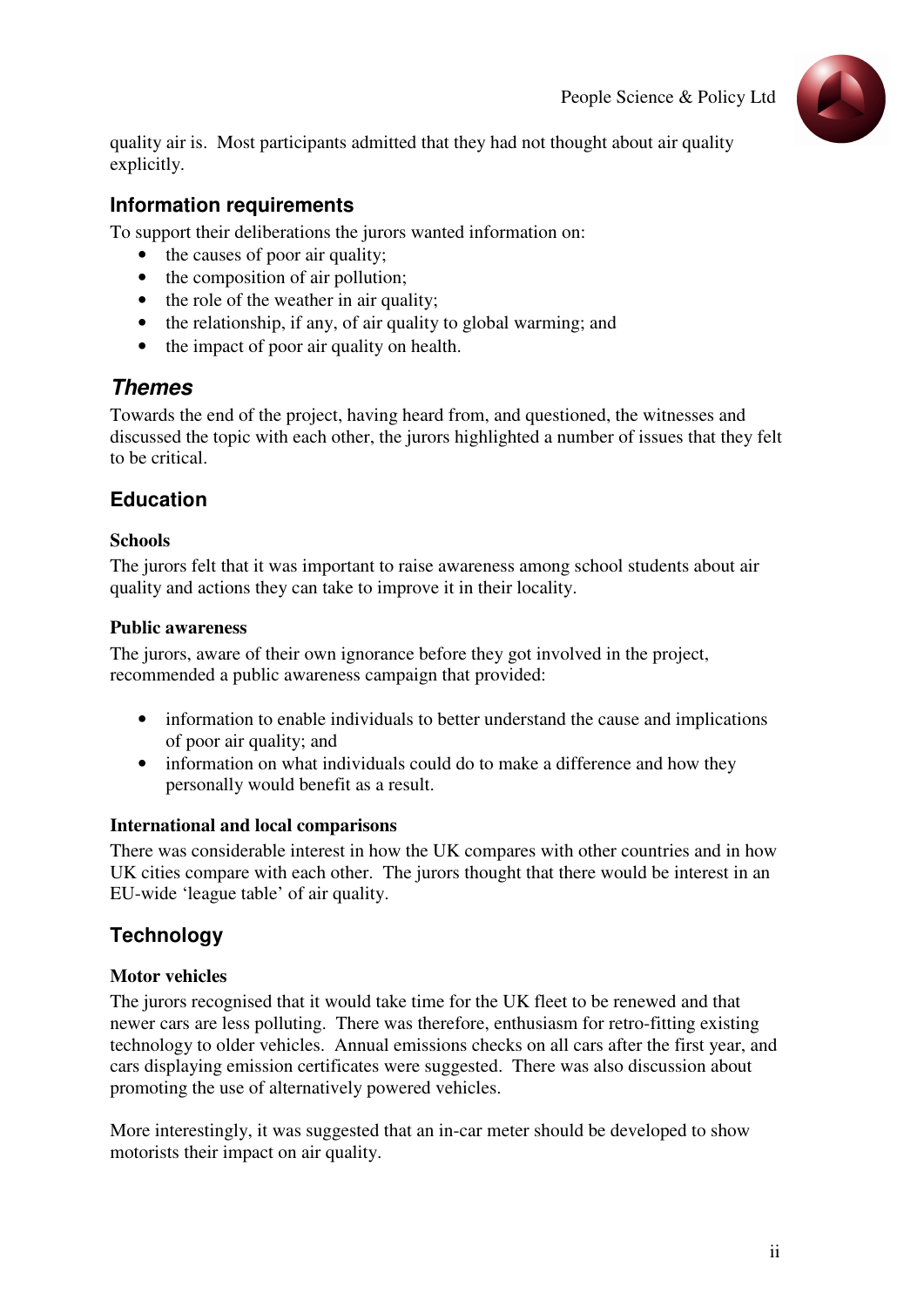quality air is. Most participants admitted that they had not thought about air quality explicitly.

### Information requirements

To support their deliberations the jurors wanted information on:

- the causes of poor air quality;
- the composition of air pollution;
- the role of the weather in air quality;
- the relationship, if any, of air quality to global warming; and
- the impact of poor air quality on health.

## *Themes*

Towards the end of the project, having heard from, and questioned, the witnesses and discussed the topic with each other, the jurors highlighted a number of issues that they felt to be critical.

### Education

**Schools**

The jurors felt that it was important to raise awareness among school students about air quality and actions they can take to improve it in their locality.

**Public awareness**

The jurors, aware of their own ignorance before they got involved in the project, recommended a public awareness campaign that provided:

- information to enable individuals to better understand the cause and implications of poor air quality; and
- information on what individuals could do to make a difference and how they personally would benefit as a result.

**International and local comparisons**

There was considerable interest in how the UK compares with other countries and in how UK cities compare with each other. The jurors thought that there would be interest in an EU-wide 'league table' of air quality.

### Technology

**Motor vehicles**

The jurors recognised that it would take time for the UK fleet to be renewed and that newer cars are less polluting. There was therefore, enthusiasm for retro-fitting existing technology to older vehicles. Annual emissions checks on all cars after the first year, and cars displaying emission certificates were suggested. There was also discussion about promoting the use of alternatively powered vehicles.

More interestingly, it was suggested that an in-car meter should be developed to show motorists their impact on air quality.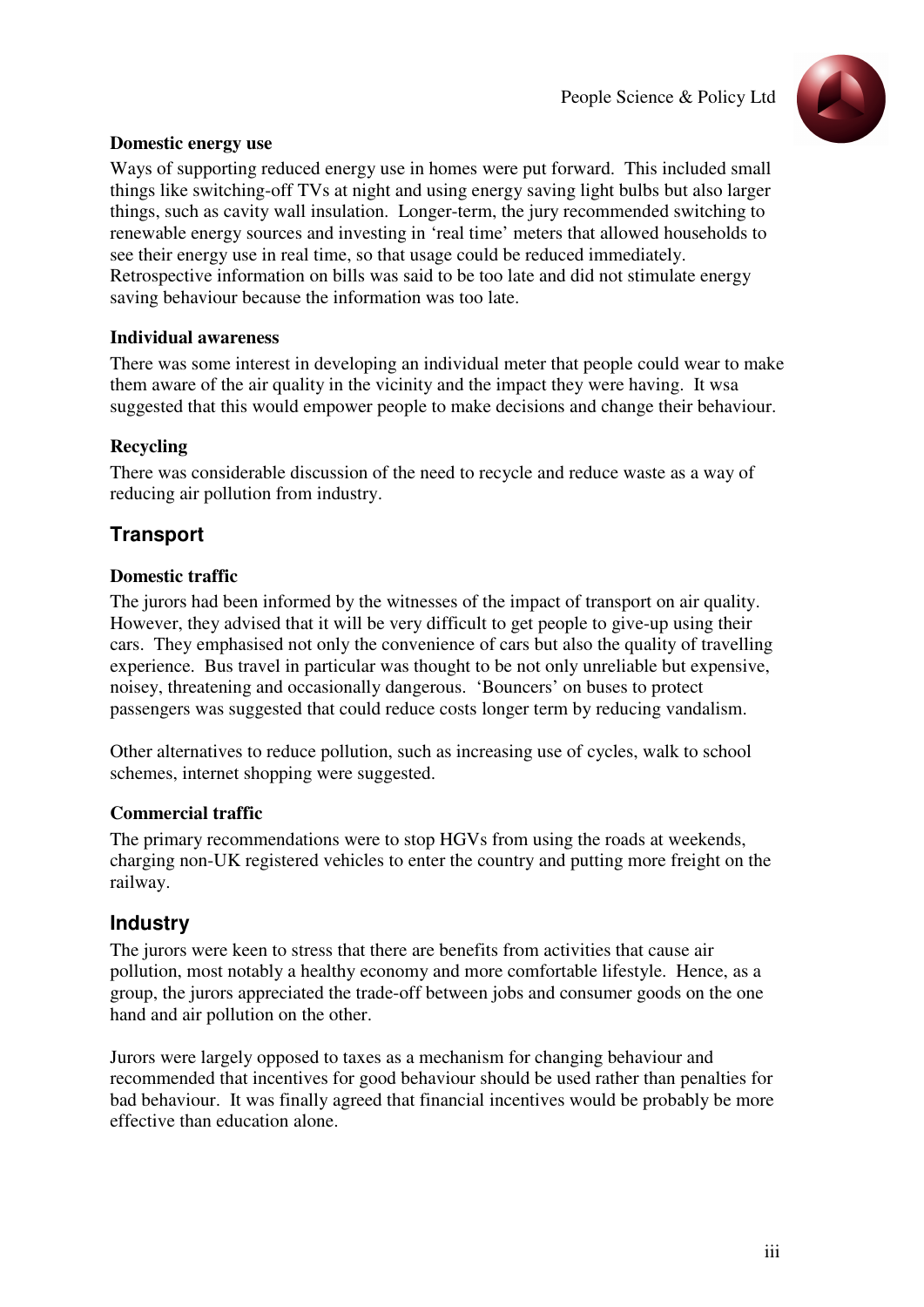### Domestic energy use

Ways of supporting reduced energy use in homes were put forward. This included small things like switching-off TVs at night and using energy saving light bulbs but also larger things, such as cavity wall insulation. Longer-term, the jury recommended switching to renewable energy sources and investing in 'real time' meters that allowed households to see their energy use in real time, so that usage could be reduced immediately. Retrospective information on bills was said to be too late and did not stimulate energy saving behaviour because the information was too late.

### Individual awareness

There was some interest in developing an individual meter that people could wear to make them aware of the air quality in the vicinity and the impact they were having. It wsa suggested that this would empower people to make decisions and change their behaviour.

### Recycling

There was considerable discussion of the need to recycle and reduce waste as a way of reducing air pollution from industry.

## Transport

### Domestic traffic

The jurors had been informed by the witnesses of the impact of transport on air quality. However, they advised that it will be very difficult to get people to give-up using their cars. They emphasised not only the convenience of cars but also the quality of travelling experience. Bus travel in particular was thought to be not only unreliable but expensive, noisey, threatening and occasionally dangerous. 'Bouncers' on buses to protect passengers was suggested that could reduce costs longer term by reducing vandalism.

Other alternatives to reduce pollution, such as increasing use of cycles, walk to school schemes, internet shopping were suggested.

### Commercial traffic

The primary recommendations were to stop HGVs from using the roads at weekends, charging non-UK registered vehicles to enter the country and putting more freight on the railway.

## Industry

The jurors were keen to stress that there are benefits from activities that cause air pollution, most notably a healthy economy and more comfortable lifestyle. Hence, as a group, the jurors appreciated the trade-off between jobs and consumer goods on the one hand and air pollution on the other.

Jurors were largely opposed to taxes as a mechanism for changing behaviour and recommended that incentives for good behaviour should be used rather than penalties for bad behaviour. It was finally agreed that financial incentives would be probably be more effective than education alone.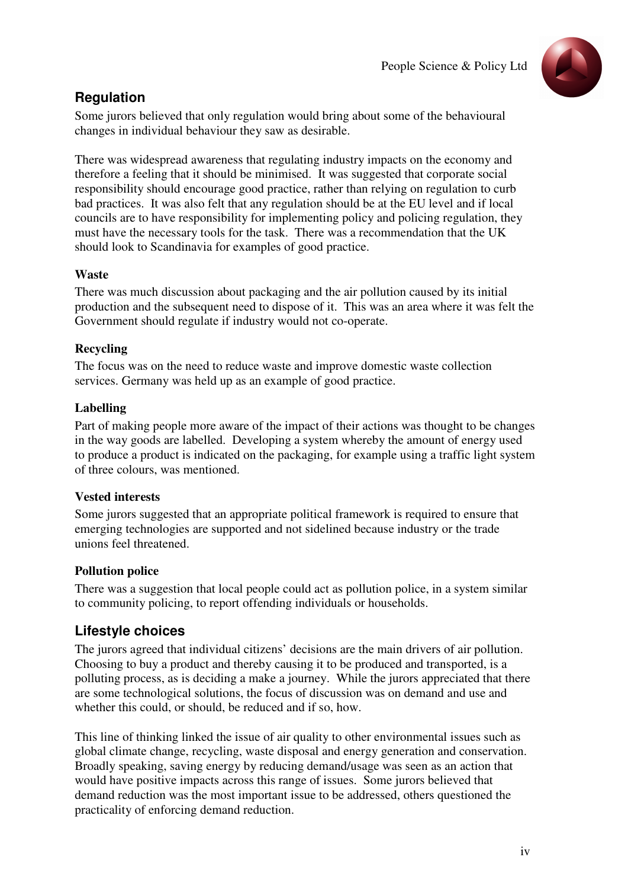## Regulation

Some jurors believed that only regulation would bring about some of the behavioural changes in individual behaviour they saw as desirable.

There was widespread awareness that regulating industry impacts on the economy and therefore a feeling that it should be minimised. It was suggested that corporate social responsibility should encourage good practice, rather than relying on regulation to curb bad practices. It was also felt that any regulation should be at the EU level and if local councils are to have responsibility for implementing policy and policing regulation, they must have the necessary tools for the task. There was a recommendation that the UK should look to Scandinavia for examples of good practice.

### Waste

There was much discussion about packaging and the air pollution caused by its initial production and the subsequent need to dispose of it. This was an area where it was felt the Government should regulate if industry would not co-operate.

### Recycling

The focus was on the need to reduce waste and improve domestic waste collection services. Germany was held up as an example of good practice.

### Labelling

Part of making people more aware of the impact of their actions was thought to be changes in the way goods are labelled. Developing a system whereby the amount of energy used to produce a product is indicated on the packaging, for example using a traffic light system of three colours, was mentioned.

### Vested interests

Some jurors suggested that an appropriate political framework is required to ensure that emerging technologies are supported and not sidelined because industry or the trade unions feel threatened.

### Pollution police

There was a suggestion that local people could act as pollution police, in a system similar to community policing, to report offending individuals or households.

## Lifestyle choices

The jurors agreed that individual citizens' decisions are the main drivers of air pollution. Choosing to buy a product and thereby causing it to be produced and transported, is a polluting process, as is deciding a make a journey. While the jurors appreciated that there are some technological solutions, the focus of discussion was on demand and use and whether this could, or should, be reduced and if so, how.

This line of thinking linked the issue of air quality to other environmental issues such as global climate change, recycling, waste disposal and energy generation and conservation. Broadly speaking, saving energy by reducing demand/usage was seen as an action that would have positive impacts across this range of issues. Some jurors believed that demand reduction was the most important issue to be addressed, others questioned the practicality of enforcing demand reduction.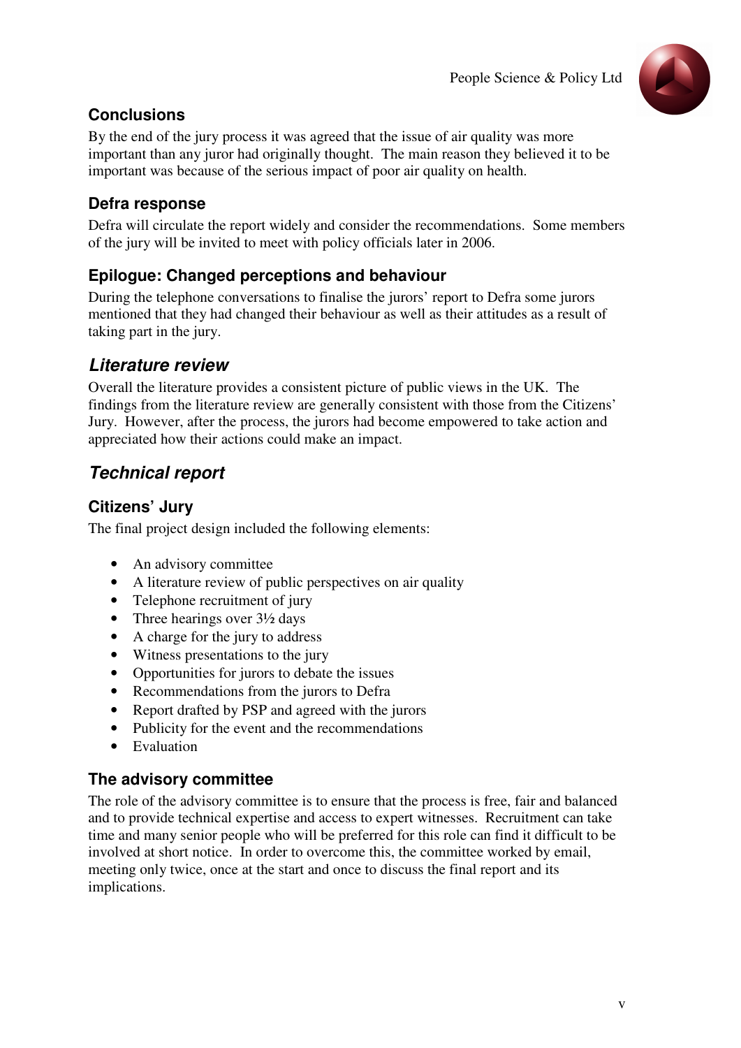### Conclusions

By the end of the jury process it was agreed that the issue of air quality was more important than any juror had originally thought. The main reason they believed it to be important was because of the serious impact of poor air quality on health.

### Defra response

Defra will circulate the report widely and consider the recommendations. Some members of the jury will be invited to meet with policy officials later in 2006.

### Epilogue: Changed perceptions and behaviour

During the telephone conversations to finalise the jurors' report to Defra some jurors mentioned that they had changed their behaviour as well as their attitudes as a result of taking part in the jury.

## *Literature review*

Overall the literature provides a consistent picture of public views in the UK. The findings from the literature review are generally consistent with those from the Citizens' Jury. However, after the process, the jurors had become empowered to take action and appreciated how their actions could make an impact.

## *Technical report*

### Citizens' Jury

The final project design included the following elements:

- An advisory committee
- A literature review of public perspectives on air quality
- Telephone recruitment of jury
- Three hearings over 3½ days
- A charge for the jury to address
- Witness presentations to the jury
- Opportunities for jurors to debate the issues
- Recommendations from the jurors to Defra
- Report drafted by PSP and agreed with the jurors
- Publicity for the event and the recommendations
- Evaluation

### The advisory committee

The role of the advisory committee is to ensure that the process is free, fair and balanced and to provide technical expertise and access to expert witnesses. Recruitment can take time and many senior people who will be preferred for this role can find it difficult to be involved at short notice. In order to overcome this, the committee worked by email, meeting only twice, once at the start and once to discuss the final report and its implications.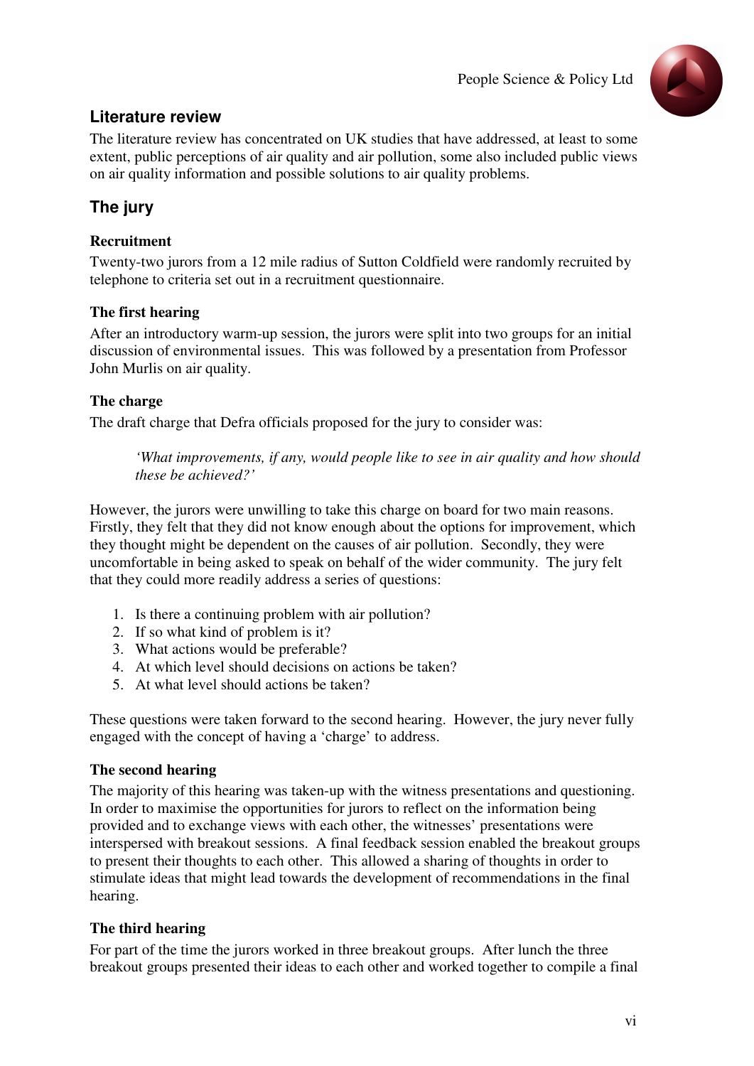## Literature review

The literature review has concentrated on UK studies that have addressed, at least to some extent, public perceptions of air quality and air pollution, some also included public views on air quality information and possible solutions to air quality problems.

## The jury

### Recruitment

Twenty-two jurors from a 12 mile radius of Sutton Coldfield were randomly recruited by telephone to criteria set out in a recruitment questionnaire.

### The first hearing

After an introductory warm-up session, the jurors were split into two groups for an initial discussion of environmental issues. This was followed by a presentation from Professor John Murlis on air quality.

### The charge

The draft charge that Defra officials proposed for the jury to consider was:

> *'What improvements, if any, would people like to see in air quality and how should these be achieved?'*

However, the jurors were unwilling to take this charge on board for two main reasons. Firstly, they felt that they did not know enough about the options for improvement, which they thought might be dependent on the causes of air pollution. Secondly, they were uncomfortable in being asked to speak on behalf of the wider community. The jury felt that they could more readily address a series of questions:

1. Is there a continuing problem with air pollution?
2. If so what kind of problem is it?
3. What actions would be preferable?
4. At which level should decisions on actions be taken?
5. At what level should actions be taken?

These questions were taken forward to the second hearing. However, the jury never fully engaged with the concept of having a 'charge' to address.

### The second hearing

The majority of this hearing was taken-up with the witness presentations and questioning. In order to maximise the opportunities for jurors to reflect on the information being provided and to exchange views with each other, the witnesses' presentations were interspersed with breakout sessions. A final feedback session enabled the breakout groups to present their thoughts to each other. This allowed a sharing of thoughts in order to stimulate ideas that might lead towards the development of recommendations in the final hearing.

### The third hearing

For part of the time the jurors worked in three breakout groups. After lunch the three breakout groups presented their ideas to each other and worked together to compile a final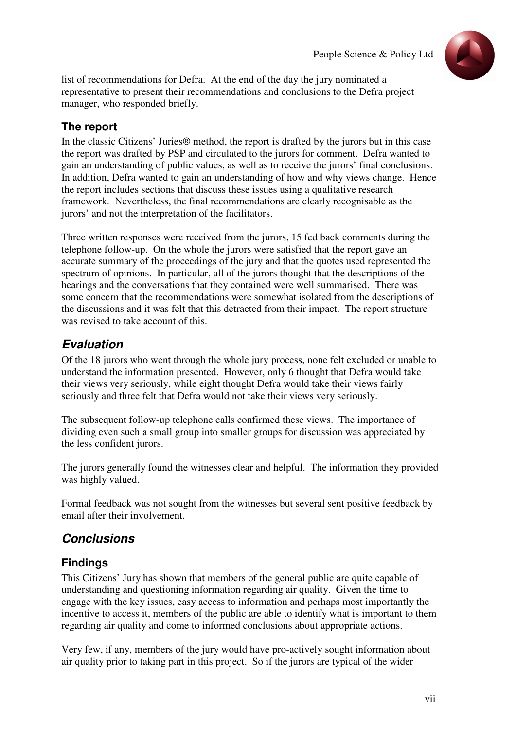list of recommendations for Defra. At the end of the day the jury nominated a representative to present their recommendations and conclusions to the Defra project manager, who responded briefly.

### The report

In the classic Citizens' Juries® method, the report is drafted by the jurors but in this case the report was drafted by PSP and circulated to the jurors for comment. Defra wanted to gain an understanding of public values, as well as to receive the jurors' final conclusions. In addition, Defra wanted to gain an understanding of how and why views change. Hence the report includes sections that discuss these issues using a qualitative research framework. Nevertheless, the final recommendations are clearly recognisable as the jurors' and not the interpretation of the facilitators.

Three written responses were received from the jurors, 15 fed back comments during the telephone follow-up. On the whole the jurors were satisfied that the report gave an accurate summary of the proceedings of the jury and that the quotes used represented the spectrum of opinions. In particular, all of the jurors thought that the descriptions of the hearings and the conversations that they contained were well summarised. There was some concern that the recommendations were somewhat isolated from the descriptions of the discussions and it was felt that this detracted from their impact. The report structure was revised to take account of this.

## *Evaluation*

Of the 18 jurors who went through the whole jury process, none felt excluded or unable to understand the information presented. However, only 6 thought that Defra would take their views very seriously, while eight thought Defra would take their views fairly seriously and three felt that Defra would not take their views very seriously.

The subsequent follow-up telephone calls confirmed these views. The importance of dividing even such a small group into smaller groups for discussion was appreciated by the less confident jurors.

The jurors generally found the witnesses clear and helpful. The information they provided was highly valued.

Formal feedback was not sought from the witnesses but several sent positive feedback by email after their involvement.

## *Conclusions*

### Findings

This Citizens' Jury has shown that members of the general public are quite capable of understanding and questioning information regarding air quality. Given the time to engage with the key issues, easy access to information and perhaps most importantly the incentive to access it, members of the public are able to identify what is important to them regarding air quality and come to informed conclusions about appropriate actions.

Very few, if any, members of the jury would have pro-actively sought information about air quality prior to taking part in this project. So if the jurors are typical of the wider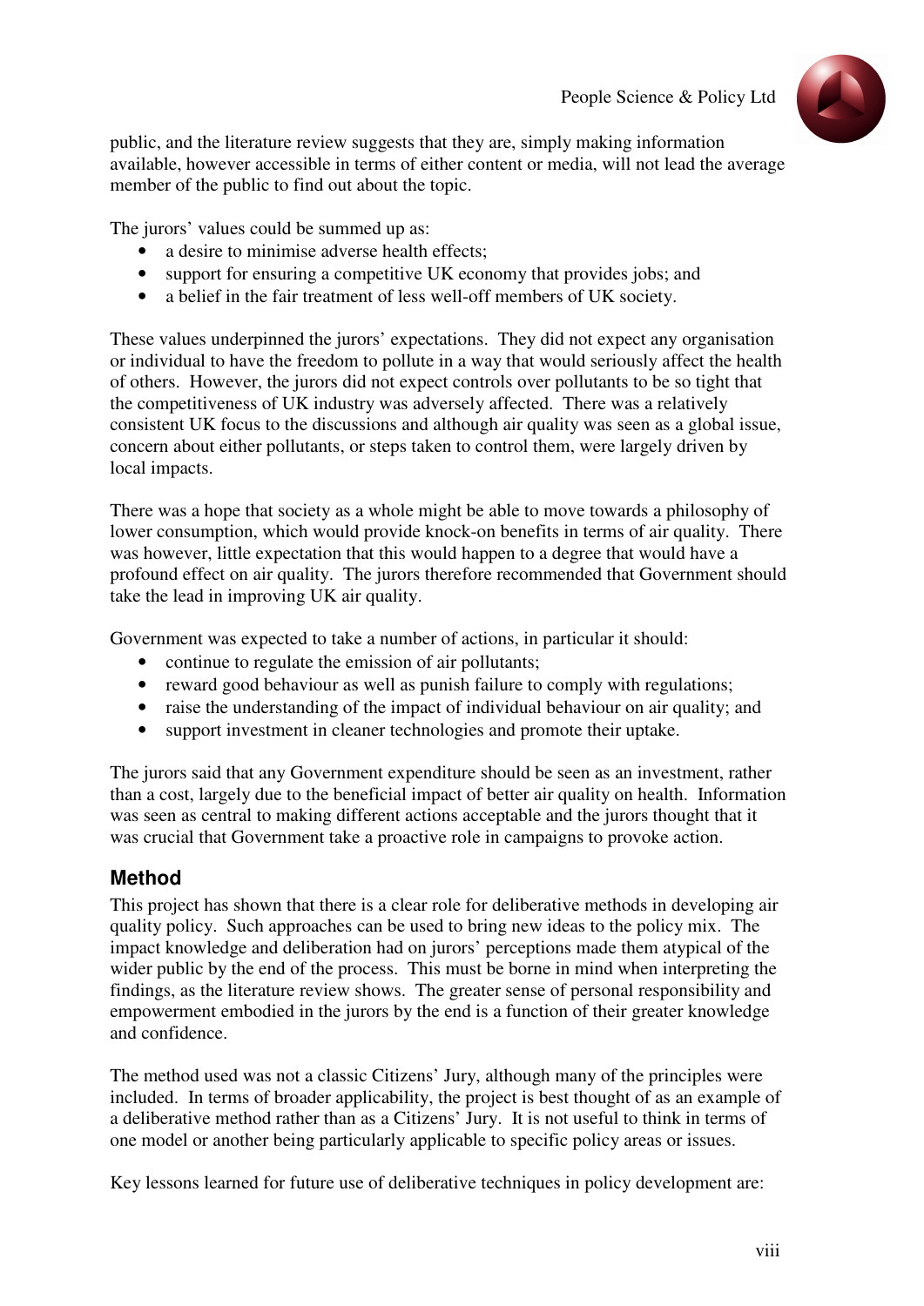public, and the literature review suggests that they are, simply making information available, however accessible in terms of either content or media, will not lead the average member of the public to find out about the topic.

The jurors' values could be summed up as:

- a desire to minimise adverse health effects;
- support for ensuring a competitive UK economy that provides jobs; and
- a belief in the fair treatment of less well-off members of UK society.

These values underpinned the jurors' expectations. They did not expect any organisation or individual to have the freedom to pollute in a way that would seriously affect the health of others. However, the jurors did not expect controls over pollutants to be so tight that the competitiveness of UK industry was adversely affected. There was a relatively consistent UK focus to the discussions and although air quality was seen as a global issue, concern about either pollutants, or steps taken to control them, were largely driven by local impacts.

There was a hope that society as a whole might be able to move towards a philosophy of lower consumption, which would provide knock-on benefits in terms of air quality. There was however, little expectation that this would happen to a degree that would have a profound effect on air quality. The jurors therefore recommended that Government should take the lead in improving UK air quality.

Government was expected to take a number of actions, in particular it should:

- continue to regulate the emission of air pollutants;
- reward good behaviour as well as punish failure to comply with regulations;
- raise the understanding of the impact of individual behaviour on air quality; and
- support investment in cleaner technologies and promote their uptake.

The jurors said that any Government expenditure should be seen as an investment, rather than a cost, largely due to the beneficial impact of better air quality on health. Information was seen as central to making different actions acceptable and the jurors thought that it was crucial that Government take a proactive role in campaigns to provoke action.

## Method

This project has shown that there is a clear role for deliberative methods in developing air quality policy. Such approaches can be used to bring new ideas to the policy mix. The impact knowledge and deliberation had on jurors' perceptions made them atypical of the wider public by the end of the process. This must be borne in mind when interpreting the findings, as the literature review shows. The greater sense of personal responsibility and empowerment embodied in the jurors by the end is a function of their greater knowledge and confidence.

The method used was not a classic Citizens' Jury, although many of the principles were included. In terms of broader applicability, the project is best thought of as an example of a deliberative method rather than as a Citizens' Jury. It is not useful to think in terms of one model or another being particularly applicable to specific policy areas or issues.

Key lessons learned for future use of deliberative techniques in policy development are: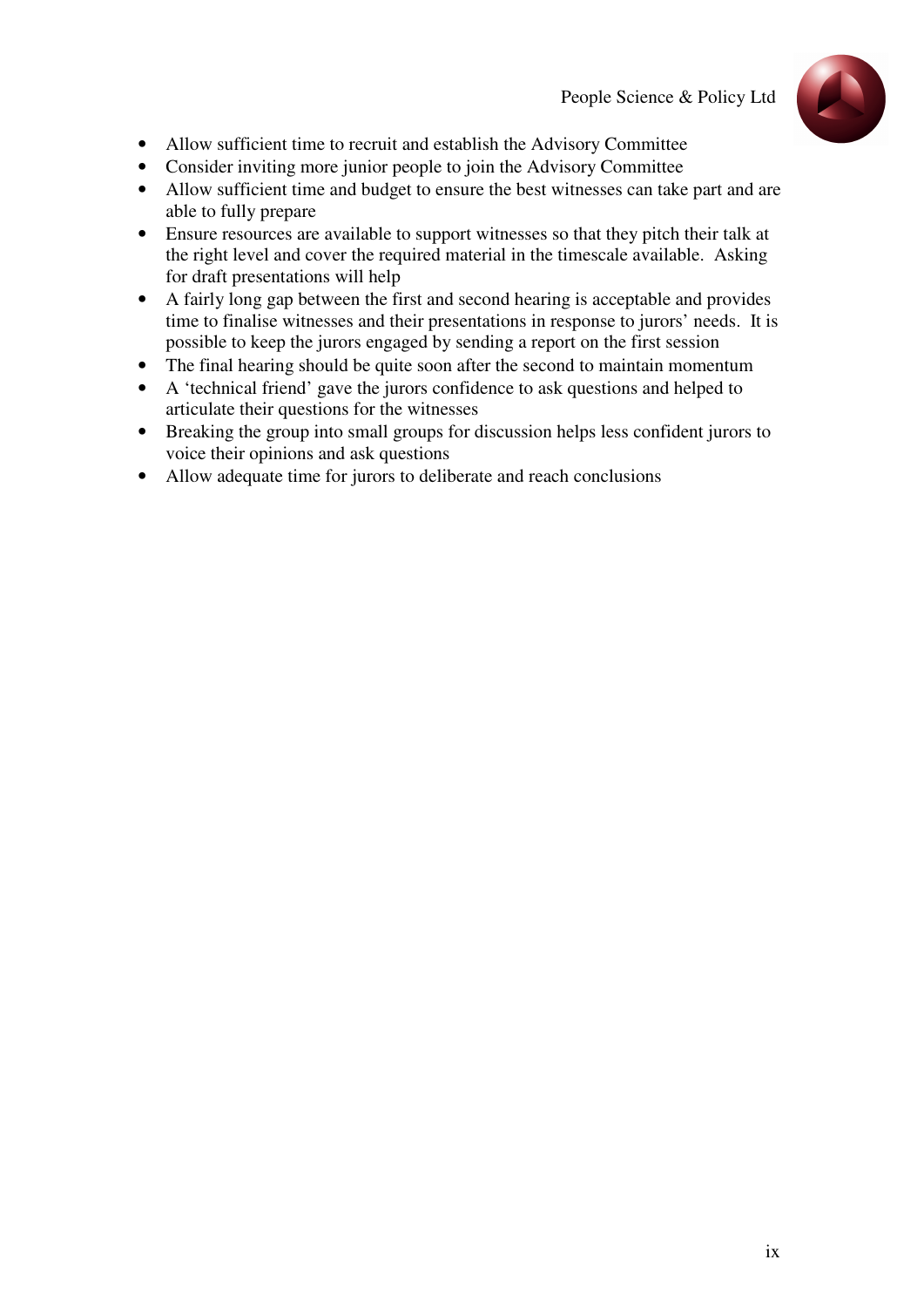- Allow sufficient time to recruit and establish the Advisory Committee
- Consider inviting more junior people to join the Advisory Committee
- Allow sufficient time and budget to ensure the best witnesses can take part and are able to fully prepare
- Ensure resources are available to support witnesses so that they pitch their talk at the right level and cover the required material in the timescale available. Asking for draft presentations will help
- A fairly long gap between the first and second hearing is acceptable and provides time to finalise witnesses and their presentations in response to jurors' needs. It is possible to keep the jurors engaged by sending a report on the first session
- The final hearing should be quite soon after the second to maintain momentum
- A 'technical friend' gave the jurors confidence to ask questions and helped to articulate their questions for the witnesses
- Breaking the group into small groups for discussion helps less confident jurors to voice their opinions and ask questions
- Allow adequate time for jurors to deliberate and reach conclusions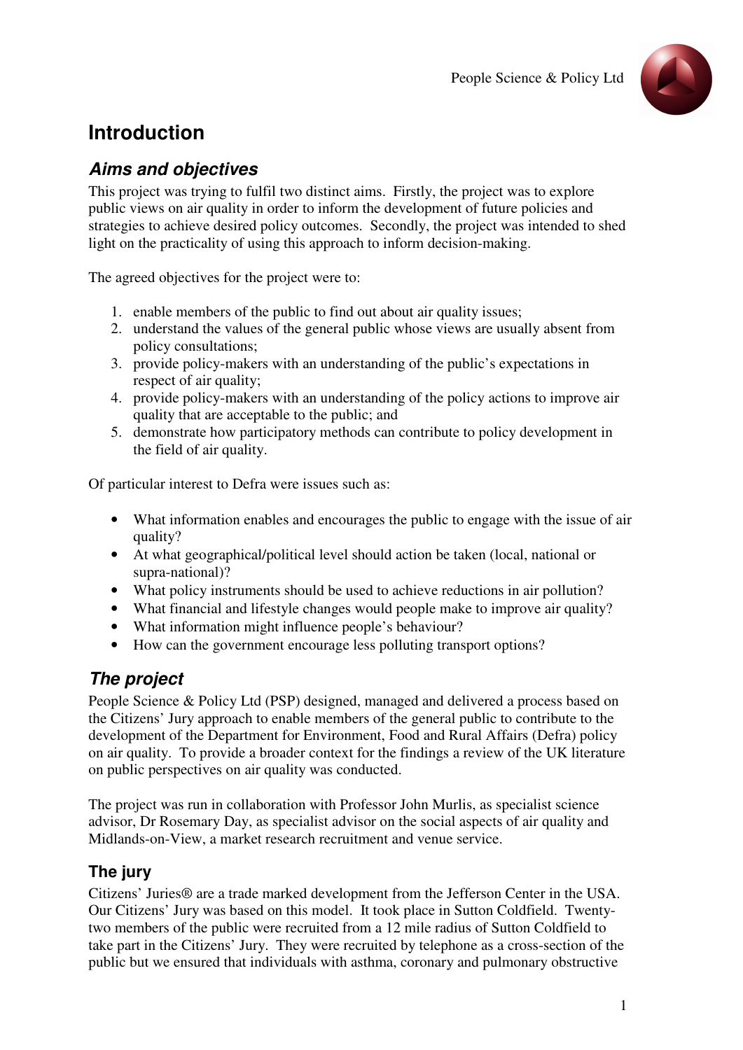# Introduction

## *Aims and objectives*

This project was trying to fulfil two distinct aims. Firstly, the project was to explore public views on air quality in order to inform the development of future policies and strategies to achieve desired policy outcomes. Secondly, the project was intended to shed light on the practicality of using this approach to inform decision-making.

The agreed objectives for the project were to:

1. enable members of the public to find out about air quality issues;
2. understand the values of the general public whose views are usually absent from policy consultations;
3. provide policy-makers with an understanding of the public's expectations in respect of air quality;
4. provide policy-makers with an understanding of the policy actions to improve air quality that are acceptable to the public; and
5. demonstrate how participatory methods can contribute to policy development in the field of air quality.

Of particular interest to Defra were issues such as:

- What information enables and encourages the public to engage with the issue of air quality?
- At what geographical/political level should action be taken (local, national or supra-national)?
- What policy instruments should be used to achieve reductions in air pollution?
- What financial and lifestyle changes would people make to improve air quality?
- What information might influence people's behaviour?
- How can the government encourage less polluting transport options?

## *The project*

People Science & Policy Ltd (PSP) designed, managed and delivered a process based on the Citizens' Jury approach to enable members of the general public to contribute to the development of the Department for Environment, Food and Rural Affairs (Defra) policy on air quality. To provide a broader context for the findings a review of the UK literature on public perspectives on air quality was conducted.

The project was run in collaboration with Professor John Murlis, as specialist science advisor, Dr Rosemary Day, as specialist advisor on the social aspects of air quality and Midlands-on-View, a market research recruitment and venue service.

### The jury

Citizens' Juries® are a trade marked development from the Jefferson Center in the USA. Our Citizens' Jury was based on this model. It took place in Sutton Coldfield. Twenty-two members of the public were recruited from a 12 mile radius of Sutton Coldfield to take part in the Citizens' Jury. They were recruited by telephone as a cross-section of the public but we ensured that individuals with asthma, coronary and pulmonary obstructive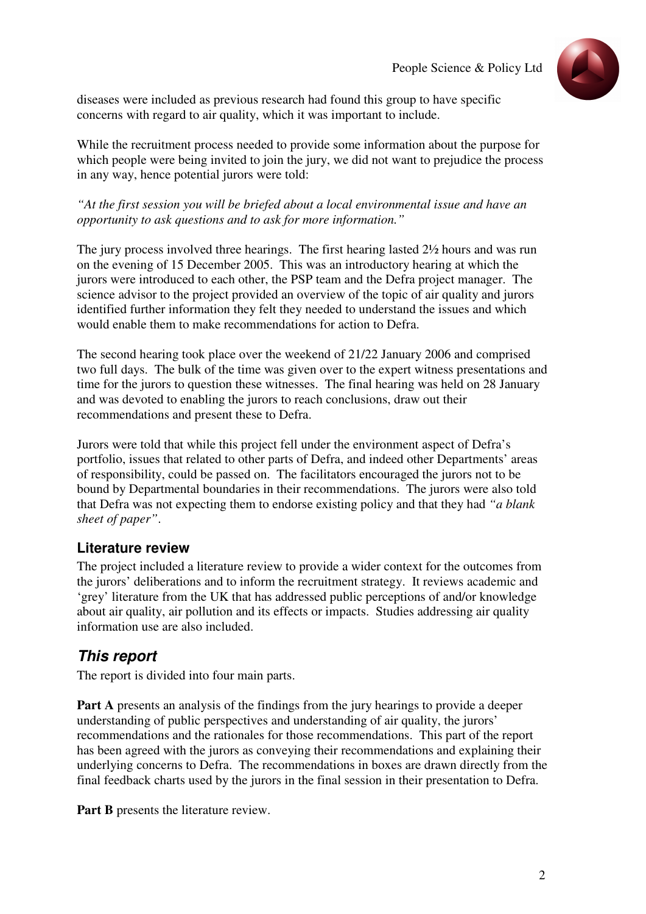diseases were included as previous research had found this group to have specific concerns with regard to air quality, which it was important to include.

While the recruitment process needed to provide some information about the purpose for which people were being invited to join the jury, we did not want to prejudice the process in any way, hence potential jurors were told:

*"At the first session you will be briefed about a local environmental issue and have an opportunity to ask questions and to ask for more information."*

The jury process involved three hearings. The first hearing lasted 2½ hours and was run on the evening of 15 December 2005. This was an introductory hearing at which the jurors were introduced to each other, the PSP team and the Defra project manager. The science advisor to the project provided an overview of the topic of air quality and jurors identified further information they felt they needed to understand the issues and which would enable them to make recommendations for action to Defra.

The second hearing took place over the weekend of 21/22 January 2006 and comprised two full days. The bulk of the time was given over to the expert witness presentations and time for the jurors to question these witnesses. The final hearing was held on 28 January and was devoted to enabling the jurors to reach conclusions, draw out their recommendations and present these to Defra.

Jurors were told that while this project fell under the environment aspect of Defra's portfolio, issues that related to other parts of Defra, and indeed other Departments' areas of responsibility, could be passed on. The facilitators encouraged the jurors not to be bound by Departmental boundaries in their recommendations. The jurors were also told that Defra was not expecting them to endorse existing policy and that they had *"a blank sheet of paper"*.

### Literature review

The project included a literature review to provide a wider context for the outcomes from the jurors' deliberations and to inform the recruitment strategy. It reviews academic and 'grey' literature from the UK that has addressed public perceptions of and/or knowledge about air quality, air pollution and its effects or impacts. Studies addressing air quality information use are also included.

## *This report*

The report is divided into four main parts.

**Part A** presents an analysis of the findings from the jury hearings to provide a deeper understanding of public perspectives and understanding of air quality, the jurors' recommendations and the rationales for those recommendations. This part of the report has been agreed with the jurors as conveying their recommendations and explaining their underlying concerns to Defra. The recommendations in boxes are drawn directly from the final feedback charts used by the jurors in the final session in their presentation to Defra.

**Part B** presents the literature review.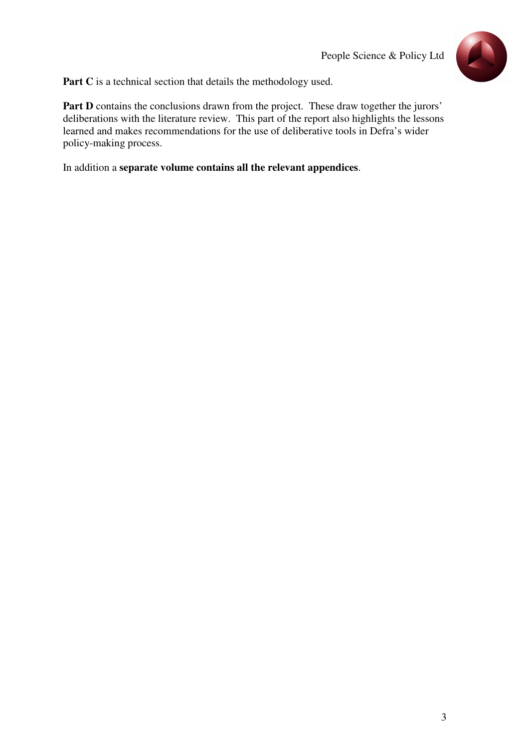**Part C** is a technical section that details the methodology used.

**Part D** contains the conclusions drawn from the project. These draw together the jurors' deliberations with the literature review. This part of the report also highlights the lessons learned and makes recommendations for the use of deliberative tools in Defra's wider policy-making process.

In addition a **separate volume contains all the relevant appendices**.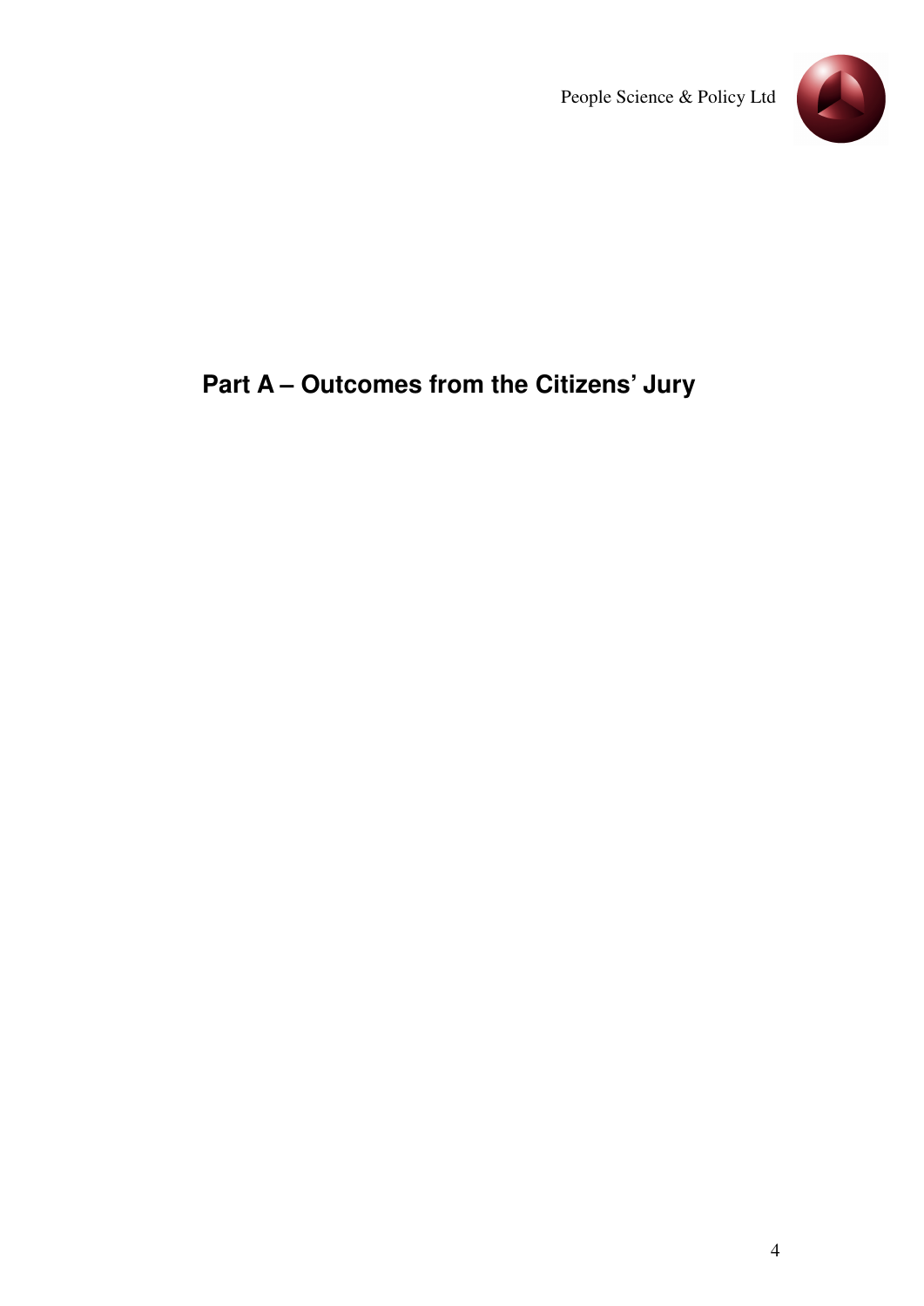# Part A – Outcomes from the Citizens' Jury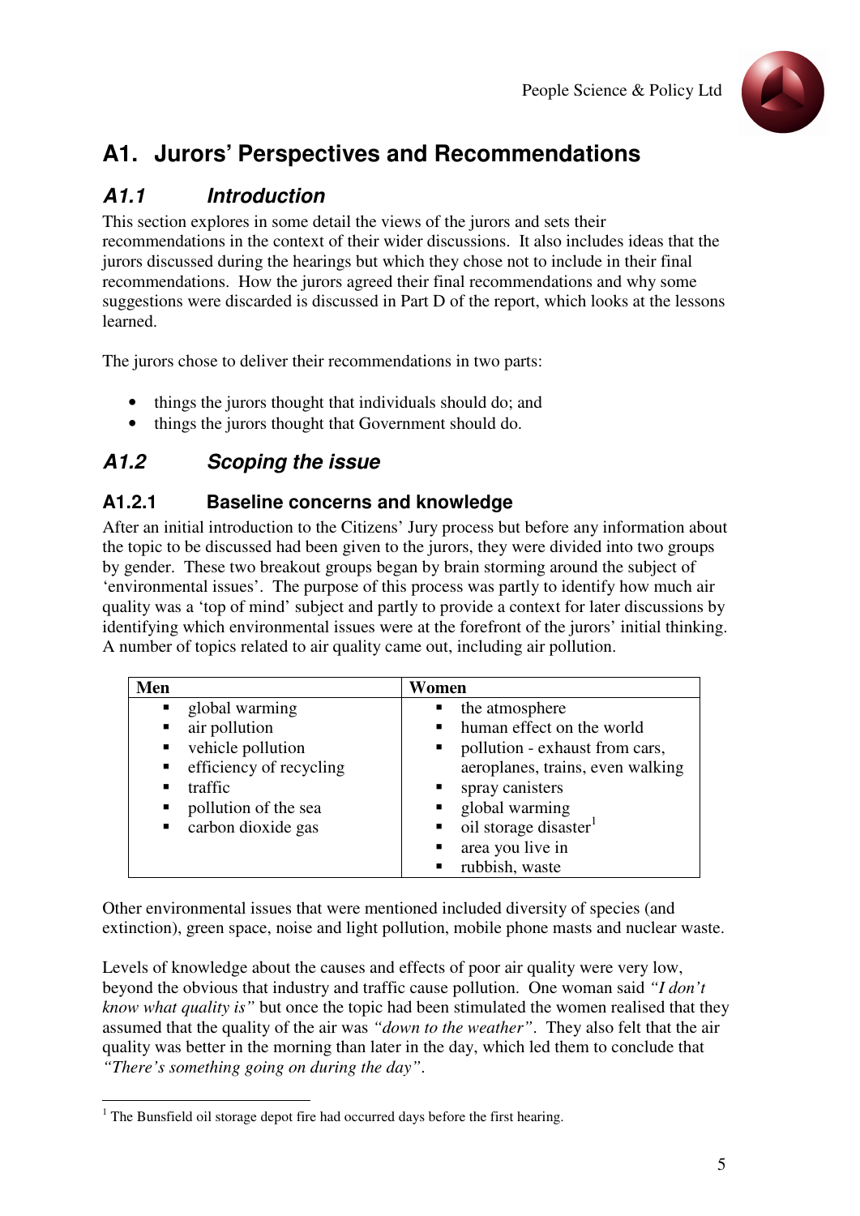# A1. Jurors' Perspectives and Recommendations

## *A1.1 Introduction*

This section explores in some detail the views of the jurors and sets their recommendations in the context of their wider discussions. It also includes ideas that the jurors discussed during the hearings but which they chose not to include in their final recommendations. How the jurors agreed their final recommendations and why some suggestions were discarded is discussed in Part D of the report, which looks at the lessons learned.

The jurors chose to deliver their recommendations in two parts:

- things the jurors thought that individuals should do; and
- things the jurors thought that Government should do.

## *A1.2 Scoping the issue*

### A1.2.1 Baseline concerns and knowledge

After an initial introduction to the Citizens' Jury process but before any information about the topic to be discussed had been given to the jurors, they were divided into two groups by gender. These two breakout groups began by brain storming around the subject of 'environmental issues'. The purpose of this process was partly to identify how much air quality was a 'top of mind' subject and partly to provide a context for later discussions by identifying which environmental issues were at the forefront of the jurors' initial thinking. A number of topics related to air quality came out, including air pollution.

| Men | Women |
|---|---|
| ▪ global warming<br>▪ air pollution<br>▪ vehicle pollution<br>▪ efficiency of recycling<br>▪ traffic<br>▪ pollution of the sea<br>▪ carbon dioxide gas | ▪ the atmosphere<br>▪ human effect on the world<br>▪ pollution - exhaust from cars, aeroplanes, trains, even walking<br>▪ spray canisters<br>▪ global warming<br>▪ oil storage disaster[1]<br>▪ area you live in<br>▪ rubbish, waste |

Other environmental issues that were mentioned included diversity of species (and extinction), green space, noise and light pollution, mobile phone masts and nuclear waste.

Levels of knowledge about the causes and effects of poor air quality were very low, beyond the obvious that industry and traffic cause pollution. One woman said *"I don't know what quality is"* but once the topic had been stimulated the women realised that they assumed that the quality of the air was *"down to the weather"*. They also felt that the air quality was better in the morning than later in the day, which led them to conclude that *"There's something going on during the day"*.

[1] The Bunsfield oil storage depot fire had occurred days before the first hearing.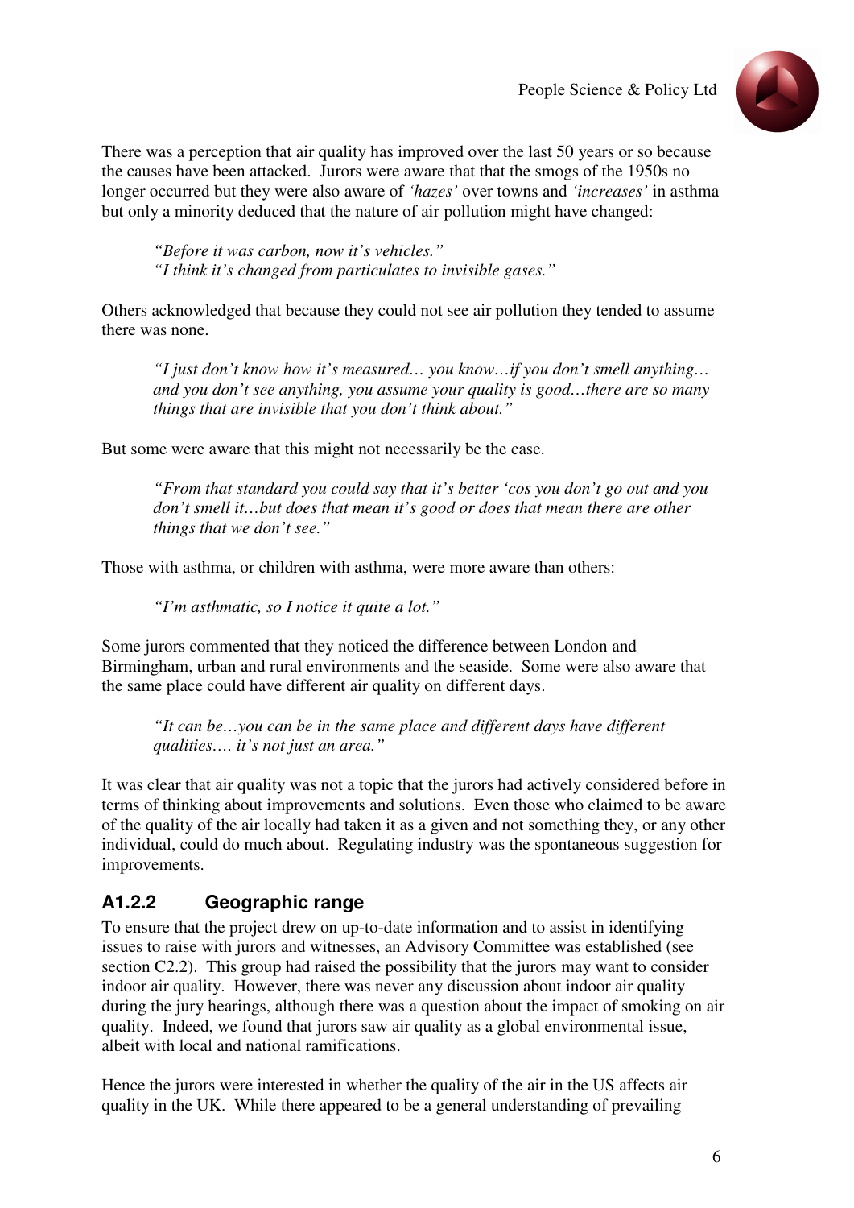There was a perception that air quality has improved over the last 50 years or so because the causes have been attacked. Jurors were aware that that the smogs of the 1950s no longer occurred but they were also aware of *'hazes'* over towns and *'increases'* in asthma but only a minority deduced that the nature of air pollution might have changed:

> *"Before it was carbon, now it's vehicles."*
> *"I think it's changed from particulates to invisible gases."*

Others acknowledged that because they could not see air pollution they tended to assume there was none.

> *"I just don't know how it's measured… you know…if you don't smell anything… and you don't see anything, you assume your quality is good…there are so many things that are invisible that you don't think about."*

But some were aware that this might not necessarily be the case.

> *"From that standard you could say that it's better 'cos you don't go out and you don't smell it…but does that mean it's good or does that mean there are other things that we don't see."*

Those with asthma, or children with asthma, were more aware than others:

> *"I'm asthmatic, so I notice it quite a lot."*

Some jurors commented that they noticed the difference between London and Birmingham, urban and rural environments and the seaside. Some were also aware that the same place could have different air quality on different days.

> *"It can be…you can be in the same place and different days have different qualities…. it's not just an area."*

It was clear that air quality was not a topic that the jurors had actively considered before in terms of thinking about improvements and solutions. Even those who claimed to be aware of the quality of the air locally had taken it as a given and not something they, or any other individual, could do much about. Regulating industry was the spontaneous suggestion for improvements.

### A1.2.2 Geographic range

To ensure that the project drew on up-to-date information and to assist in identifying issues to raise with jurors and witnesses, an Advisory Committee was established (see section C2.2). This group had raised the possibility that the jurors may want to consider indoor air quality. However, there was never any discussion about indoor air quality during the jury hearings, although there was a question about the impact of smoking on air quality. Indeed, we found that jurors saw air quality as a global environmental issue, albeit with local and national ramifications.

Hence the jurors were interested in whether the quality of the air in the US affects air quality in the UK. While there appeared to be a general understanding of prevailing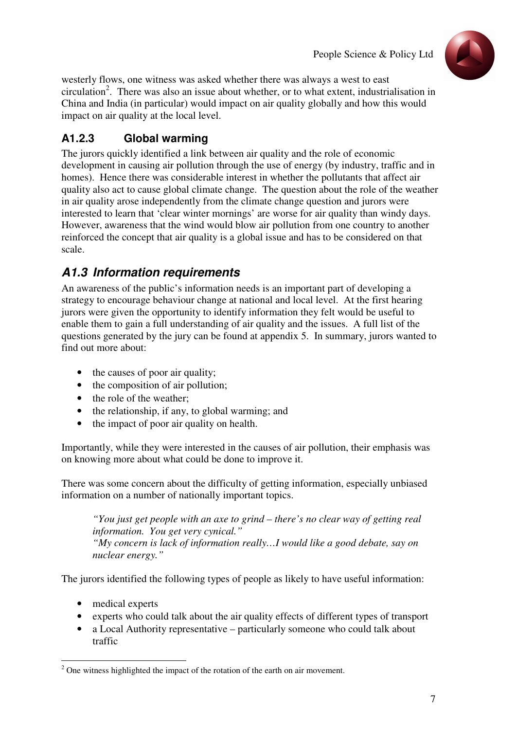westerly flows, one witness was asked whether there was always a west to east circulation[2]. There was also an issue about whether, or to what extent, industrialisation in China and India (in particular) would impact on air quality globally and how this would impact on air quality at the local level.

### A1.2.3 Global warming

The jurors quickly identified a link between air quality and the role of economic development in causing air pollution through the use of energy (by industry, traffic and in homes). Hence there was considerable interest in whether the pollutants that affect air quality also act to cause global climate change. The question about the role of the weather in air quality arose independently from the climate change question and jurors were interested to learn that 'clear winter mornings' are worse for air quality than windy days. However, awareness that the wind would blow air pollution from one country to another reinforced the concept that air quality is a global issue and has to be considered on that scale.

## *A1.3 Information requirements*

An awareness of the public's information needs is an important part of developing a strategy to encourage behaviour change at national and local level. At the first hearing jurors were given the opportunity to identify information they felt would be useful to enable them to gain a full understanding of air quality and the issues. A full list of the questions generated by the jury can be found at appendix 5. In summary, jurors wanted to find out more about:

- the causes of poor air quality;
- the composition of air pollution;
- the role of the weather;
- the relationship, if any, to global warming; and
- the impact of poor air quality on health.

Importantly, while they were interested in the causes of air pollution, their emphasis was on knowing more about what could be done to improve it.

There was some concern about the difficulty of getting information, especially unbiased information on a number of nationally important topics.

> *"You just get people with an axe to grind – there's no clear way of getting real information. You get very cynical."*
> *"My concern is lack of information really…I would like a good debate, say on nuclear energy."*

The jurors identified the following types of people as likely to have useful information:

- medical experts
- experts who could talk about the air quality effects of different types of transport
- a Local Authority representative – particularly someone who could talk about traffic

[2] One witness highlighted the impact of the rotation of the earth on air movement.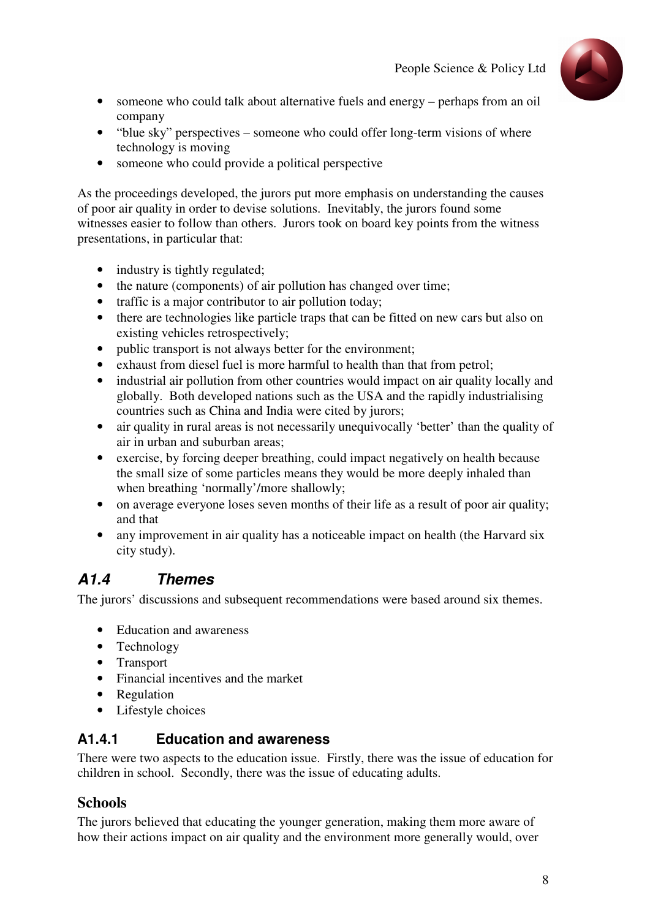- someone who could talk about alternative fuels and energy – perhaps from an oil company
- “blue sky” perspectives – someone who could offer long-term visions of where technology is moving
- someone who could provide a political perspective

As the proceedings developed, the jurors put more emphasis on understanding the causes of poor air quality in order to devise solutions. Inevitably, the jurors found some witnesses easier to follow than others. Jurors took on board key points from the witness presentations, in particular that:

- industry is tightly regulated;
- the nature (components) of air pollution has changed over time;
- traffic is a major contributor to air pollution today;
- there are technologies like particle traps that can be fitted on new cars but also on existing vehicles retrospectively;
- public transport is not always better for the environment;
- exhaust from diesel fuel is more harmful to health than that from petrol;
- industrial air pollution from other countries would impact on air quality locally and globally. Both developed nations such as the USA and the rapidly industrialising countries such as China and India were cited by jurors;
- air quality in rural areas is not necessarily unequivocally ‘better’ than the quality of air in urban and suburban areas;
- exercise, by forcing deeper breathing, could impact negatively on health because the small size of some particles means they would be more deeply inhaled than when breathing ‘normally’/more shallowly;
- on average everyone loses seven months of their life as a result of poor air quality; and that
- any improvement in air quality has a noticeable impact on health (the Harvard six city study).

## *A1.4 Themes*

The jurors’ discussions and subsequent recommendations were based around six themes.

- Education and awareness
- Technology
- Transport
- Financial incentives and the market
- Regulation
- Lifestyle choices

### A1.4.1 Education and awareness

There were two aspects to the education issue. Firstly, there was the issue of education for children in school. Secondly, there was the issue of educating adults.

#### Schools

The jurors believed that educating the younger generation, making them more aware of how their actions impact on air quality and the environment more generally would, over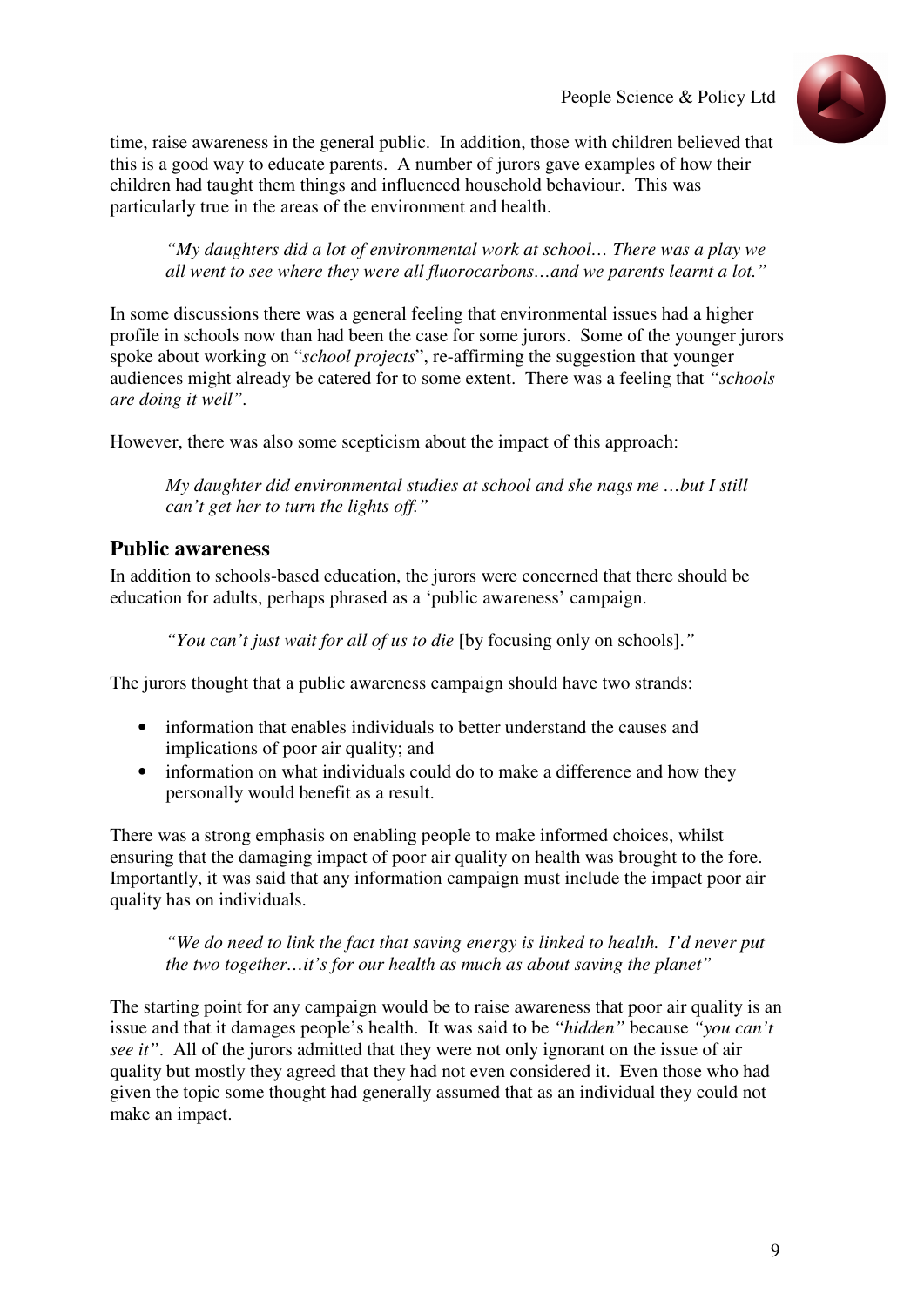time, raise awareness in the general public. In addition, those with children believed that this is a good way to educate parents. A number of jurors gave examples of how their children had taught them things and influenced household behaviour. This was particularly true in the areas of the environment and health.

> *"My daughters did a lot of environmental work at school… There was a play we all went to see where they were all fluorocarbons…and we parents learnt a lot."*

In some discussions there was a general feeling that environmental issues had a higher profile in schools now than had been the case for some jurors. Some of the younger jurors spoke about working on "*school projects*", re-affirming the suggestion that younger audiences might already be catered for to some extent. There was a feeling that *"schools are doing it well"*.

However, there was also some scepticism about the impact of this approach:

> *My daughter did environmental studies at school and she nags me …but I still can't get her to turn the lights off."*

## Public awareness

In addition to schools-based education, the jurors were concerned that there should be education for adults, perhaps phrased as a 'public awareness' campaign.

> *"You can't just wait for all of us to die* [by focusing only on schools].*"*

The jurors thought that a public awareness campaign should have two strands:

- information that enables individuals to better understand the causes and implications of poor air quality; and
- information on what individuals could do to make a difference and how they personally would benefit as a result.

There was a strong emphasis on enabling people to make informed choices, whilst ensuring that the damaging impact of poor air quality on health was brought to the fore. Importantly, it was said that any information campaign must include the impact poor air quality has on individuals.

> *"We do need to link the fact that saving energy is linked to health. I'd never put the two together…it's for our health as much as about saving the planet"*

The starting point for any campaign would be to raise awareness that poor air quality is an issue and that it damages people's health. It was said to be *"hidden"* because *"you can't see it"*. All of the jurors admitted that they were not only ignorant on the issue of air quality but mostly they agreed that they had not even considered it. Even those who had given the topic some thought had generally assumed that as an individual they could not make an impact.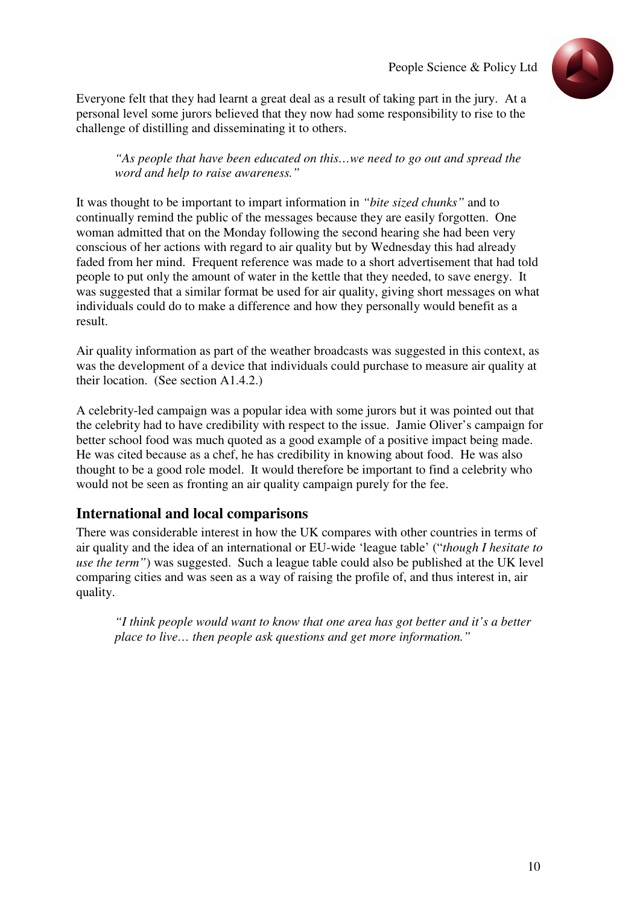Everyone felt that they had learnt a great deal as a result of taking part in the jury. At a personal level some jurors believed that they now had some responsibility to rise to the challenge of distilling and disseminating it to others.

> *"As people that have been educated on this…we need to go out and spread the word and help to raise awareness."*

It was thought to be important to impart information in *"bite sized chunks"* and to continually remind the public of the messages because they are easily forgotten. One woman admitted that on the Monday following the second hearing she had been very conscious of her actions with regard to air quality but by Wednesday this had already faded from her mind. Frequent reference was made to a short advertisement that had told people to put only the amount of water in the kettle that they needed, to save energy. It was suggested that a similar format be used for air quality, giving short messages on what individuals could do to make a difference and how they personally would benefit as a result.

Air quality information as part of the weather broadcasts was suggested in this context, as was the development of a device that individuals could purchase to measure air quality at their location. (See section A1.4.2.)

A celebrity-led campaign was a popular idea with some jurors but it was pointed out that the celebrity had to have credibility with respect to the issue. Jamie Oliver's campaign for better school food was much quoted as a good example of a positive impact being made. He was cited because as a chef, he has credibility in knowing about food. He was also thought to be a good role model. It would therefore be important to find a celebrity who would not be seen as fronting an air quality campaign purely for the fee.

## International and local comparisons

There was considerable interest in how the UK compares with other countries in terms of air quality and the idea of an international or EU-wide 'league table' ("*though I hesitate to use the term"*) was suggested. Such a league table could also be published at the UK level comparing cities and was seen as a way of raising the profile of, and thus interest in, air quality.

> *"I think people would want to know that one area has got better and it's a better place to live… then people ask questions and get more information."*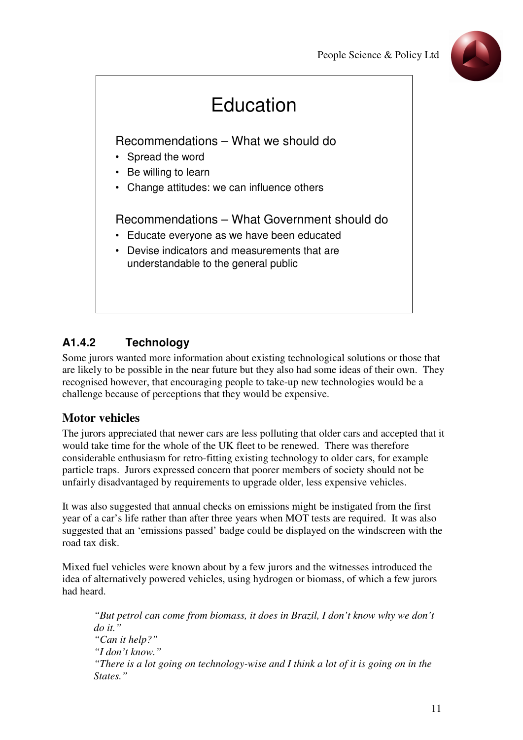## Education

### Recommendations – What we should do

- Spread the word
- Be willing to learn
- Change attitudes: we can influence others

### Recommendations – What Government should do

- Educate everyone as we have been educated
- Devise indicators and measurements that are understandable to the general public

### A1.4.2 Technology

Some jurors wanted more information about existing technological solutions or those that are likely to be possible in the near future but they also had some ideas of their own. They recognised however, that encouraging people to take-up new technologies would be a challenge because of perceptions that they would be expensive.

#### Motor vehicles

The jurors appreciated that newer cars are less polluting that older cars and accepted that it would take time for the whole of the UK fleet to be renewed. There was therefore considerable enthusiasm for retro-fitting existing technology to older cars, for example particle traps. Jurors expressed concern that poorer members of society should not be unfairly disadvantaged by requirements to upgrade older, less expensive vehicles.

It was also suggested that annual checks on emissions might be instigated from the first year of a car's life rather than after three years when MOT tests are required. It was also suggested that an 'emissions passed' badge could be displayed on the windscreen with the road tax disk.

Mixed fuel vehicles were known about by a few jurors and the witnesses introduced the idea of alternatively powered vehicles, using hydrogen or biomass, of which a few jurors had heard.

> *"But petrol can come from biomass, it does in Brazil, I don't know why we don't do it."*
> *"Can it help?"*
> *"I don't know."*
> *"There is a lot going on technology-wise and I think a lot of it is going on in the States."*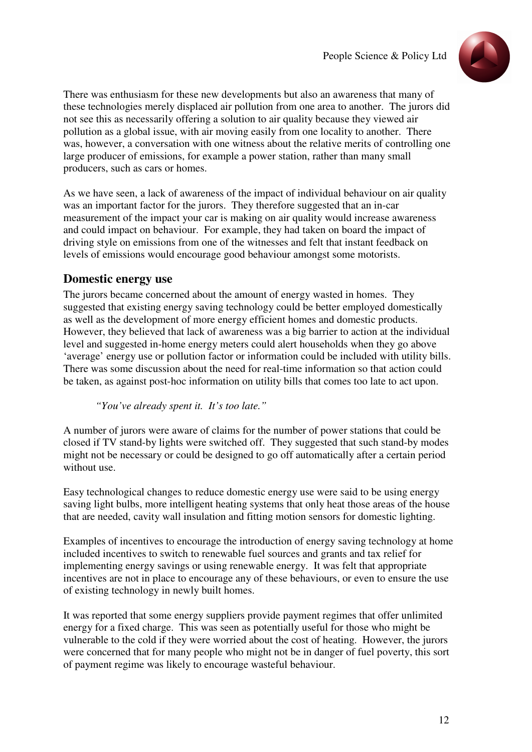There was enthusiasm for these new developments but also an awareness that many of these technologies merely displaced air pollution from one area to another. The jurors did not see this as necessarily offering a solution to air quality because they viewed air pollution as a global issue, with air moving easily from one locality to another. There was, however, a conversation with one witness about the relative merits of controlling one large producer of emissions, for example a power station, rather than many small producers, such as cars or homes.

As we have seen, a lack of awareness of the impact of individual behaviour on air quality was an important factor for the jurors. They therefore suggested that an in-car measurement of the impact your car is making on air quality would increase awareness and could impact on behaviour. For example, they had taken on board the impact of driving style on emissions from one of the witnesses and felt that instant feedback on levels of emissions would encourage good behaviour amongst some motorists.

## Domestic energy use

The jurors became concerned about the amount of energy wasted in homes. They suggested that existing energy saving technology could be better employed domestically as well as the development of more energy efficient homes and domestic products. However, they believed that lack of awareness was a big barrier to action at the individual level and suggested in-home energy meters could alert households when they go above 'average' energy use or pollution factor or information could be included with utility bills. There was some discussion about the need for real-time information so that action could be taken, as against post-hoc information on utility bills that comes too late to act upon.

> *"You've already spent it. It's too late."*

A number of jurors were aware of claims for the number of power stations that could be closed if TV stand-by lights were switched off. They suggested that such stand-by modes might not be necessary or could be designed to go off automatically after a certain period without use.

Easy technological changes to reduce domestic energy use were said to be using energy saving light bulbs, more intelligent heating systems that only heat those areas of the house that are needed, cavity wall insulation and fitting motion sensors for domestic lighting.

Examples of incentives to encourage the introduction of energy saving technology at home included incentives to switch to renewable fuel sources and grants and tax relief for implementing energy savings or using renewable energy. It was felt that appropriate incentives are not in place to encourage any of these behaviours, or even to ensure the use of existing technology in newly built homes.

It was reported that some energy suppliers provide payment regimes that offer unlimited energy for a fixed charge. This was seen as potentially useful for those who might be vulnerable to the cold if they were worried about the cost of heating. However, the jurors were concerned that for many people who might not be in danger of fuel poverty, this sort of payment regime was likely to encourage wasteful behaviour.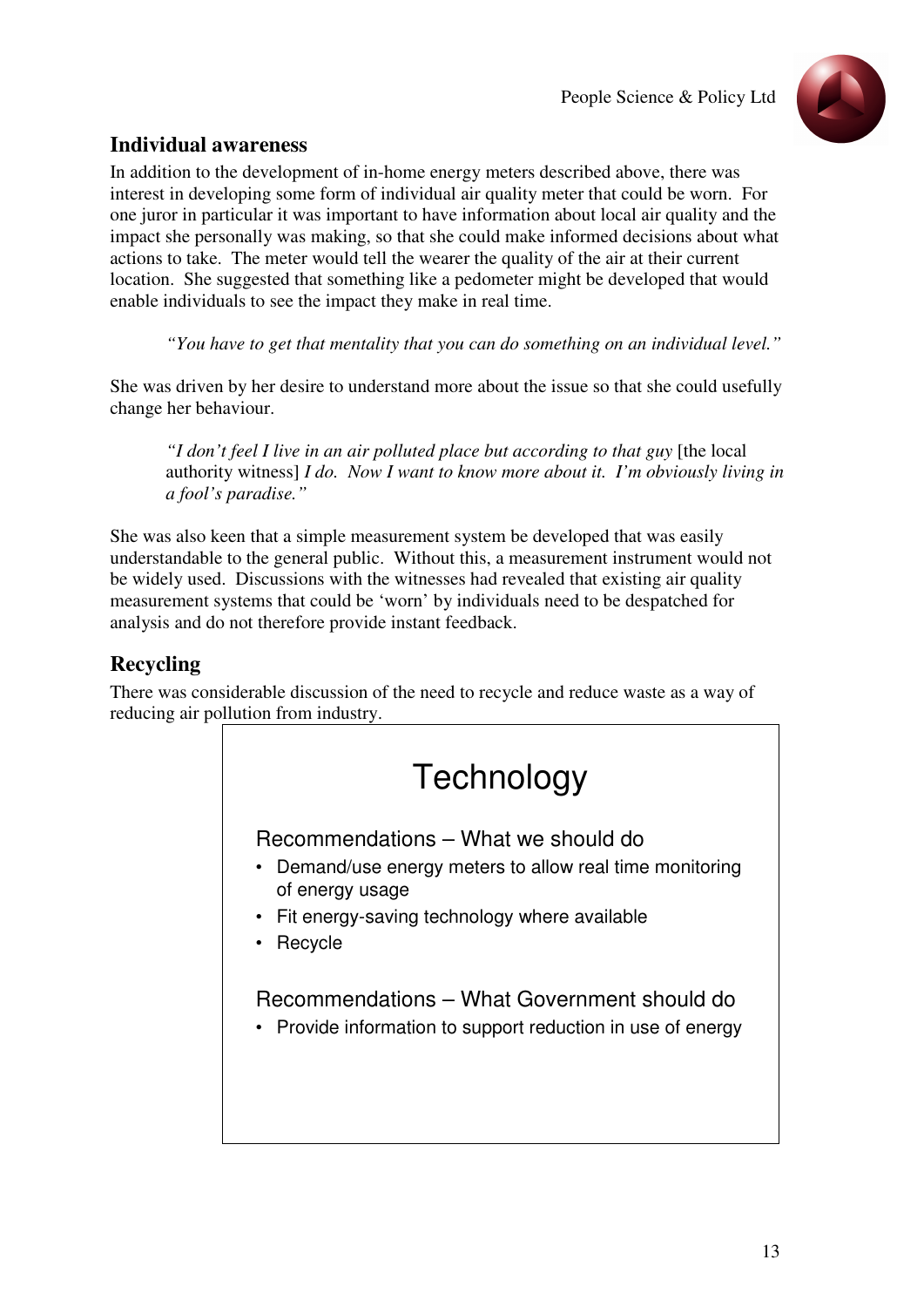## Individual awareness

In addition to the development of in-home energy meters described above, there was interest in developing some form of individual air quality meter that could be worn. For one juror in particular it was important to have information about local air quality and the impact she personally was making, so that she could make informed decisions about what actions to take. The meter would tell the wearer the quality of the air at their current location. She suggested that something like a pedometer might be developed that would enable individuals to see the impact they make in real time.

> *"You have to get that mentality that you can do something on an individual level."*

She was driven by her desire to understand more about the issue so that she could usefully change her behaviour.

> *"I don't feel I live in an air polluted place but according to that guy* [the local authority witness] *I do. Now I want to know more about it. I'm obviously living in a fool's paradise."*

She was also keen that a simple measurement system be developed that was easily understandable to the general public. Without this, a measurement instrument would not be widely used. Discussions with the witnesses had revealed that existing air quality measurement systems that could be 'worn' by individuals need to be despatched for analysis and do not therefore provide instant feedback.

## Recycling

There was considerable discussion of the need to recycle and reduce waste as a way of reducing air pollution from industry.

### Technology

**Recommendations – What we should do**

- Demand/use energy meters to allow real time monitoring of energy usage
- Fit energy-saving technology where available
- Recycle

**Recommendations – What Government should do**

- Provide information to support reduction in use of energy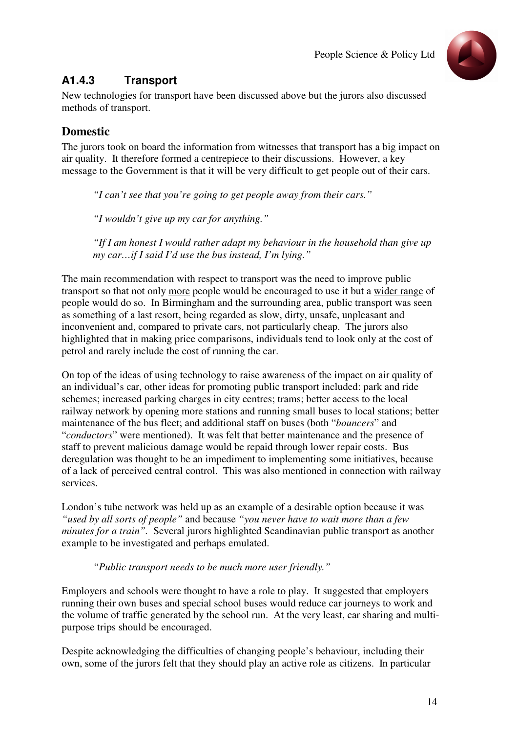### A1.4.3 Transport

New technologies for transport have been discussed above but the jurors also discussed methods of transport.

#### Domestic

The jurors took on board the information from witnesses that transport has a big impact on air quality. It therefore formed a centrepiece to their discussions. However, a key message to the Government is that it will be very difficult to get people out of their cars.

> *"I can't see that you're going to get people away from their cars."*
>
> *"I wouldn't give up my car for anything."*
>
> *"If I am honest I would rather adapt my behaviour in the household than give up my car…if I said I'd use the bus instead, I'm lying."*

The main recommendation with respect to transport was the need to improve public transport so that not only <u>more</u> people would be encouraged to use it but a <u>wider range</u> of people would do so. In Birmingham and the surrounding area, public transport was seen as something of a last resort, being regarded as slow, dirty, unsafe, unpleasant and inconvenient and, compared to private cars, not particularly cheap. The jurors also highlighted that in making price comparisons, individuals tend to look only at the cost of petrol and rarely include the cost of running the car.

On top of the ideas of using technology to raise awareness of the impact on air quality of an individual's car, other ideas for promoting public transport included: park and ride schemes; increased parking charges in city centres; trams; better access to the local railway network by opening more stations and running small buses to local stations; better maintenance of the bus fleet; and additional staff on buses (both "*bouncers*" and "*conductors*" were mentioned). It was felt that better maintenance and the presence of staff to prevent malicious damage would be repaid through lower repair costs. Bus deregulation was thought to be an impediment to implementing some initiatives, because of a lack of perceived central control. This was also mentioned in connection with railway services.

London's tube network was held up as an example of a desirable option because it was *"used by all sorts of people"* and because *"you never have to wait more than a few minutes for a train"*. Several jurors highlighted Scandinavian public transport as another example to be investigated and perhaps emulated.

> *"Public transport needs to be much more user friendly."*

Employers and schools were thought to have a role to play. It suggested that employers running their own buses and special school buses would reduce car journeys to work and the volume of traffic generated by the school run. At the very least, car sharing and multi-purpose trips should be encouraged.

Despite acknowledging the difficulties of changing people's behaviour, including their own, some of the jurors felt that they should play an active role as citizens. In particular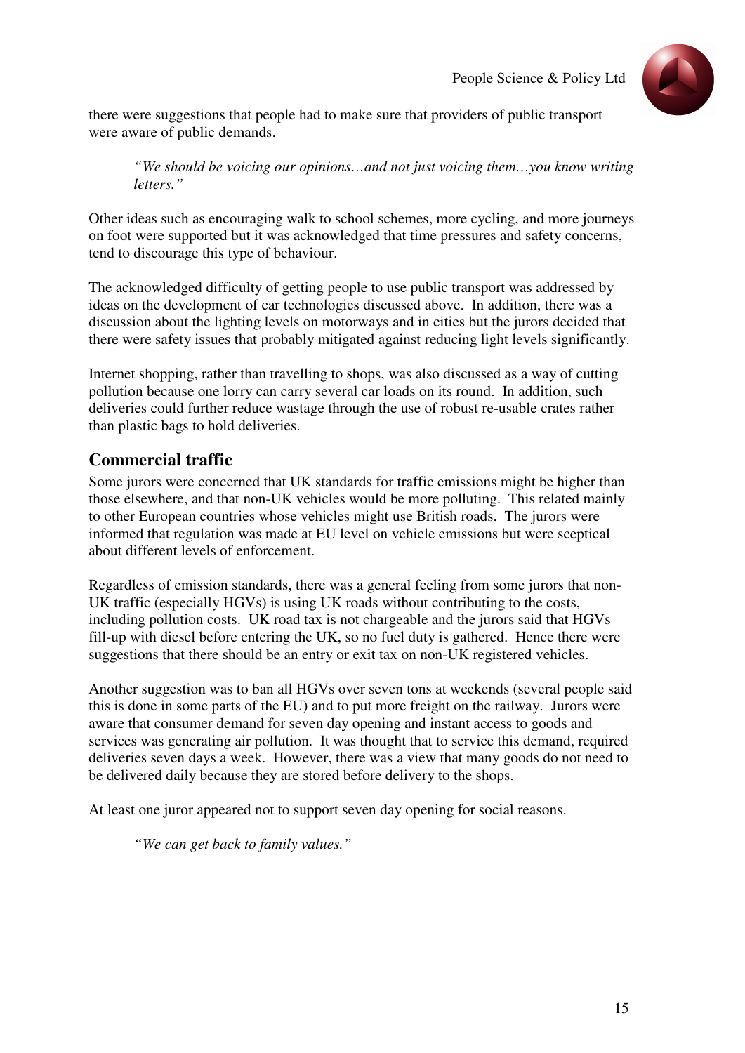there were suggestions that people had to make sure that providers of public transport were aware of public demands.

> *"We should be voicing our opinions…and not just voicing them…you know writing letters."*

Other ideas such as encouraging walk to school schemes, more cycling, and more journeys on foot were supported but it was acknowledged that time pressures and safety concerns, tend to discourage this type of behaviour.

The acknowledged difficulty of getting people to use public transport was addressed by ideas on the development of car technologies discussed above. In addition, there was a discussion about the lighting levels on motorways and in cities but the jurors decided that there were safety issues that probably mitigated against reducing light levels significantly.

Internet shopping, rather than travelling to shops, was also discussed as a way of cutting pollution because one lorry can carry several car loads on its round. In addition, such deliveries could further reduce wastage through the use of robust re-usable crates rather than plastic bags to hold deliveries.

## Commercial traffic

Some jurors were concerned that UK standards for traffic emissions might be higher than those elsewhere, and that non-UK vehicles would be more polluting. This related mainly to other European countries whose vehicles might use British roads. The jurors were informed that regulation was made at EU level on vehicle emissions but were sceptical about different levels of enforcement.

Regardless of emission standards, there was a general feeling from some jurors that non-UK traffic (especially HGVs) is using UK roads without contributing to the costs, including pollution costs. UK road tax is not chargeable and the jurors said that HGVs fill-up with diesel before entering the UK, so no fuel duty is gathered. Hence there were suggestions that there should be an entry or exit tax on non-UK registered vehicles.

Another suggestion was to ban all HGVs over seven tons at weekends (several people said this is done in some parts of the EU) and to put more freight on the railway. Jurors were aware that consumer demand for seven day opening and instant access to goods and services was generating air pollution. It was thought that to service this demand, required deliveries seven days a week. However, there was a view that many goods do not need to be delivered daily because they are stored before delivery to the shops.

At least one juror appeared not to support seven day opening for social reasons.

> *"We can get back to family values."*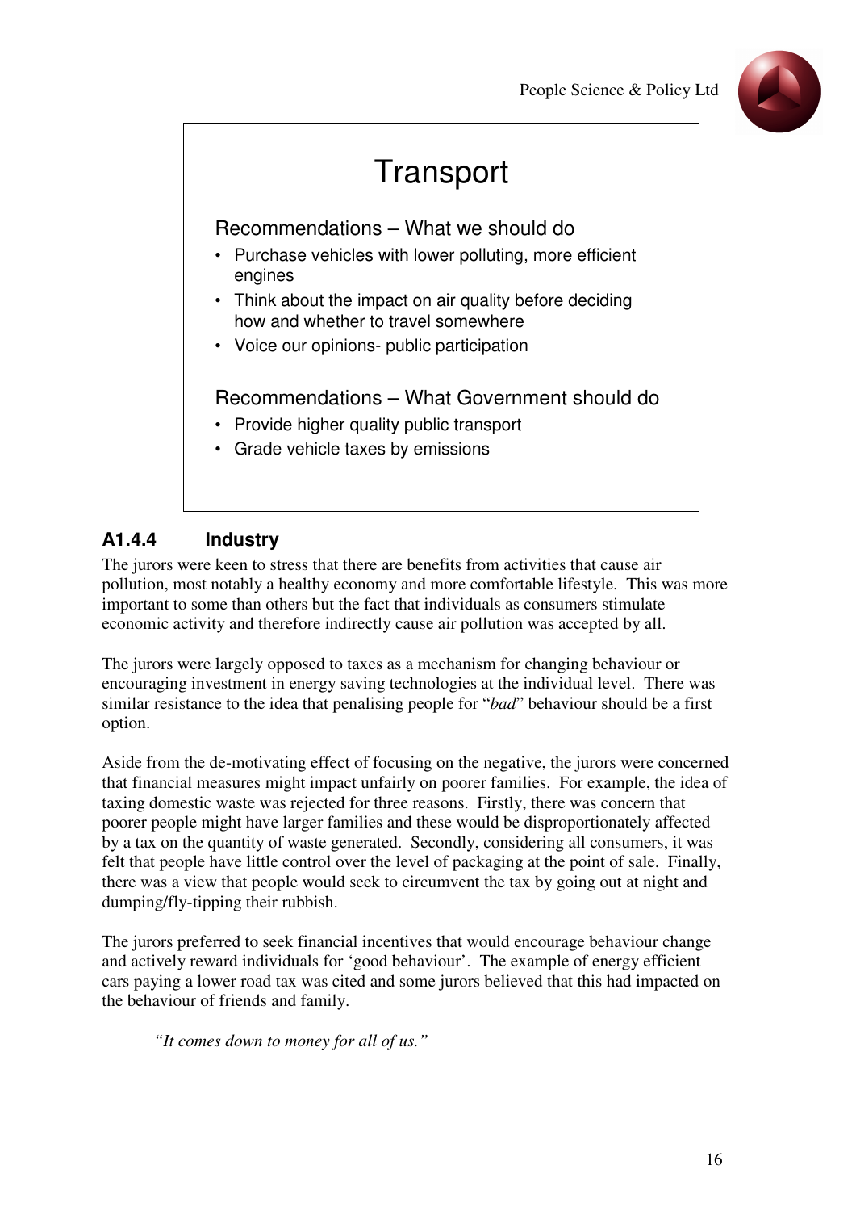## Transport

### Recommendations – What we should do

- Purchase vehicles with lower polluting, more efficient engines
- Think about the impact on air quality before deciding how and whether to travel somewhere
- Voice our opinions- public participation

### Recommendations – What Government should do

- Provide higher quality public transport
- Grade vehicle taxes by emissions

### A1.4.4 Industry

The jurors were keen to stress that there are benefits from activities that cause air pollution, most notably a healthy economy and more comfortable lifestyle. This was more important to some than others but the fact that individuals as consumers stimulate economic activity and therefore indirectly cause air pollution was accepted by all.

The jurors were largely opposed to taxes as a mechanism for changing behaviour or encouraging investment in energy saving technologies at the individual level. There was similar resistance to the idea that penalising people for "*bad*" behaviour should be a first option.

Aside from the de-motivating effect of focusing on the negative, the jurors were concerned that financial measures might impact unfairly on poorer families. For example, the idea of taxing domestic waste was rejected for three reasons. Firstly, there was concern that poorer people might have larger families and these would be disproportionately affected by a tax on the quantity of waste generated. Secondly, considering all consumers, it was felt that people have little control over the level of packaging at the point of sale. Finally, there was a view that people would seek to circumvent the tax by going out at night and dumping/fly-tipping their rubbish.

The jurors preferred to seek financial incentives that would encourage behaviour change and actively reward individuals for 'good behaviour'. The example of energy efficient cars paying a lower road tax was cited and some jurors believed that this had impacted on the behaviour of friends and family.

> *"It comes down to money for all of us."*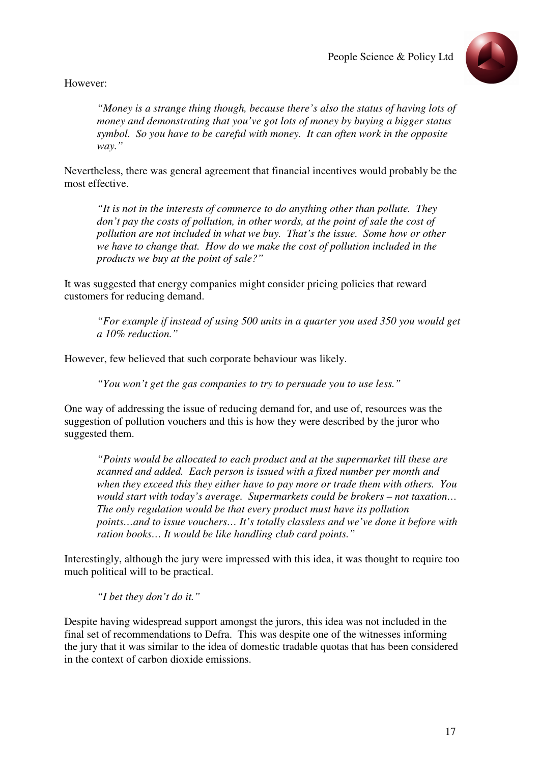However:

> *"Money is a strange thing though, because there's also the status of having lots of money and demonstrating that you've got lots of money by buying a bigger status symbol. So you have to be careful with money. It can often work in the opposite way."*

Nevertheless, there was general agreement that financial incentives would probably be the most effective.

> *"It is not in the interests of commerce to do anything other than pollute. They don't pay the costs of pollution, in other words, at the point of sale the cost of pollution are not included in what we buy. That's the issue. Some how or other we have to change that. How do we make the cost of pollution included in the products we buy at the point of sale?"*

It was suggested that energy companies might consider pricing policies that reward customers for reducing demand.

> *"For example if instead of using 500 units in a quarter you used 350 you would get a 10% reduction."*

However, few believed that such corporate behaviour was likely.

> *"You won't get the gas companies to try to persuade you to use less."*

One way of addressing the issue of reducing demand for, and use of, resources was the suggestion of pollution vouchers and this is how they were described by the juror who suggested them.

> *"Points would be allocated to each product and at the supermarket till these are scanned and added. Each person is issued with a fixed number per month and when they exceed this they either have to pay more or trade them with others. You would start with today's average. Supermarkets could be brokers – not taxation… The only regulation would be that every product must have its pollution points…and to issue vouchers… It's totally classless and we've done it before with ration books… It would be like handling club card points."*

Interestingly, although the jury were impressed with this idea, it was thought to require too much political will to be practical.

> *"I bet they don't do it."*

Despite having widespread support amongst the jurors, this idea was not included in the final set of recommendations to Defra. This was despite one of the witnesses informing the jury that it was similar to the idea of domestic tradable quotas that has been considered in the context of carbon dioxide emissions.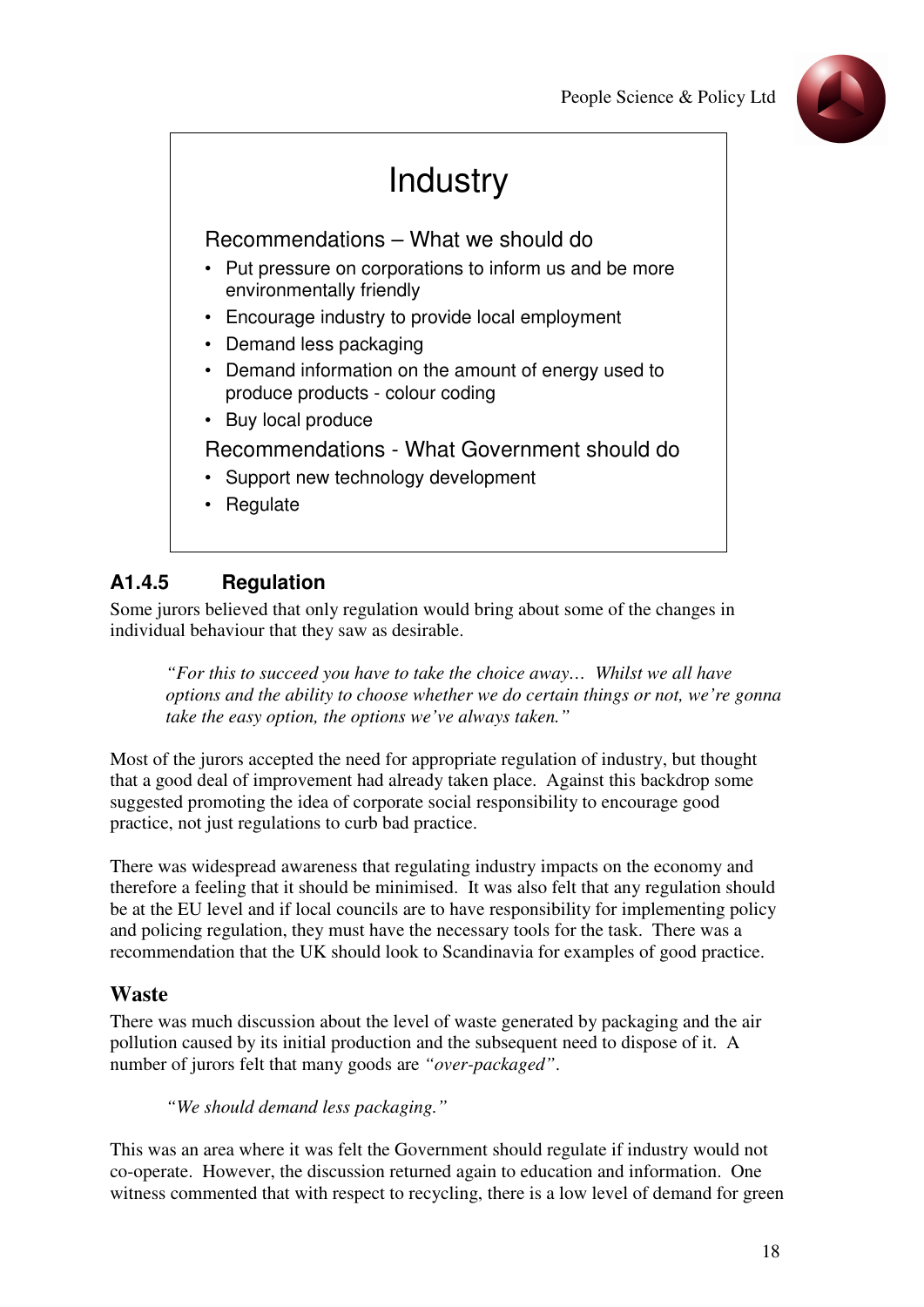## Industry

### Recommendations – What we should do

- Put pressure on corporations to inform us and be more environmentally friendly
- Encourage industry to provide local employment
- Demand less packaging
- Demand information on the amount of energy used to produce products - colour coding
- Buy local produce

### Recommendations - What Government should do

- Support new technology development
- Regulate

### A1.4.5 Regulation

Some jurors believed that only regulation would bring about some of the changes in individual behaviour that they saw as desirable.

> *"For this to succeed you have to take the choice away… Whilst we all have options and the ability to choose whether we do certain things or not, we're gonna take the easy option, the options we've always taken."*

Most of the jurors accepted the need for appropriate regulation of industry, but thought that a good deal of improvement had already taken place. Against this backdrop some suggested promoting the idea of corporate social responsibility to encourage good practice, not just regulations to curb bad practice.

There was widespread awareness that regulating industry impacts on the economy and therefore a feeling that it should be minimised. It was also felt that any regulation should be at the EU level and if local councils are to have responsibility for implementing policy and policing regulation, they must have the necessary tools for the task. There was a recommendation that the UK should look to Scandinavia for examples of good practice.

### Waste

There was much discussion about the level of waste generated by packaging and the air pollution caused by its initial production and the subsequent need to dispose of it. A number of jurors felt that many goods are *"over-packaged"*.

> *"We should demand less packaging."*

This was an area where it was felt the Government should regulate if industry would not co-operate. However, the discussion returned again to education and information. One witness commented that with respect to recycling, there is a low level of demand for green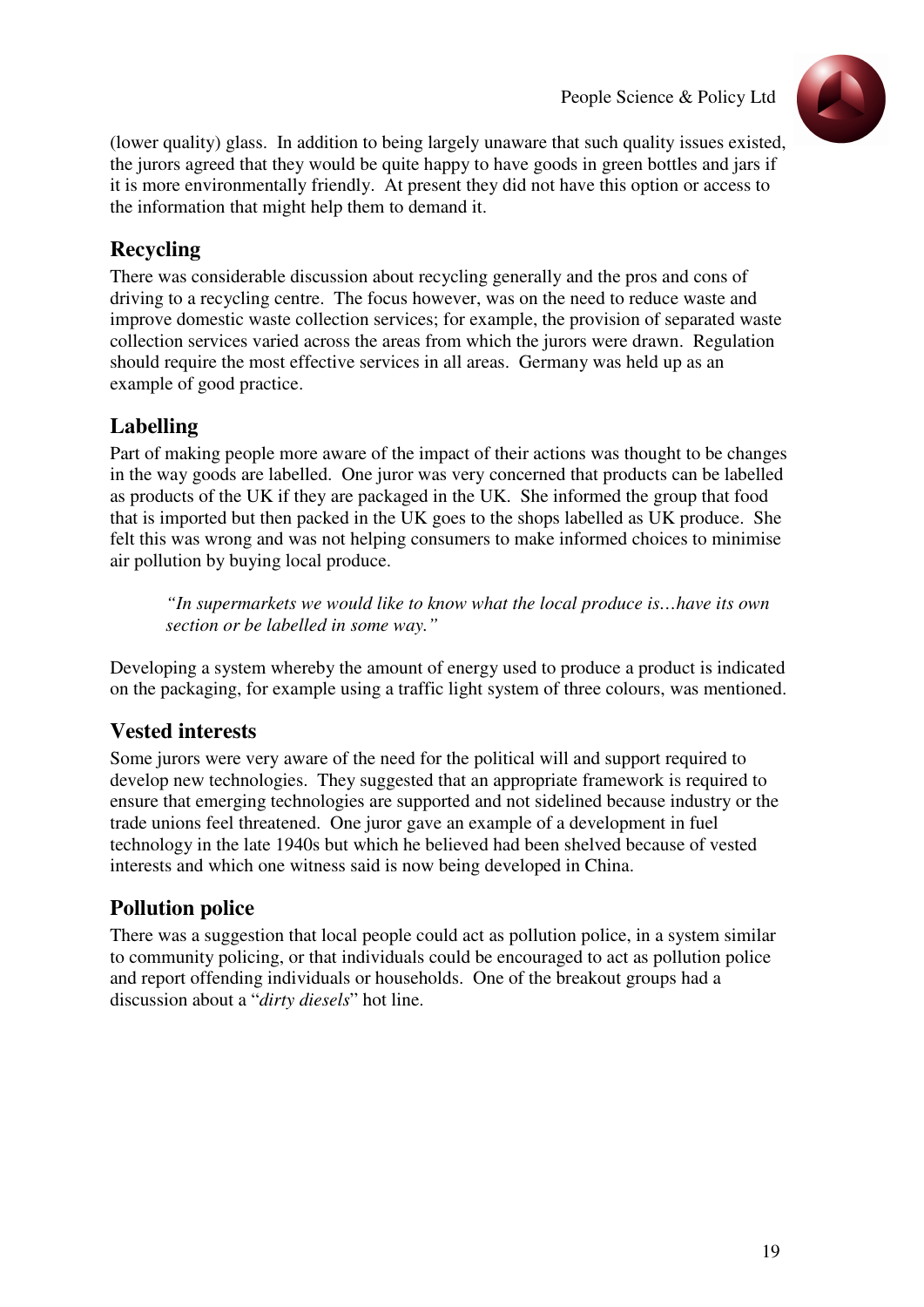(lower quality) glass. In addition to being largely unaware that such quality issues existed, the jurors agreed that they would be quite happy to have goods in green bottles and jars if it is more environmentally friendly. At present they did not have this option or access to the information that might help them to demand it.

## Recycling

There was considerable discussion about recycling generally and the pros and cons of driving to a recycling centre. The focus however, was on the need to reduce waste and improve domestic waste collection services; for example, the provision of separated waste collection services varied across the areas from which the jurors were drawn. Regulation should require the most effective services in all areas. Germany was held up as an example of good practice.

## Labelling

Part of making people more aware of the impact of their actions was thought to be changes in the way goods are labelled. One juror was very concerned that products can be labelled as products of the UK if they are packaged in the UK. She informed the group that food that is imported but then packed in the UK goes to the shops labelled as UK produce. She felt this was wrong and was not helping consumers to make informed choices to minimise air pollution by buying local produce.

> *"In supermarkets we would like to know what the local produce is…have its own section or be labelled in some way."*

Developing a system whereby the amount of energy used to produce a product is indicated on the packaging, for example using a traffic light system of three colours, was mentioned.

## Vested interests

Some jurors were very aware of the need for the political will and support required to develop new technologies. They suggested that an appropriate framework is required to ensure that emerging technologies are supported and not sidelined because industry or the trade unions feel threatened. One juror gave an example of a development in fuel technology in the late 1940s but which he believed had been shelved because of vested interests and which one witness said is now being developed in China.

## Pollution police

There was a suggestion that local people could act as pollution police, in a system similar to community policing, or that individuals could be encouraged to act as pollution police and report offending individuals or households. One of the breakout groups had a discussion about a "*dirty diesels*" hot line.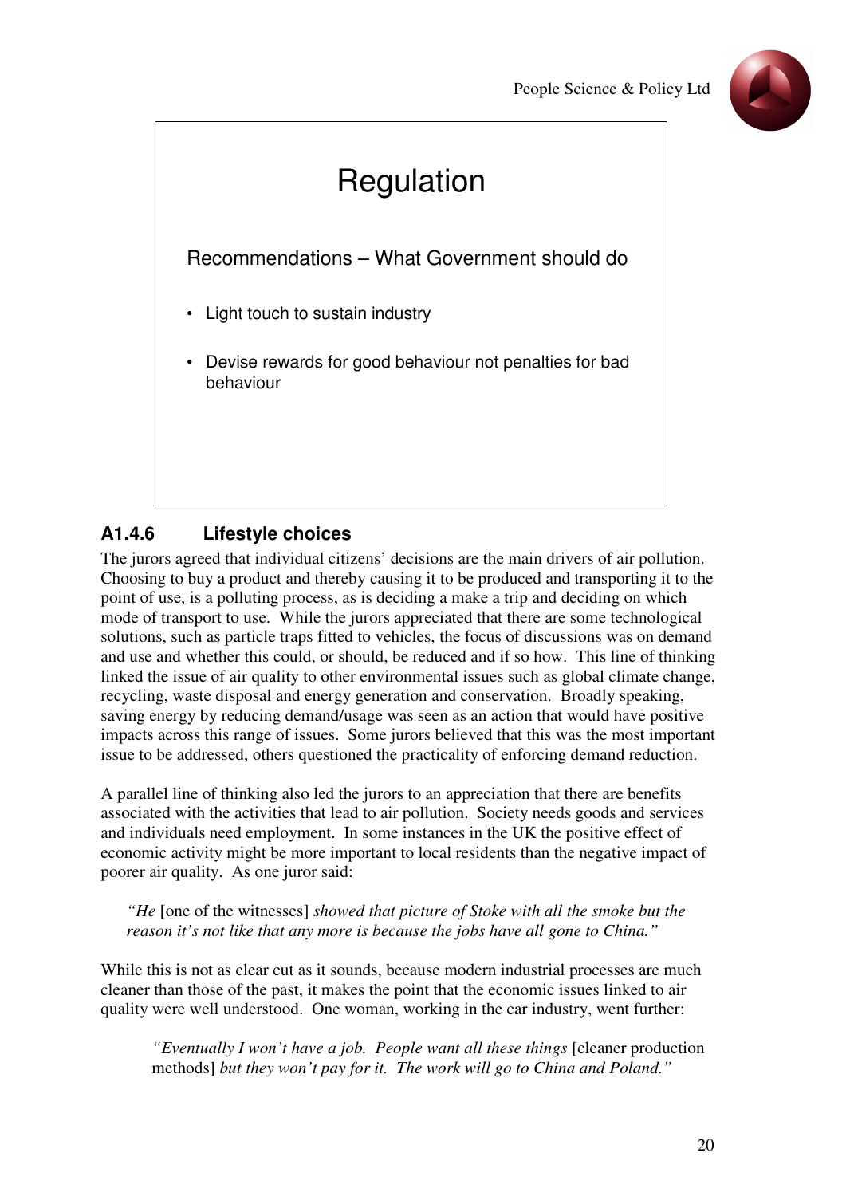## Regulation

### Recommendations – What Government should do

- Light touch to sustain industry
- Devise rewards for good behaviour not penalties for bad behaviour

### A1.4.6 Lifestyle choices

The jurors agreed that individual citizens' decisions are the main drivers of air pollution. Choosing to buy a product and thereby causing it to be produced and transporting it to the point of use, is a polluting process, as is deciding a make a trip and deciding on which mode of transport to use. While the jurors appreciated that there are some technological solutions, such as particle traps fitted to vehicles, the focus of discussions was on demand and use and whether this could, or should, be reduced and if so how. This line of thinking linked the issue of air quality to other environmental issues such as global climate change, recycling, waste disposal and energy generation and conservation. Broadly speaking, saving energy by reducing demand/usage was seen as an action that would have positive impacts across this range of issues. Some jurors believed that this was the most important issue to be addressed, others questioned the practicality of enforcing demand reduction.

A parallel line of thinking also led the jurors to an appreciation that there are benefits associated with the activities that lead to air pollution. Society needs goods and services and individuals need employment. In some instances in the UK the positive effect of economic activity might be more important to local residents than the negative impact of poorer air quality. As one juror said:

> *"He* [one of the witnesses] *showed that picture of Stoke with all the smoke but the reason it's not like that any more is because the jobs have all gone to China."*

While this is not as clear cut as it sounds, because modern industrial processes are much cleaner than those of the past, it makes the point that the economic issues linked to air quality were well understood. One woman, working in the car industry, went further:

> *"Eventually I won't have a job. People want all these things* [cleaner production methods] *but they won't pay for it. The work will go to China and Poland."*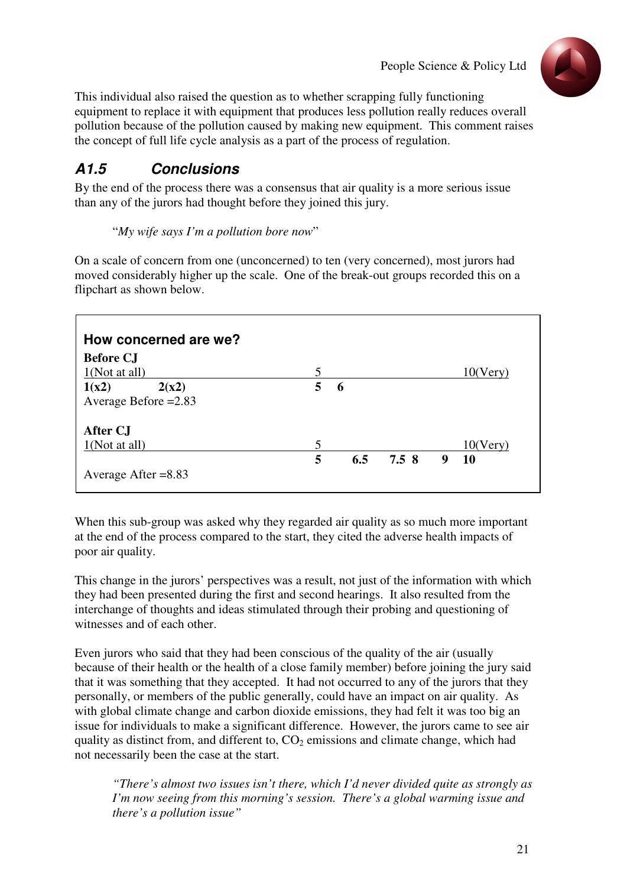This individual also raised the question as to whether scrapping fully functioning equipment to replace it with equipment that produces less pollution really reduces overall pollution because of the pollution caused by making new equipment. This comment raises the concept of full life cycle analysis as a part of the process of regulation.

## *A1.5 Conclusions*

By the end of the process there was a consensus that air quality is a more serious issue than any of the jurors had thought before they joined this jury.

> "*My wife says I'm a pollution bore now*"

On a scale of concern from one (unconcerned) to ten (very concerned), most jurors had moved considerably higher up the scale. One of the break-out groups recorded this on a flipchart as shown below.

**How concerned are we?**

**Before CJ**

| 1(Not at all) | | 5 | | | | | 10(Very) |
|---|---|---|---|---|---|---|---|
| **1(x2)** | **2(x2)** | **5** | **6** | | | | |

Average Before =2.83

**After CJ**

| 1(Not at all) | 5 | | | | | 10(Very) |
|---|---|---|---|---|---|---|
| | **5** | **6.5** | **7.5** | **8** | **9** | **10** |

Average After =8.83

When this sub-group was asked why they regarded air quality as so much more important at the end of the process compared to the start, they cited the adverse health impacts of poor air quality.

This change in the jurors' perspectives was a result, not just of the information with which they had been presented during the first and second hearings. It also resulted from the interchange of thoughts and ideas stimulated through their probing and questioning of witnesses and of each other.

Even jurors who said that they had been conscious of the quality of the air (usually because of their health or the health of a close family member) before joining the jury said that it was something that they accepted. It had not occurred to any of the jurors that they personally, or members of the public generally, could have an impact on air quality. As with global climate change and carbon dioxide emissions, they had felt it was too big an issue for individuals to make a significant difference. However, the jurors came to see air quality as distinct from, and different to, $CO_2$ emissions and climate change, which had not necessarily been the case at the start.

> *"There's almost two issues isn't there, which I'd never divided quite as strongly as I'm now seeing from this morning's session. There's a global warming issue and there's a pollution issue"*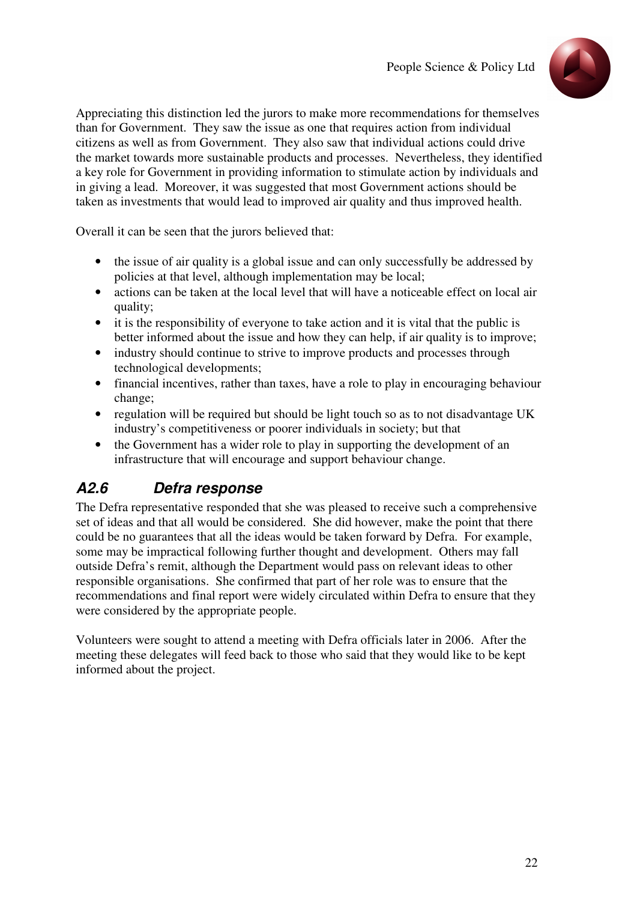Appreciating this distinction led the jurors to make more recommendations for themselves than for Government. They saw the issue as one that requires action from individual citizens as well as from Government. They also saw that individual actions could drive the market towards more sustainable products and processes. Nevertheless, they identified a key role for Government in providing information to stimulate action by individuals and in giving a lead. Moreover, it was suggested that most Government actions should be taken as investments that would lead to improved air quality and thus improved health.

Overall it can be seen that the jurors believed that:

- the issue of air quality is a global issue and can only successfully be addressed by policies at that level, although implementation may be local;
- actions can be taken at the local level that will have a noticeable effect on local air quality;
- it is the responsibility of everyone to take action and it is vital that the public is better informed about the issue and how they can help, if air quality is to improve;
- industry should continue to strive to improve products and processes through technological developments;
- financial incentives, rather than taxes, have a role to play in encouraging behaviour change;
- regulation will be required but should be light touch so as to not disadvantage UK industry's competitiveness or poorer individuals in society; but that
- the Government has a wider role to play in supporting the development of an infrastructure that will encourage and support behaviour change.

### *A2.6 Defra response*

The Defra representative responded that she was pleased to receive such a comprehensive set of ideas and that all would be considered. She did however, make the point that there could be no guarantees that all the ideas would be taken forward by Defra. For example, some may be impractical following further thought and development. Others may fall outside Defra's remit, although the Department would pass on relevant ideas to other responsible organisations. She confirmed that part of her role was to ensure that the recommendations and final report were widely circulated within Defra to ensure that they were considered by the appropriate people.

Volunteers were sought to attend a meeting with Defra officials later in 2006. After the meeting these delegates will feed back to those who said that they would like to be kept informed about the project.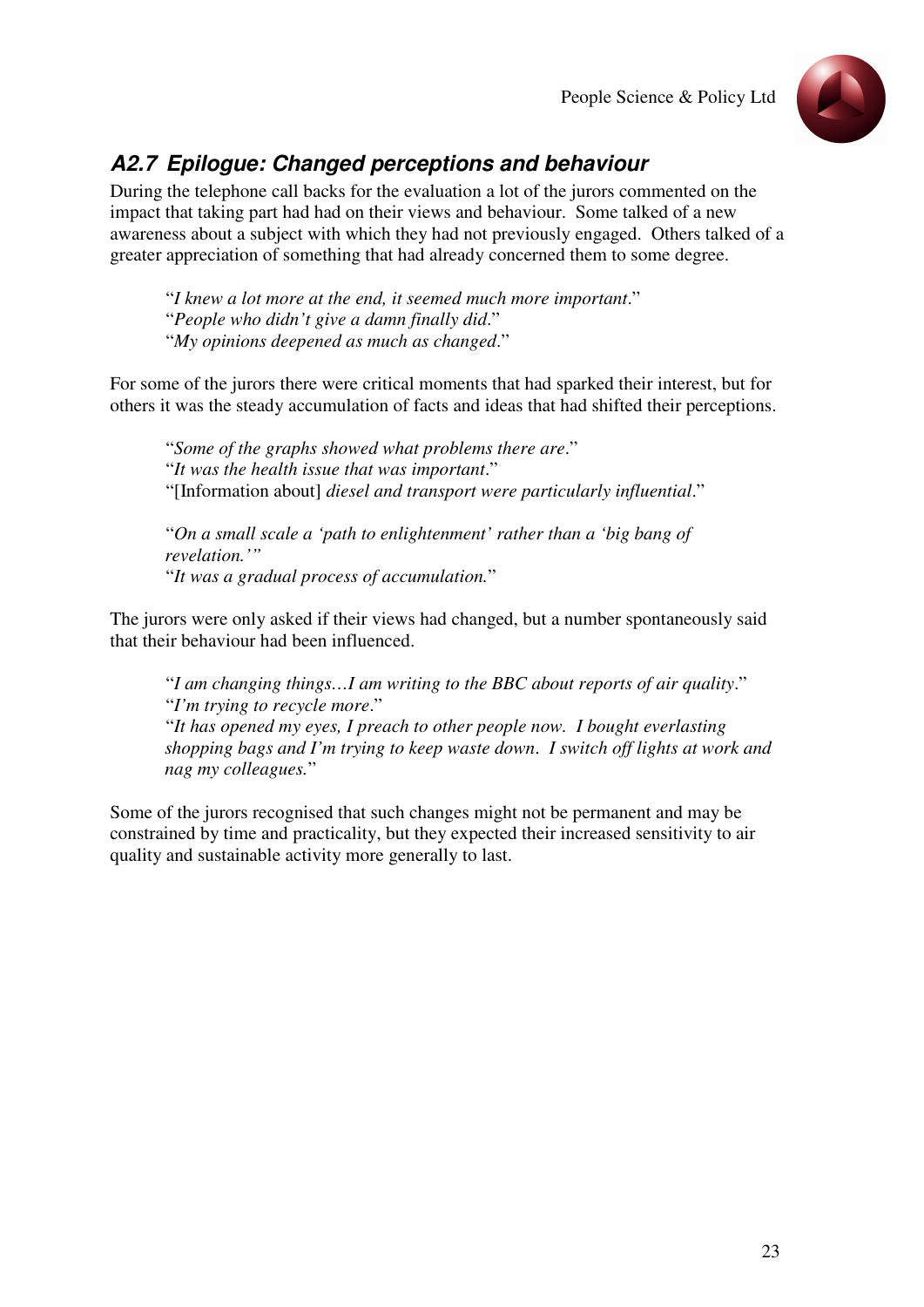## A2.7 Epilogue: Changed perceptions and behaviour

During the telephone call backs for the evaluation a lot of the jurors commented on the impact that taking part had had on their views and behaviour. Some talked of a new awareness about a subject with which they had not previously engaged. Others talked of a greater appreciation of something that had already concerned them to some degree.

> "*I knew a lot more at the end, it seemed much more important*."
> "*People who didn't give a damn finally did*."
> "*My opinions deepened as much as changed*."

For some of the jurors there were critical moments that had sparked their interest, but for others it was the steady accumulation of facts and ideas that had shifted their perceptions.

> "*Some of the graphs showed what problems there are*."
> "*It was the health issue that was important*."
> "[Information about] *diesel and transport were particularly influential*."
>
> "*On a small scale a 'path to enlightenment' rather than a 'big bang of revelation.'"*
> "*It was a gradual process of accumulation.*"

The jurors were only asked if their views had changed, but a number spontaneously said that their behaviour had been influenced.

> "*I am changing things…I am writing to the BBC about reports of air quality*."
> "*I'm trying to recycle more*."
> "*It has opened my eyes, I preach to other people now. I bought everlasting shopping bags and I'm trying to keep waste down. I switch off lights at work and nag my colleagues.*"

Some of the jurors recognised that such changes might not be permanent and may be constrained by time and practicality, but they expected their increased sensitivity to air quality and sustainable activity more generally to last.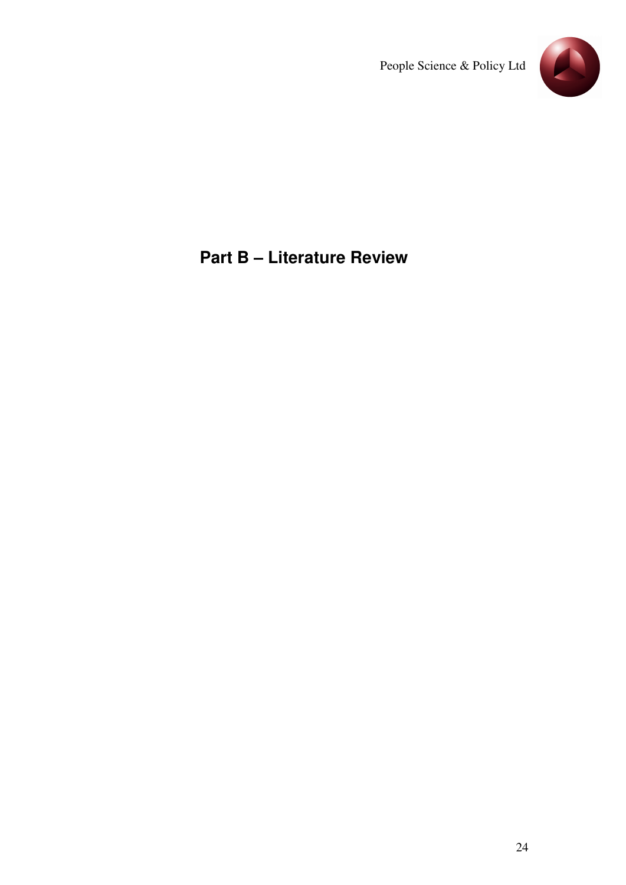# Part B – Literature Review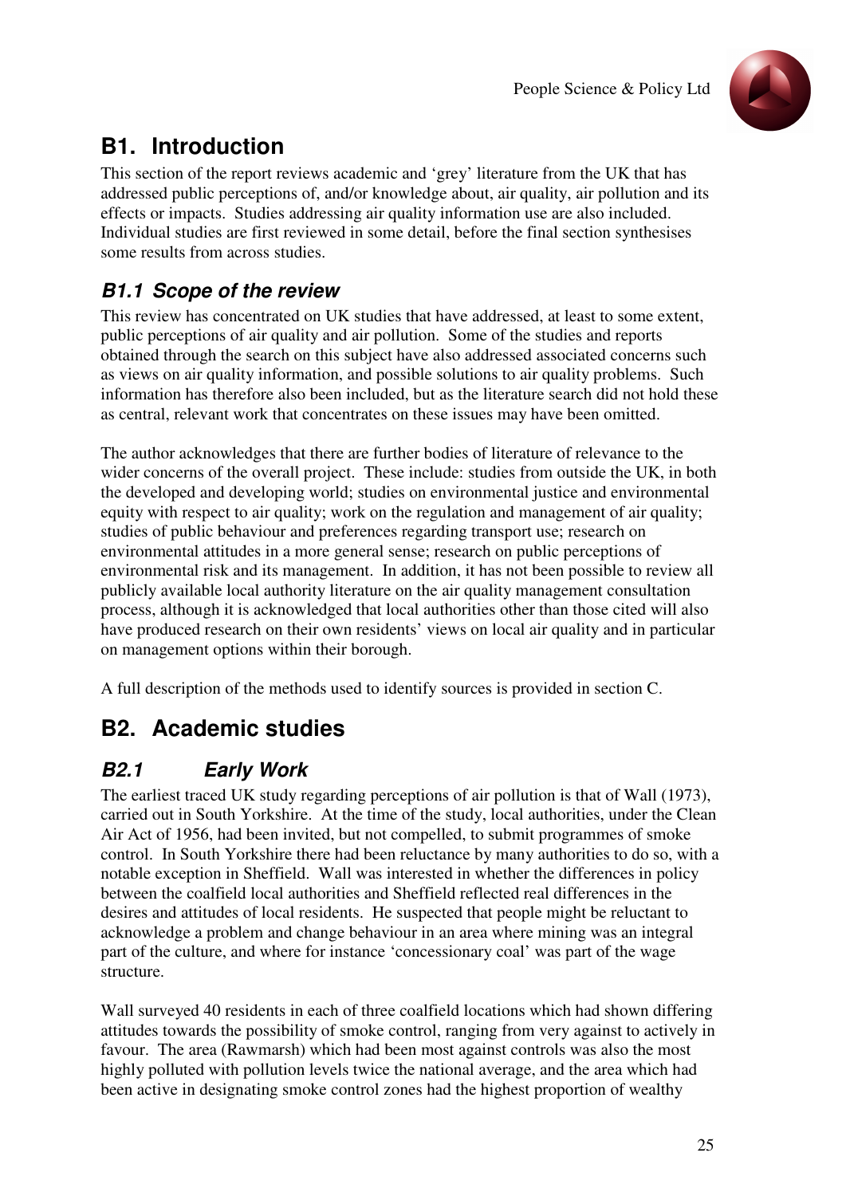# B1. Introduction

This section of the report reviews academic and 'grey' literature from the UK that has addressed public perceptions of, and/or knowledge about, air quality, air pollution and its effects or impacts. Studies addressing air quality information use are also included. Individual studies are first reviewed in some detail, before the final section synthesises some results from across studies.

## *B1.1 Scope of the review*

This review has concentrated on UK studies that have addressed, at least to some extent, public perceptions of air quality and air pollution. Some of the studies and reports obtained through the search on this subject have also addressed associated concerns such as views on air quality information, and possible solutions to air quality problems. Such information has therefore also been included, but as the literature search did not hold these as central, relevant work that concentrates on these issues may have been omitted.

The author acknowledges that there are further bodies of literature of relevance to the wider concerns of the overall project. These include: studies from outside the UK, in both the developed and developing world; studies on environmental justice and environmental equity with respect to air quality; work on the regulation and management of air quality; studies of public behaviour and preferences regarding transport use; research on environmental attitudes in a more general sense; research on public perceptions of environmental risk and its management. In addition, it has not been possible to review all publicly available local authority literature on the air quality management consultation process, although it is acknowledged that local authorities other than those cited will also have produced research on their own residents' views on local air quality and in particular on management options within their borough.

A full description of the methods used to identify sources is provided in section C.

# B2. Academic studies

## *B2.1 Early Work*

The earliest traced UK study regarding perceptions of air pollution is that of Wall (1973), carried out in South Yorkshire. At the time of the study, local authorities, under the Clean Air Act of 1956, had been invited, but not compelled, to submit programmes of smoke control. In South Yorkshire there had been reluctance by many authorities to do so, with a notable exception in Sheffield. Wall was interested in whether the differences in policy between the coalfield local authorities and Sheffield reflected real differences in the desires and attitudes of local residents. He suspected that people might be reluctant to acknowledge a problem and change behaviour in an area where mining was an integral part of the culture, and where for instance 'concessionary coal' was part of the wage structure.

Wall surveyed 40 residents in each of three coalfield locations which had shown differing attitudes towards the possibility of smoke control, ranging from very against to actively in favour. The area (Rawmarsh) which had been most against controls was also the most highly polluted with pollution levels twice the national average, and the area which had been active in designating smoke control zones had the highest proportion of wealthy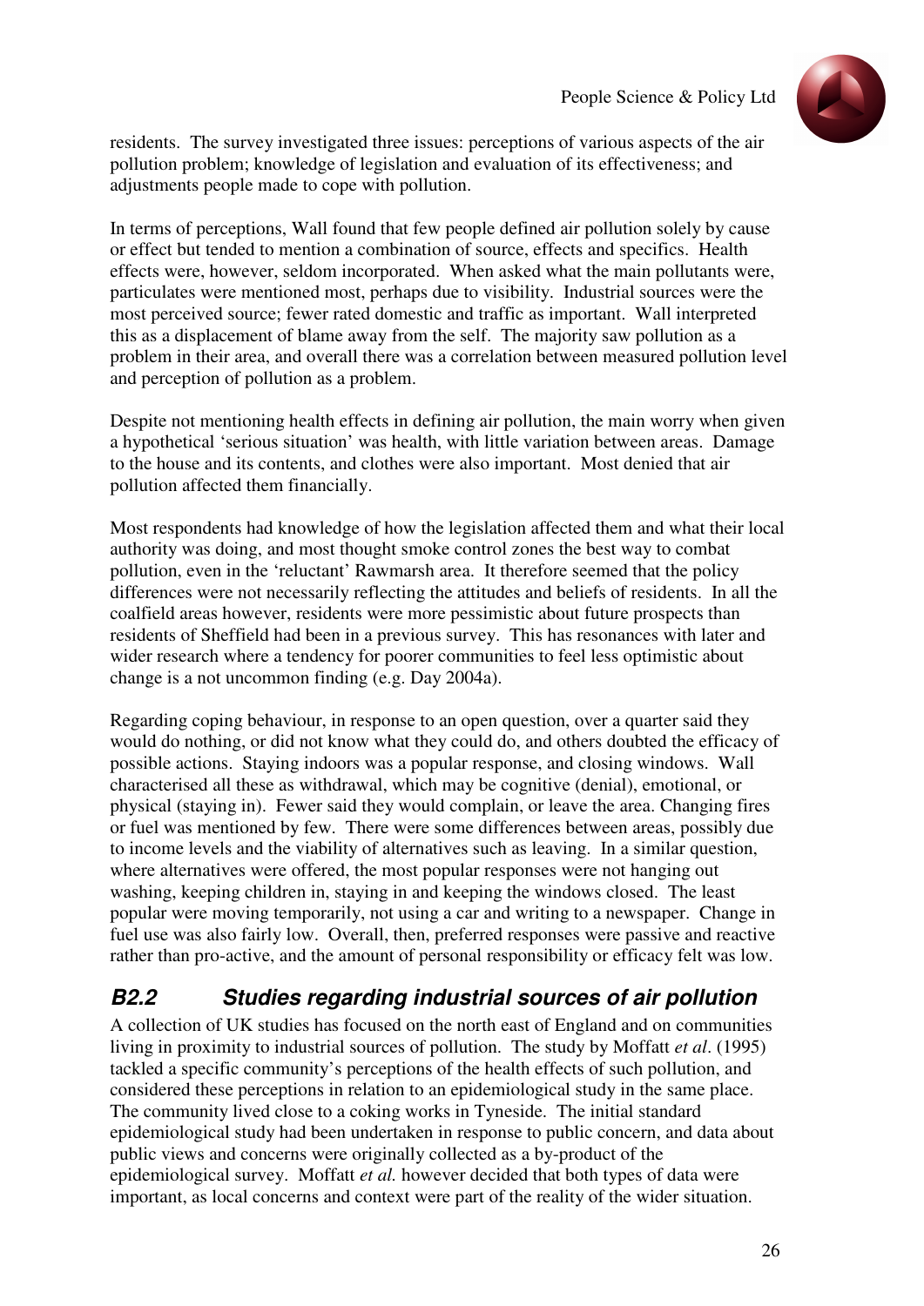residents. The survey investigated three issues: perceptions of various aspects of the air pollution problem; knowledge of legislation and evaluation of its effectiveness; and adjustments people made to cope with pollution.

In terms of perceptions, Wall found that few people defined air pollution solely by cause or effect but tended to mention a combination of source, effects and specifics. Health effects were, however, seldom incorporated. When asked what the main pollutants were, particulates were mentioned most, perhaps due to visibility. Industrial sources were the most perceived source; fewer rated domestic and traffic as important. Wall interpreted this as a displacement of blame away from the self. The majority saw pollution as a problem in their area, and overall there was a correlation between measured pollution level and perception of pollution as a problem.

Despite not mentioning health effects in defining air pollution, the main worry when given a hypothetical 'serious situation' was health, with little variation between areas. Damage to the house and its contents, and clothes were also important. Most denied that air pollution affected them financially.

Most respondents had knowledge of how the legislation affected them and what their local authority was doing, and most thought smoke control zones the best way to combat pollution, even in the 'reluctant' Rawmarsh area. It therefore seemed that the policy differences were not necessarily reflecting the attitudes and beliefs of residents. In all the coalfield areas however, residents were more pessimistic about future prospects than residents of Sheffield had been in a previous survey. This has resonances with later and wider research where a tendency for poorer communities to feel less optimistic about change is a not uncommon finding (e.g. Day 2004a).

Regarding coping behaviour, in response to an open question, over a quarter said they would do nothing, or did not know what they could do, and others doubted the efficacy of possible actions. Staying indoors was a popular response, and closing windows. Wall characterised all these as withdrawal, which may be cognitive (denial), emotional, or physical (staying in). Fewer said they would complain, or leave the area. Changing fires or fuel was mentioned by few. There were some differences between areas, possibly due to income levels and the viability of alternatives such as leaving. In a similar question, where alternatives were offered, the most popular responses were not hanging out washing, keeping children in, staying in and keeping the windows closed. The least popular were moving temporarily, not using a car and writing to a newspaper. Change in fuel use was also fairly low. Overall, then, preferred responses were passive and reactive rather than pro-active, and the amount of personal responsibility or efficacy felt was low.

### *B2.2 Studies regarding industrial sources of air pollution*

A collection of UK studies has focused on the north east of England and on communities living in proximity to industrial sources of pollution. The study by Moffatt *et al*. (1995) tackled a specific community's perceptions of the health effects of such pollution, and considered these perceptions in relation to an epidemiological study in the same place. The community lived close to a coking works in Tyneside. The initial standard epidemiological study had been undertaken in response to public concern, and data about public views and concerns were originally collected as a by-product of the epidemiological survey. Moffatt *et al.* however decided that both types of data were important, as local concerns and context were part of the reality of the wider situation.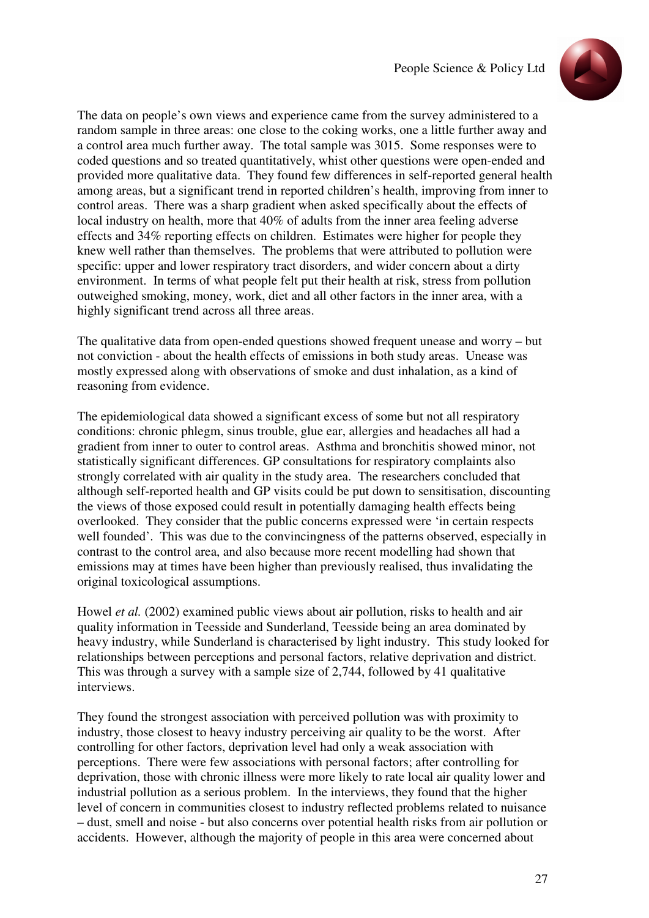The data on people's own views and experience came from the survey administered to a random sample in three areas: one close to the coking works, one a little further away and a control area much further away. The total sample was 3015. Some responses were to coded questions and so treated quantitatively, whilst other questions were open-ended and provided more qualitative data. They found few differences in self-reported general health among areas, but a significant trend in reported children's health, improving from inner to control areas. There was a sharp gradient when asked specifically about the effects of local industry on health, more that 40% of adults from the inner area feeling adverse effects and 34% reporting effects on children. Estimates were higher for people they knew well rather than themselves. The problems that were attributed to pollution were specific: upper and lower respiratory tract disorders, and wider concern about a dirty environment. In terms of what people felt put their health at risk, stress from pollution outweighed smoking, money, work, diet and all other factors in the inner area, with a highly significant trend across all three areas.

The qualitative data from open-ended questions showed frequent unease and worry – but not conviction - about the health effects of emissions in both study areas. Unease was mostly expressed along with observations of smoke and dust inhalation, as a kind of reasoning from evidence.

The epidemiological data showed a significant excess of some but not all respiratory conditions: chronic phlegm, sinus trouble, glue ear, allergies and headaches all had a gradient from inner to outer to control areas. Asthma and bronchitis showed minor, not statistically significant differences. GP consultations for respiratory complaints also strongly correlated with air quality in the study area. The researchers concluded that although self-reported health and GP visits could be put down to sensitisation, discounting the views of those exposed could result in potentially damaging health effects being overlooked. They consider that the public concerns expressed were 'in certain respects well founded'. This was due to the convincingness of the patterns observed, especially in contrast to the control area, and also because more recent modelling had shown that emissions may at times have been higher than previously realised, thus invalidating the original toxicological assumptions.

Howel *et al.* (2002) examined public views about air pollution, risks to health and air quality information in Teesside and Sunderland, Teesside being an area dominated by heavy industry, while Sunderland is characterised by light industry. This study looked for relationships between perceptions and personal factors, relative deprivation and district. This was through a survey with a sample size of 2,744, followed by 41 qualitative interviews.

They found the strongest association with perceived pollution was with proximity to industry, those closest to heavy industry perceiving air quality to be the worst. After controlling for other factors, deprivation level had only a weak association with perceptions. There were few associations with personal factors; after controlling for deprivation, those with chronic illness were more likely to rate local air quality lower and industrial pollution as a serious problem. In the interviews, they found that the higher level of concern in communities closest to industry reflected problems related to nuisance – dust, smell and noise - but also concerns over potential health risks from air pollution or accidents. However, although the majority of people in this area were concerned about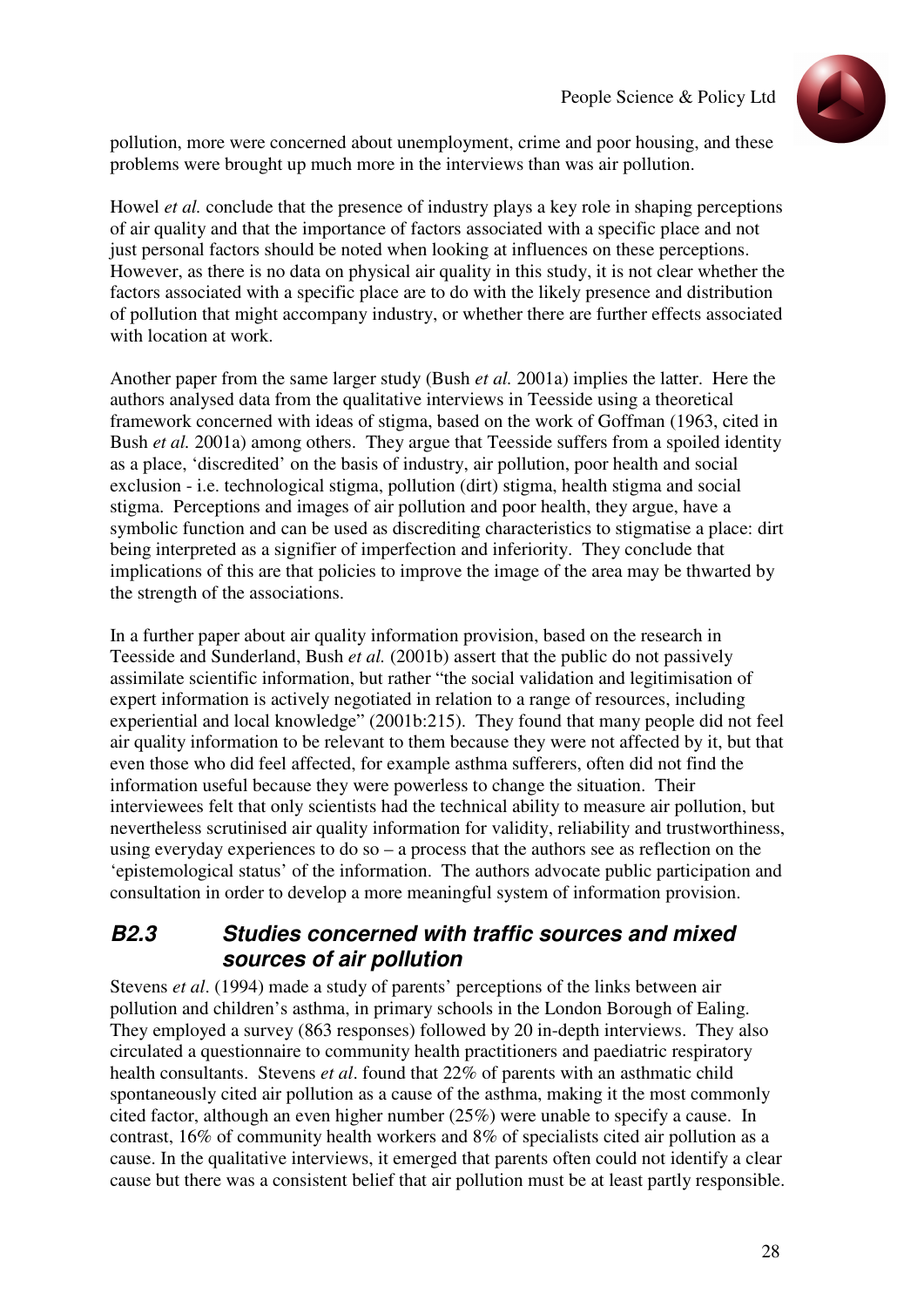pollution, more were concerned about unemployment, crime and poor housing, and these problems were brought up much more in the interviews than was air pollution.

Howel *et al.* conclude that the presence of industry plays a key role in shaping perceptions of air quality and that the importance of factors associated with a specific place and not just personal factors should be noted when looking at influences on these perceptions. However, as there is no data on physical air quality in this study, it is not clear whether the factors associated with a specific place are to do with the likely presence and distribution of pollution that might accompany industry, or whether there are further effects associated with location at work.

Another paper from the same larger study (Bush *et al.* 2001a) implies the latter. Here the authors analysed data from the qualitative interviews in Teesside using a theoretical framework concerned with ideas of stigma, based on the work of Goffman (1963, cited in Bush *et al.* 2001a) among others. They argue that Teesside suffers from a spoiled identity as a place, 'discredited' on the basis of industry, air pollution, poor health and social exclusion - i.e. technological stigma, pollution (dirt) stigma, health stigma and social stigma. Perceptions and images of air pollution and poor health, they argue, have a symbolic function and can be used as discrediting characteristics to stigmatise a place: dirt being interpreted as a signifier of imperfection and inferiority. They conclude that implications of this are that policies to improve the image of the area may be thwarted by the strength of the associations.

In a further paper about air quality information provision, based on the research in Teesside and Sunderland, Bush *et al.* (2001b) assert that the public do not passively assimilate scientific information, but rather "the social validation and legitimisation of expert information is actively negotiated in relation to a range of resources, including experiential and local knowledge" (2001b:215). They found that many people did not feel air quality information to be relevant to them because they were not affected by it, but that even those who did feel affected, for example asthma sufferers, often did not find the information useful because they were powerless to change the situation. Their interviewees felt that only scientists had the technical ability to measure air pollution, but nevertheless scrutinised air quality information for validity, reliability and trustworthiness, using everyday experiences to do so – a process that the authors see as reflection on the 'epistemological status' of the information. The authors advocate public participation and consultation in order to develop a more meaningful system of information provision.

### *B2.3 Studies concerned with traffic sources and mixed sources of air pollution*

Stevens *et al*. (1994) made a study of parents' perceptions of the links between air pollution and children's asthma, in primary schools in the London Borough of Ealing. They employed a survey (863 responses) followed by 20 in-depth interviews. They also circulated a questionnaire to community health practitioners and paediatric respiratory health consultants. Stevens *et al*. found that 22% of parents with an asthmatic child spontaneously cited air pollution as a cause of the asthma, making it the most commonly cited factor, although an even higher number (25%) were unable to specify a cause. In contrast, 16% of community health workers and 8% of specialists cited air pollution as a cause. In the qualitative interviews, it emerged that parents often could not identify a clear cause but there was a consistent belief that air pollution must be at least partly responsible.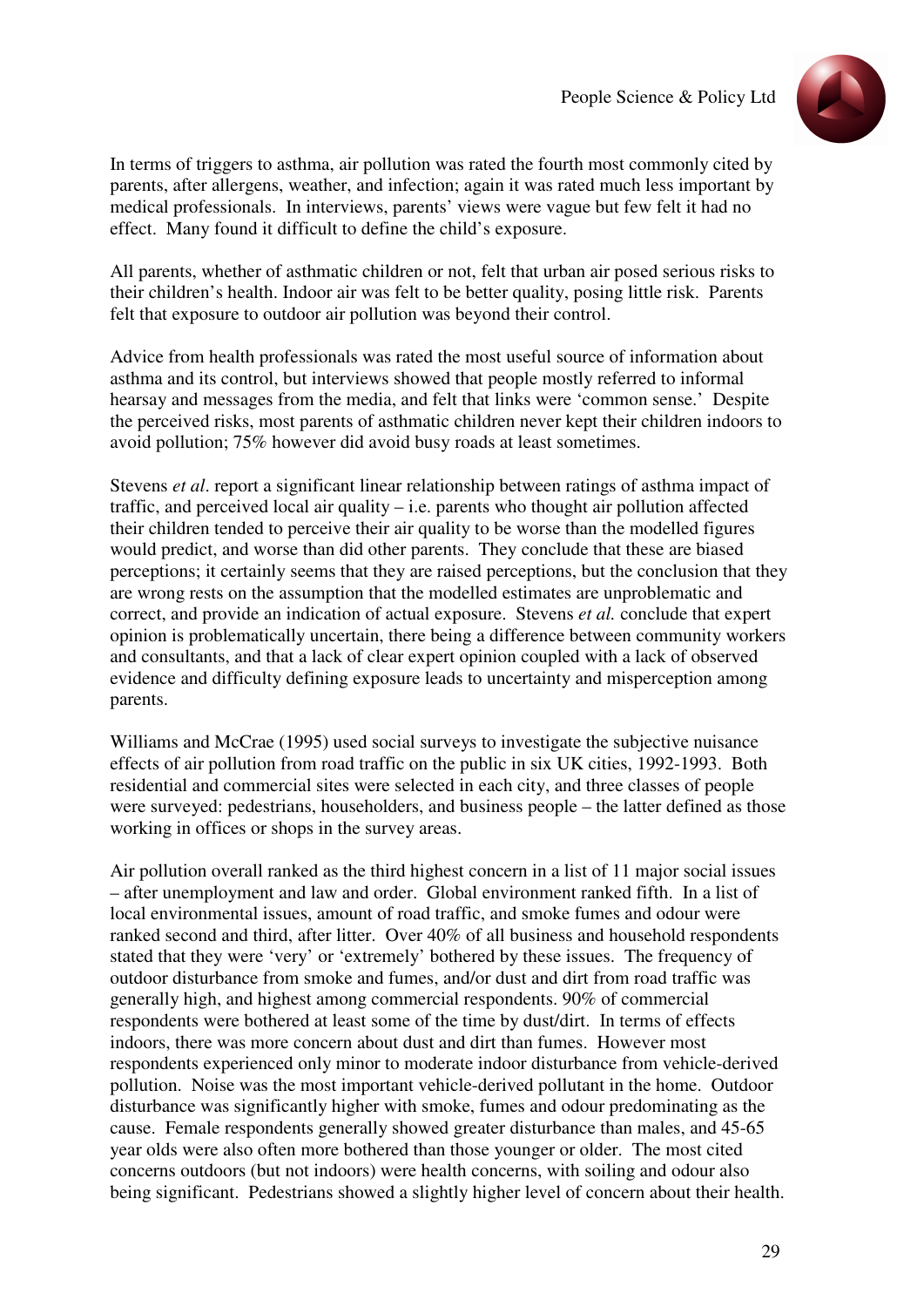In terms of triggers to asthma, air pollution was rated the fourth most commonly cited by parents, after allergens, weather, and infection; again it was rated much less important by medical professionals. In interviews, parents' views were vague but few felt it had no effect. Many found it difficult to define the child's exposure.

All parents, whether of asthmatic children or not, felt that urban air posed serious risks to their children's health. Indoor air was felt to be better quality, posing little risk. Parents felt that exposure to outdoor air pollution was beyond their control.

Advice from health professionals was rated the most useful source of information about asthma and its control, but interviews showed that people mostly referred to informal hearsay and messages from the media, and felt that links were 'common sense.' Despite the perceived risks, most parents of asthmatic children never kept their children indoors to avoid pollution; 75% however did avoid busy roads at least sometimes.

Stevens *et al*. report a significant linear relationship between ratings of asthma impact of traffic, and perceived local air quality – i.e. parents who thought air pollution affected their children tended to perceive their air quality to be worse than the modelled figures would predict, and worse than did other parents. They conclude that these are biased perceptions; it certainly seems that they are raised perceptions, but the conclusion that they are wrong rests on the assumption that the modelled estimates are unproblematic and correct, and provide an indication of actual exposure. Stevens *et al.* conclude that expert opinion is problematically uncertain, there being a difference between community workers and consultants, and that a lack of clear expert opinion coupled with a lack of observed evidence and difficulty defining exposure leads to uncertainty and misperception among parents.

Williams and McCrae (1995) used social surveys to investigate the subjective nuisance effects of air pollution from road traffic on the public in six UK cities, 1992-1993. Both residential and commercial sites were selected in each city, and three classes of people were surveyed: pedestrians, householders, and business people – the latter defined as those working in offices or shops in the survey areas.

Air pollution overall ranked as the third highest concern in a list of 11 major social issues – after unemployment and law and order. Global environment ranked fifth. In a list of local environmental issues, amount of road traffic, and smoke fumes and odour were ranked second and third, after litter. Over 40% of all business and household respondents stated that they were 'very' or 'extremely' bothered by these issues. The frequency of outdoor disturbance from smoke and fumes, and/or dust and dirt from road traffic was generally high, and highest among commercial respondents. 90% of commercial respondents were bothered at least some of the time by dust/dirt. In terms of effects indoors, there was more concern about dust and dirt than fumes. However most respondents experienced only minor to moderate indoor disturbance from vehicle-derived pollution. Noise was the most important vehicle-derived pollutant in the home. Outdoor disturbance was significantly higher with smoke, fumes and odour predominating as the cause. Female respondents generally showed greater disturbance than males, and 45-65 year olds were also often more bothered than those younger or older. The most cited concerns outdoors (but not indoors) were health concerns, with soiling and odour also being significant. Pedestrians showed a slightly higher level of concern about their health.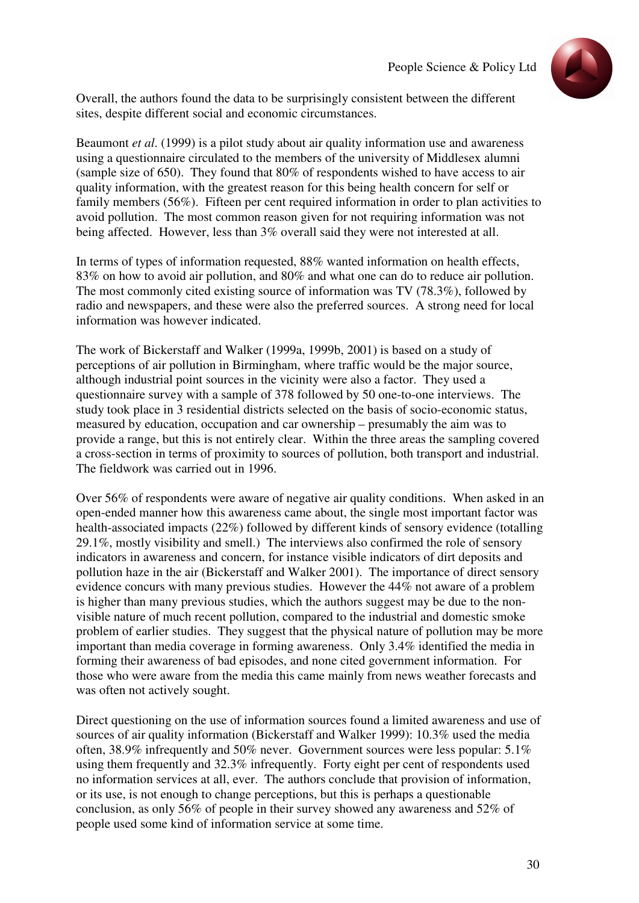Overall, the authors found the data to be surprisingly consistent between the different sites, despite different social and economic circumstances.

Beaumont *et al*. (1999) is a pilot study about air quality information use and awareness using a questionnaire circulated to the members of the university of Middlesex alumni (sample size of 650). They found that 80% of respondents wished to have access to air quality information, with the greatest reason for this being health concern for self or family members (56%). Fifteen per cent required information in order to plan activities to avoid pollution. The most common reason given for not requiring information was not being affected. However, less than 3% overall said they were not interested at all.

In terms of types of information requested, 88% wanted information on health effects, 83% on how to avoid air pollution, and 80% and what one can do to reduce air pollution. The most commonly cited existing source of information was TV (78.3%), followed by radio and newspapers, and these were also the preferred sources. A strong need for local information was however indicated.

The work of Bickerstaff and Walker (1999a, 1999b, 2001) is based on a study of perceptions of air pollution in Birmingham, where traffic would be the major source, although industrial point sources in the vicinity were also a factor. They used a questionnaire survey with a sample of 378 followed by 50 one-to-one interviews. The study took place in 3 residential districts selected on the basis of socio-economic status, measured by education, occupation and car ownership – presumably the aim was to provide a range, but this is not entirely clear. Within the three areas the sampling covered a cross-section in terms of proximity to sources of pollution, both transport and industrial. The fieldwork was carried out in 1996.

Over 56% of respondents were aware of negative air quality conditions. When asked in an open-ended manner how this awareness came about, the single most important factor was health-associated impacts (22%) followed by different kinds of sensory evidence (totalling 29.1%, mostly visibility and smell.) The interviews also confirmed the role of sensory indicators in awareness and concern, for instance visible indicators of dirt deposits and pollution haze in the air (Bickerstaff and Walker 2001). The importance of direct sensory evidence concurs with many previous studies. However the 44% not aware of a problem is higher than many previous studies, which the authors suggest may be due to the non-visible nature of much recent pollution, compared to the industrial and domestic smoke problem of earlier studies. They suggest that the physical nature of pollution may be more important than media coverage in forming awareness. Only 3.4% identified the media in forming their awareness of bad episodes, and none cited government information. For those who were aware from the media this came mainly from news weather forecasts and was often not actively sought.

Direct questioning on the use of information sources found a limited awareness and use of sources of air quality information (Bickerstaff and Walker 1999): 10.3% used the media often, 38.9% infrequently and 50% never. Government sources were less popular: 5.1% using them frequently and 32.3% infrequently. Forty eight per cent of respondents used no information services at all, ever. The authors conclude that provision of information, or its use, is not enough to change perceptions, but this is perhaps a questionable conclusion, as only 56% of people in their survey showed any awareness and 52% of people used some kind of information service at some time.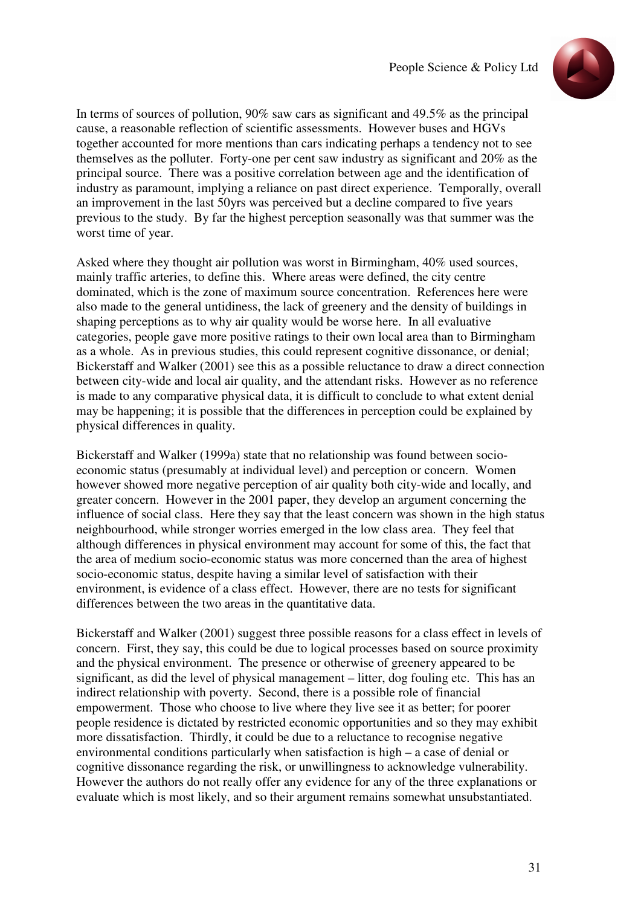In terms of sources of pollution, 90% saw cars as significant and 49.5% as the principal cause, a reasonable reflection of scientific assessments. However buses and HGVs together accounted for more mentions than cars indicating perhaps a tendency not to see themselves as the polluter. Forty-one per cent saw industry as significant and 20% as the principal source. There was a positive correlation between age and the identification of industry as paramount, implying a reliance on past direct experience. Temporally, overall an improvement in the last 50yrs was perceived but a decline compared to five years previous to the study. By far the highest perception seasonally was that summer was the worst time of year.

Asked where they thought air pollution was worst in Birmingham, 40% used sources, mainly traffic arteries, to define this. Where areas were defined, the city centre dominated, which is the zone of maximum source concentration. References here were also made to the general untidiness, the lack of greenery and the density of buildings in shaping perceptions as to why air quality would be worse here. In all evaluative categories, people gave more positive ratings to their own local area than to Birmingham as a whole. As in previous studies, this could represent cognitive dissonance, or denial; Bickerstaff and Walker (2001) see this as a possible reluctance to draw a direct connection between city-wide and local air quality, and the attendant risks. However as no reference is made to any comparative physical data, it is difficult to conclude to what extent denial may be happening; it is possible that the differences in perception could be explained by physical differences in quality.

Bickerstaff and Walker (1999a) state that no relationship was found between socio-economic status (presumably at individual level) and perception or concern. Women however showed more negative perception of air quality both city-wide and locally, and greater concern. However in the 2001 paper, they develop an argument concerning the influence of social class. Here they say that the least concern was shown in the high status neighbourhood, while stronger worries emerged in the low class area. They feel that although differences in physical environment may account for some of this, the fact that the area of medium socio-economic status was more concerned than the area of highest socio-economic status, despite having a similar level of satisfaction with their environment, is evidence of a class effect. However, there are no tests for significant differences between the two areas in the quantitative data.

Bickerstaff and Walker (2001) suggest three possible reasons for a class effect in levels of concern. First, they say, this could be due to logical processes based on source proximity and the physical environment. The presence or otherwise of greenery appeared to be significant, as did the level of physical management – litter, dog fouling etc. This has an indirect relationship with poverty. Second, there is a possible role of financial empowerment. Those who choose to live where they live see it as better; for poorer people residence is dictated by restricted economic opportunities and so they may exhibit more dissatisfaction. Thirdly, it could be due to a reluctance to recognise negative environmental conditions particularly when satisfaction is high – a case of denial or cognitive dissonance regarding the risk, or unwillingness to acknowledge vulnerability. However the authors do not really offer any evidence for any of the three explanations or evaluate which is most likely, and so their argument remains somewhat unsubstantiated.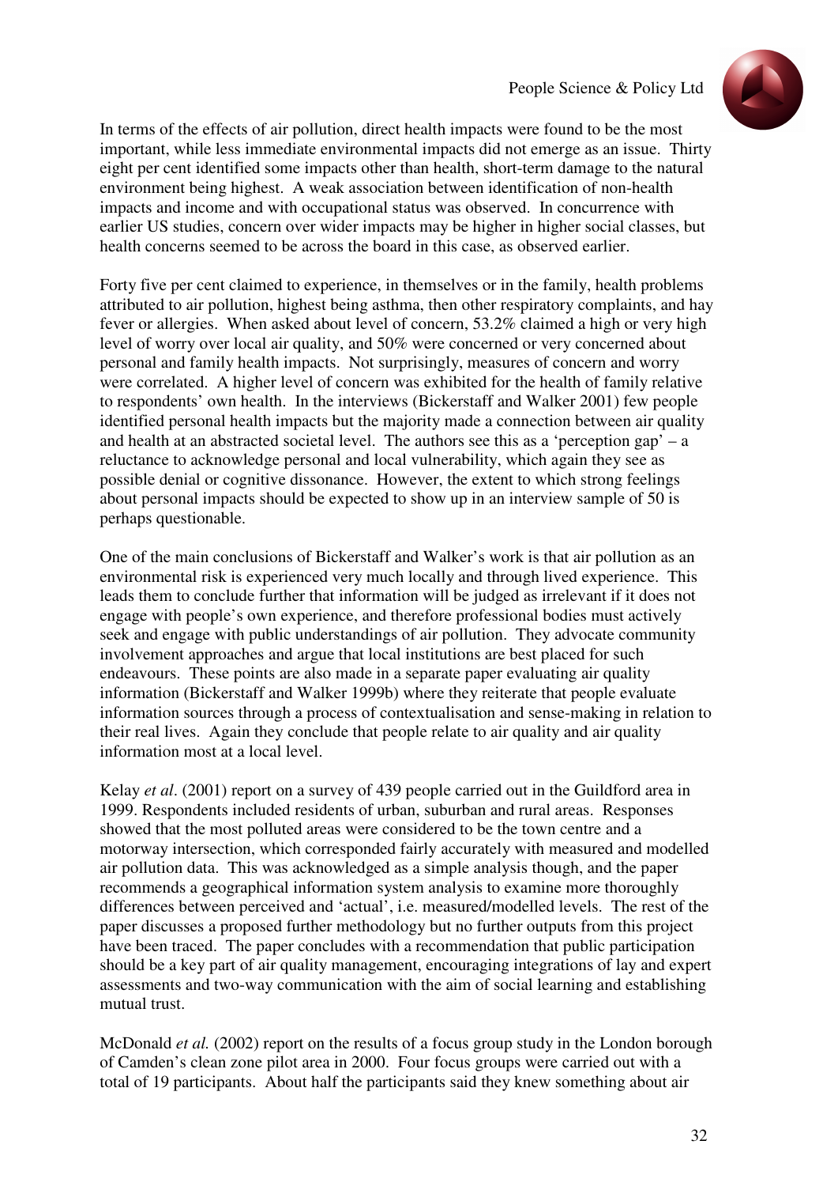In terms of the effects of air pollution, direct health impacts were found to be the most important, while less immediate environmental impacts did not emerge as an issue. Thirty eight per cent identified some impacts other than health, short-term damage to the natural environment being highest. A weak association between identification of non-health impacts and income and with occupational status was observed. In concurrence with earlier US studies, concern over wider impacts may be higher in higher social classes, but health concerns seemed to be across the board in this case, as observed earlier.

Forty five per cent claimed to experience, in themselves or in the family, health problems attributed to air pollution, highest being asthma, then other respiratory complaints, and hay fever or allergies. When asked about level of concern, 53.2% claimed a high or very high level of worry over local air quality, and 50% were concerned or very concerned about personal and family health impacts. Not surprisingly, measures of concern and worry were correlated. A higher level of concern was exhibited for the health of family relative to respondents' own health. In the interviews (Bickerstaff and Walker 2001) few people identified personal health impacts but the majority made a connection between air quality and health at an abstracted societal level. The authors see this as a 'perception gap' – a reluctance to acknowledge personal and local vulnerability, which again they see as possible denial or cognitive dissonance. However, the extent to which strong feelings about personal impacts should be expected to show up in an interview sample of 50 is perhaps questionable.

One of the main conclusions of Bickerstaff and Walker's work is that air pollution as an environmental risk is experienced very much locally and through lived experience. This leads them to conclude further that information will be judged as irrelevant if it does not engage with people's own experience, and therefore professional bodies must actively seek and engage with public understandings of air pollution. They advocate community involvement approaches and argue that local institutions are best placed for such endeavours. These points are also made in a separate paper evaluating air quality information (Bickerstaff and Walker 1999b) where they reiterate that people evaluate information sources through a process of contextualisation and sense-making in relation to their real lives. Again they conclude that people relate to air quality and air quality information most at a local level.

Kelay *et al*. (2001) report on a survey of 439 people carried out in the Guildford area in 1999. Respondents included residents of urban, suburban and rural areas. Responses showed that the most polluted areas were considered to be the town centre and a motorway intersection, which corresponded fairly accurately with measured and modelled air pollution data. This was acknowledged as a simple analysis though, and the paper recommends a geographical information system analysis to examine more thoroughly differences between perceived and 'actual', i.e. measured/modelled levels. The rest of the paper discusses a proposed further methodology but no further outputs from this project have been traced. The paper concludes with a recommendation that public participation should be a key part of air quality management, encouraging integrations of lay and expert assessments and two-way communication with the aim of social learning and establishing mutual trust.

McDonald *et al.* (2002) report on the results of a focus group study in the London borough of Camden's clean zone pilot area in 2000. Four focus groups were carried out with a total of 19 participants. About half the participants said they knew something about air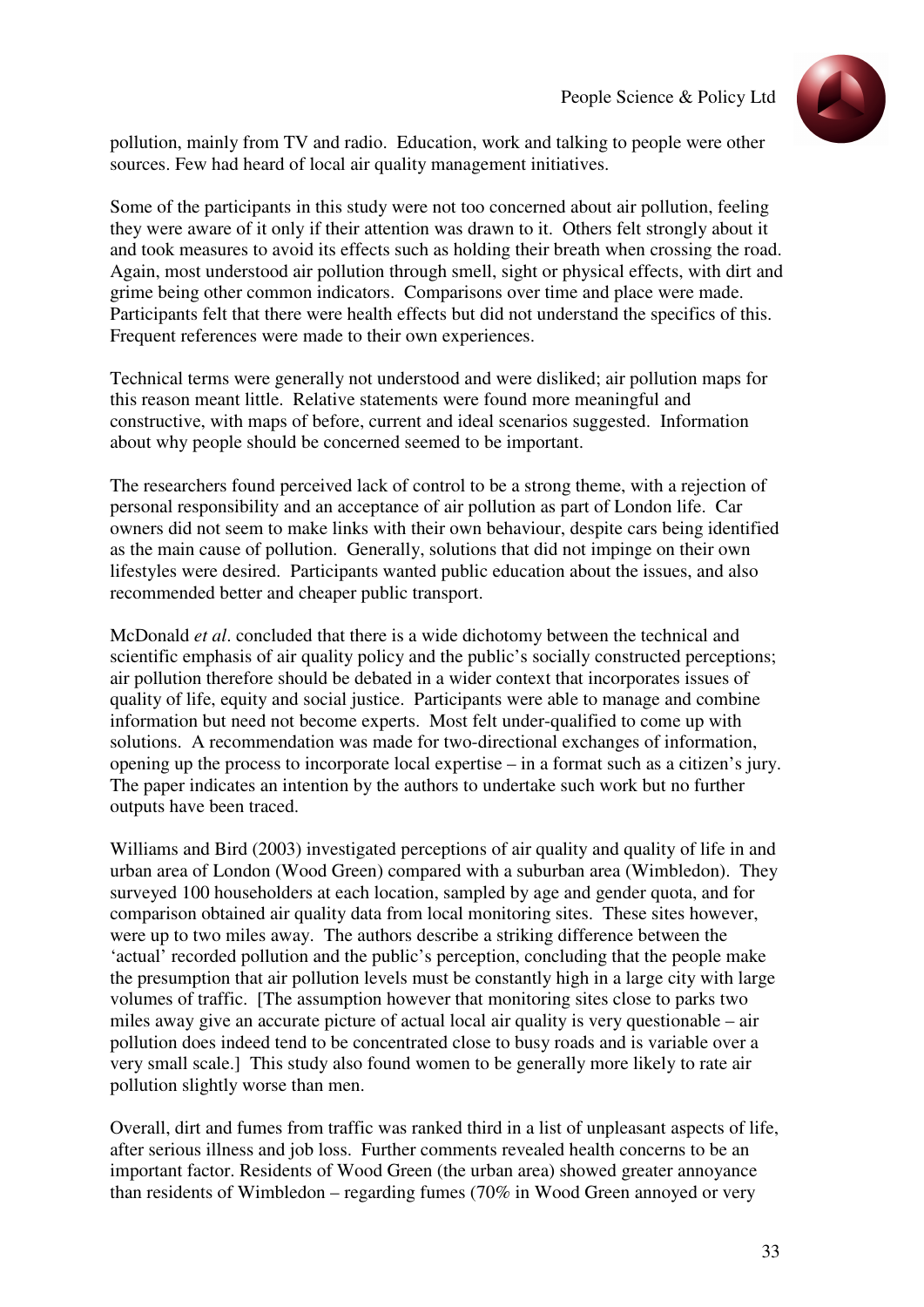pollution, mainly from TV and radio. Education, work and talking to people were other sources. Few had heard of local air quality management initiatives.

Some of the participants in this study were not too concerned about air pollution, feeling they were aware of it only if their attention was drawn to it. Others felt strongly about it and took measures to avoid its effects such as holding their breath when crossing the road. Again, most understood air pollution through smell, sight or physical effects, with dirt and grime being other common indicators. Comparisons over time and place were made. Participants felt that there were health effects but did not understand the specifics of this. Frequent references were made to their own experiences.

Technical terms were generally not understood and were disliked; air pollution maps for this reason meant little. Relative statements were found more meaningful and constructive, with maps of before, current and ideal scenarios suggested. Information about why people should be concerned seemed to be important.

The researchers found perceived lack of control to be a strong theme, with a rejection of personal responsibility and an acceptance of air pollution as part of London life. Car owners did not seem to make links with their own behaviour, despite cars being identified as the main cause of pollution. Generally, solutions that did not impinge on their own lifestyles were desired. Participants wanted public education about the issues, and also recommended better and cheaper public transport.

McDonald *et al*. concluded that there is a wide dichotomy between the technical and scientific emphasis of air quality policy and the public's socially constructed perceptions; air pollution therefore should be debated in a wider context that incorporates issues of quality of life, equity and social justice. Participants were able to manage and combine information but need not become experts. Most felt under-qualified to come up with solutions. A recommendation was made for two-directional exchanges of information, opening up the process to incorporate local expertise – in a format such as a citizen's jury. The paper indicates an intention by the authors to undertake such work but no further outputs have been traced.

Williams and Bird (2003) investigated perceptions of air quality and quality of life in and urban area of London (Wood Green) compared with a suburban area (Wimbledon). They surveyed 100 householders at each location, sampled by age and gender quota, and for comparison obtained air quality data from local monitoring sites. These sites however, were up to two miles away. The authors describe a striking difference between the 'actual' recorded pollution and the public's perception, concluding that the people make the presumption that air pollution levels must be constantly high in a large city with large volumes of traffic. [The assumption however that monitoring sites close to parks two miles away give an accurate picture of actual local air quality is very questionable – air pollution does indeed tend to be concentrated close to busy roads and is variable over a very small scale.] This study also found women to be generally more likely to rate air pollution slightly worse than men.

Overall, dirt and fumes from traffic was ranked third in a list of unpleasant aspects of life, after serious illness and job loss. Further comments revealed health concerns to be an important factor. Residents of Wood Green (the urban area) showed greater annoyance than residents of Wimbledon – regarding fumes (70% in Wood Green annoyed or very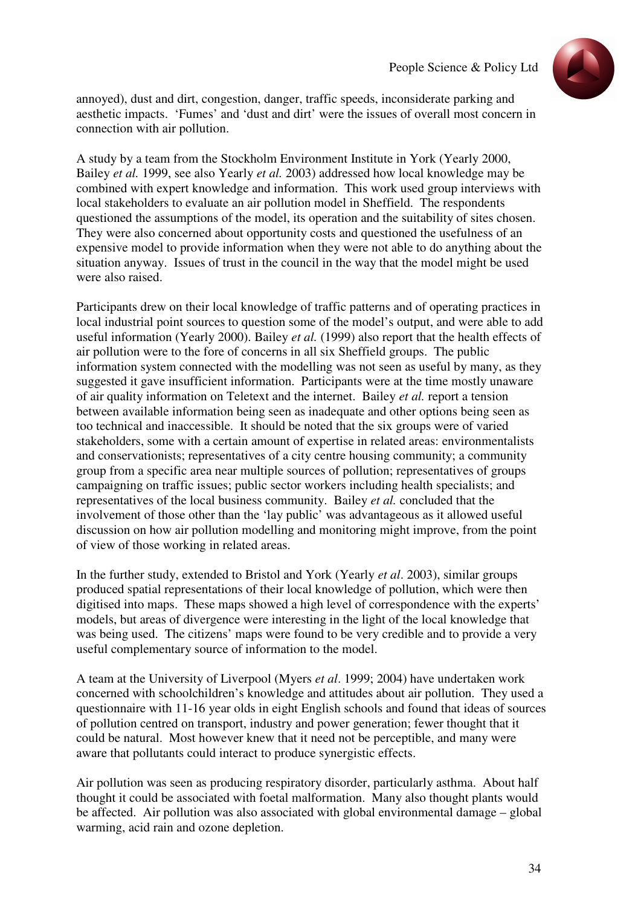annoyed), dust and dirt, congestion, danger, traffic speeds, inconsiderate parking and aesthetic impacts. 'Fumes' and 'dust and dirt' were the issues of overall most concern in connection with air pollution.

A study by a team from the Stockholm Environment Institute in York (Yearly 2000, Bailey *et al.* 1999, see also Yearly *et al.* 2003) addressed how local knowledge may be combined with expert knowledge and information. This work used group interviews with local stakeholders to evaluate an air pollution model in Sheffield. The respondents questioned the assumptions of the model, its operation and the suitability of sites chosen. They were also concerned about opportunity costs and questioned the usefulness of an expensive model to provide information when they were not able to do anything about the situation anyway. Issues of trust in the council in the way that the model might be used were also raised.

Participants drew on their local knowledge of traffic patterns and of operating practices in local industrial point sources to question some of the model's output, and were able to add useful information (Yearly 2000). Bailey *et al.* (1999) also report that the health effects of air pollution were to the fore of concerns in all six Sheffield groups. The public information system connected with the modelling was not seen as useful by many, as they suggested it gave insufficient information. Participants were at the time mostly unaware of air quality information on Teletext and the internet. Bailey *et al.* report a tension between available information being seen as inadequate and other options being seen as too technical and inaccessible. It should be noted that the six groups were of varied stakeholders, some with a certain amount of expertise in related areas: environmentalists and conservationists; representatives of a city centre housing community; a community group from a specific area near multiple sources of pollution; representatives of groups campaigning on traffic issues; public sector workers including health specialists; and representatives of the local business community. Bailey *et al.* concluded that the involvement of those other than the 'lay public' was advantageous as it allowed useful discussion on how air pollution modelling and monitoring might improve, from the point of view of those working in related areas.

In the further study, extended to Bristol and York (Yearly *et al*. 2003), similar groups produced spatial representations of their local knowledge of pollution, which were then digitised into maps. These maps showed a high level of correspondence with the experts' models, but areas of divergence were interesting in the light of the local knowledge that was being used. The citizens' maps were found to be very credible and to provide a very useful complementary source of information to the model.

A team at the University of Liverpool (Myers *et al*. 1999; 2004) have undertaken work concerned with schoolchildren's knowledge and attitudes about air pollution. They used a questionnaire with 11-16 year olds in eight English schools and found that ideas of sources of pollution centred on transport, industry and power generation; fewer thought that it could be natural. Most however knew that it need not be perceptible, and many were aware that pollutants could interact to produce synergistic effects.

Air pollution was seen as producing respiratory disorder, particularly asthma. About half thought it could be associated with foetal malformation. Many also thought plants would be affected. Air pollution was also associated with global environmental damage – global warming, acid rain and ozone depletion.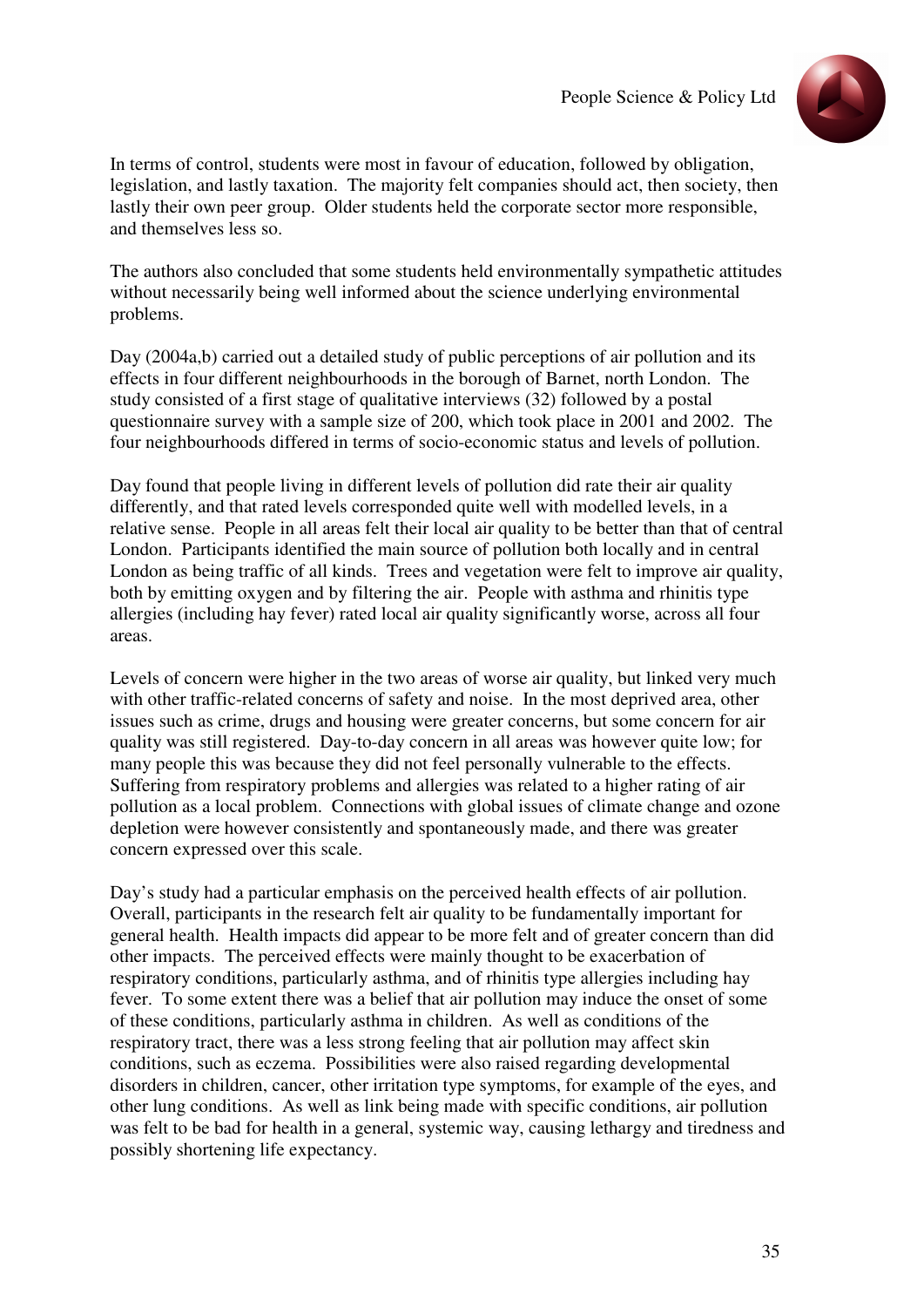In terms of control, students were most in favour of education, followed by obligation, legislation, and lastly taxation. The majority felt companies should act, then society, then lastly their own peer group. Older students held the corporate sector more responsible, and themselves less so.

The authors also concluded that some students held environmentally sympathetic attitudes without necessarily being well informed about the science underlying environmental problems.

Day (2004a,b) carried out a detailed study of public perceptions of air pollution and its effects in four different neighbourhoods in the borough of Barnet, north London. The study consisted of a first stage of qualitative interviews (32) followed by a postal questionnaire survey with a sample size of 200, which took place in 2001 and 2002. The four neighbourhoods differed in terms of socio-economic status and levels of pollution.

Day found that people living in different levels of pollution did rate their air quality differently, and that rated levels corresponded quite well with modelled levels, in a relative sense. People in all areas felt their local air quality to be better than that of central London. Participants identified the main source of pollution both locally and in central London as being traffic of all kinds. Trees and vegetation were felt to improve air quality, both by emitting oxygen and by filtering the air. People with asthma and rhinitis type allergies (including hay fever) rated local air quality significantly worse, across all four areas.

Levels of concern were higher in the two areas of worse air quality, but linked very much with other traffic-related concerns of safety and noise. In the most deprived area, other issues such as crime, drugs and housing were greater concerns, but some concern for air quality was still registered. Day-to-day concern in all areas was however quite low; for many people this was because they did not feel personally vulnerable to the effects. Suffering from respiratory problems and allergies was related to a higher rating of air pollution as a local problem. Connections with global issues of climate change and ozone depletion were however consistently and spontaneously made, and there was greater concern expressed over this scale.

Day's study had a particular emphasis on the perceived health effects of air pollution. Overall, participants in the research felt air quality to be fundamentally important for general health. Health impacts did appear to be more felt and of greater concern than did other impacts. The perceived effects were mainly thought to be exacerbation of respiratory conditions, particularly asthma, and of rhinitis type allergies including hay fever. To some extent there was a belief that air pollution may induce the onset of some of these conditions, particularly asthma in children. As well as conditions of the respiratory tract, there was a less strong feeling that air pollution may affect skin conditions, such as eczema. Possibilities were also raised regarding developmental disorders in children, cancer, other irritation type symptoms, for example of the eyes, and other lung conditions. As well as link being made with specific conditions, air pollution was felt to be bad for health in a general, systemic way, causing lethargy and tiredness and possibly shortening life expectancy.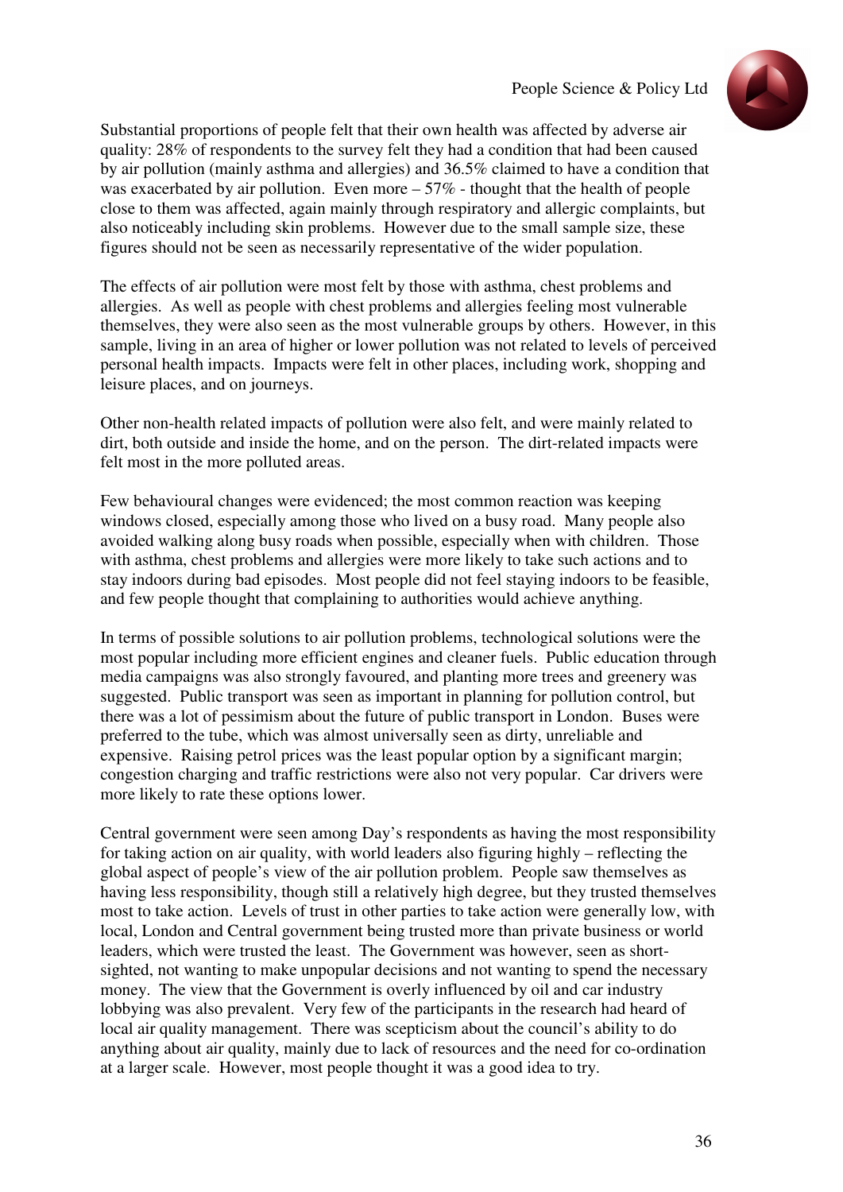Substantial proportions of people felt that their own health was affected by adverse air quality: 28% of respondents to the survey felt they had a condition that had been caused by air pollution (mainly asthma and allergies) and 36.5% claimed to have a condition that was exacerbated by air pollution. Even more – 57% - thought that the health of people close to them was affected, again mainly through respiratory and allergic complaints, but also noticeably including skin problems. However due to the small sample size, these figures should not be seen as necessarily representative of the wider population.

The effects of air pollution were most felt by those with asthma, chest problems and allergies. As well as people with chest problems and allergies feeling most vulnerable themselves, they were also seen as the most vulnerable groups by others. However, in this sample, living in an area of higher or lower pollution was not related to levels of perceived personal health impacts. Impacts were felt in other places, including work, shopping and leisure places, and on journeys.

Other non-health related impacts of pollution were also felt, and were mainly related to dirt, both outside and inside the home, and on the person. The dirt-related impacts were felt most in the more polluted areas.

Few behavioural changes were evidenced; the most common reaction was keeping windows closed, especially among those who lived on a busy road. Many people also avoided walking along busy roads when possible, especially when with children. Those with asthma, chest problems and allergies were more likely to take such actions and to stay indoors during bad episodes. Most people did not feel staying indoors to be feasible, and few people thought that complaining to authorities would achieve anything.

In terms of possible solutions to air pollution problems, technological solutions were the most popular including more efficient engines and cleaner fuels. Public education through media campaigns was also strongly favoured, and planting more trees and greenery was suggested. Public transport was seen as important in planning for pollution control, but there was a lot of pessimism about the future of public transport in London. Buses were preferred to the tube, which was almost universally seen as dirty, unreliable and expensive. Raising petrol prices was the least popular option by a significant margin; congestion charging and traffic restrictions were also not very popular. Car drivers were more likely to rate these options lower.

Central government were seen among Day's respondents as having the most responsibility for taking action on air quality, with world leaders also figuring highly – reflecting the global aspect of people's view of the air pollution problem. People saw themselves as having less responsibility, though still a relatively high degree, but they trusted themselves most to take action. Levels of trust in other parties to take action were generally low, with local, London and Central government being trusted more than private business or world leaders, which were trusted the least. The Government was however, seen as short-sighted, not wanting to make unpopular decisions and not wanting to spend the necessary money. The view that the Government is overly influenced by oil and car industry lobbying was also prevalent. Very few of the participants in the research had heard of local air quality management. There was scepticism about the council's ability to do anything about air quality, mainly due to lack of resources and the need for co-ordination at a larger scale. However, most people thought it was a good idea to try.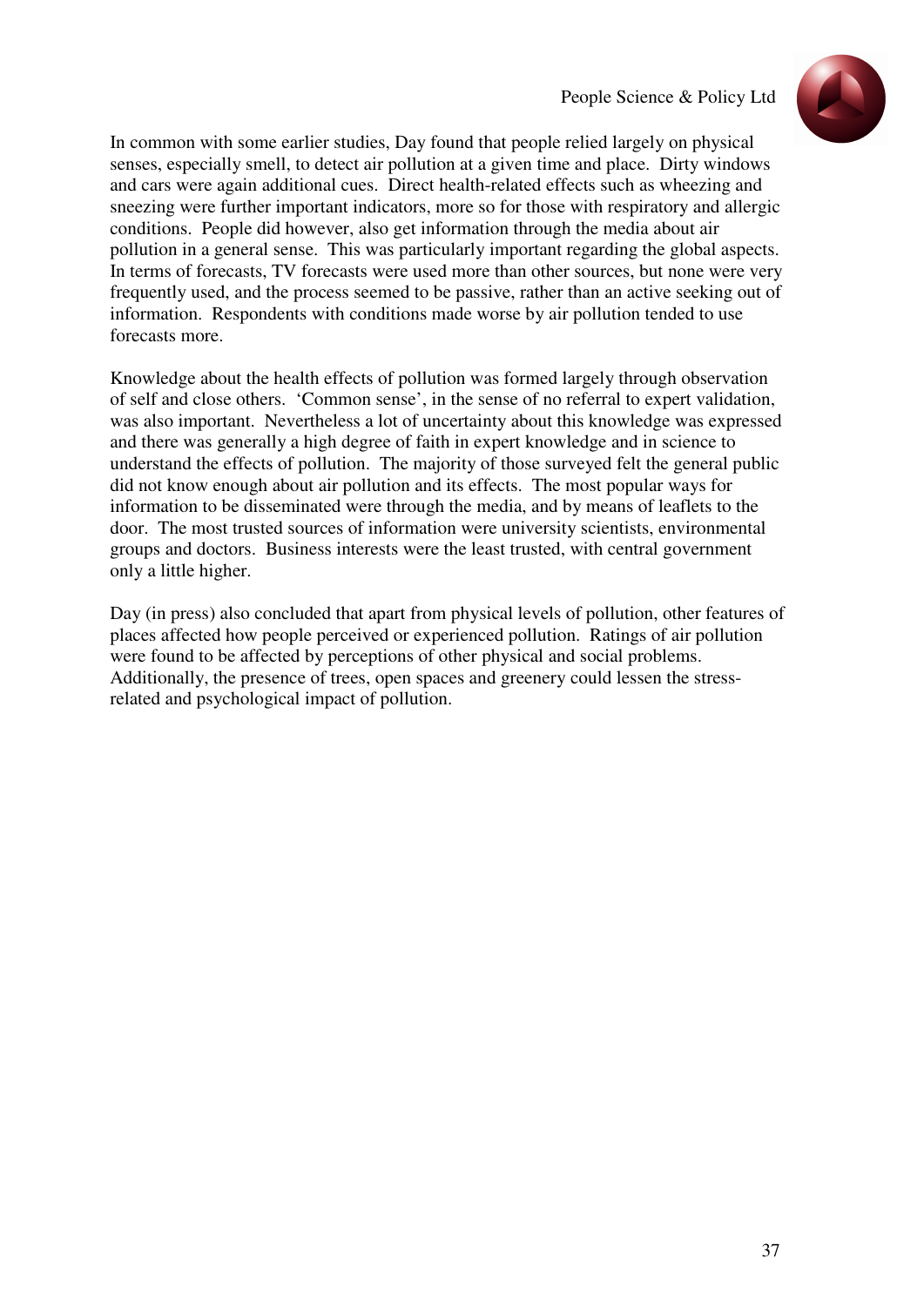In common with some earlier studies, Day found that people relied largely on physical senses, especially smell, to detect air pollution at a given time and place. Dirty windows and cars were again additional cues. Direct health-related effects such as wheezing and sneezing were further important indicators, more so for those with respiratory and allergic conditions. People did however, also get information through the media about air pollution in a general sense. This was particularly important regarding the global aspects. In terms of forecasts, TV forecasts were used more than other sources, but none were very frequently used, and the process seemed to be passive, rather than an active seeking out of information. Respondents with conditions made worse by air pollution tended to use forecasts more.

Knowledge about the health effects of pollution was formed largely through observation of self and close others. 'Common sense', in the sense of no referral to expert validation, was also important. Nevertheless a lot of uncertainty about this knowledge was expressed and there was generally a high degree of faith in expert knowledge and in science to understand the effects of pollution. The majority of those surveyed felt the general public did not know enough about air pollution and its effects. The most popular ways for information to be disseminated were through the media, and by means of leaflets to the door. The most trusted sources of information were university scientists, environmental groups and doctors. Business interests were the least trusted, with central government only a little higher.

Day (in press) also concluded that apart from physical levels of pollution, other features of places affected how people perceived or experienced pollution. Ratings of air pollution were found to be affected by perceptions of other physical and social problems. Additionally, the presence of trees, open spaces and greenery could lessen the stress-related and psychological impact of pollution.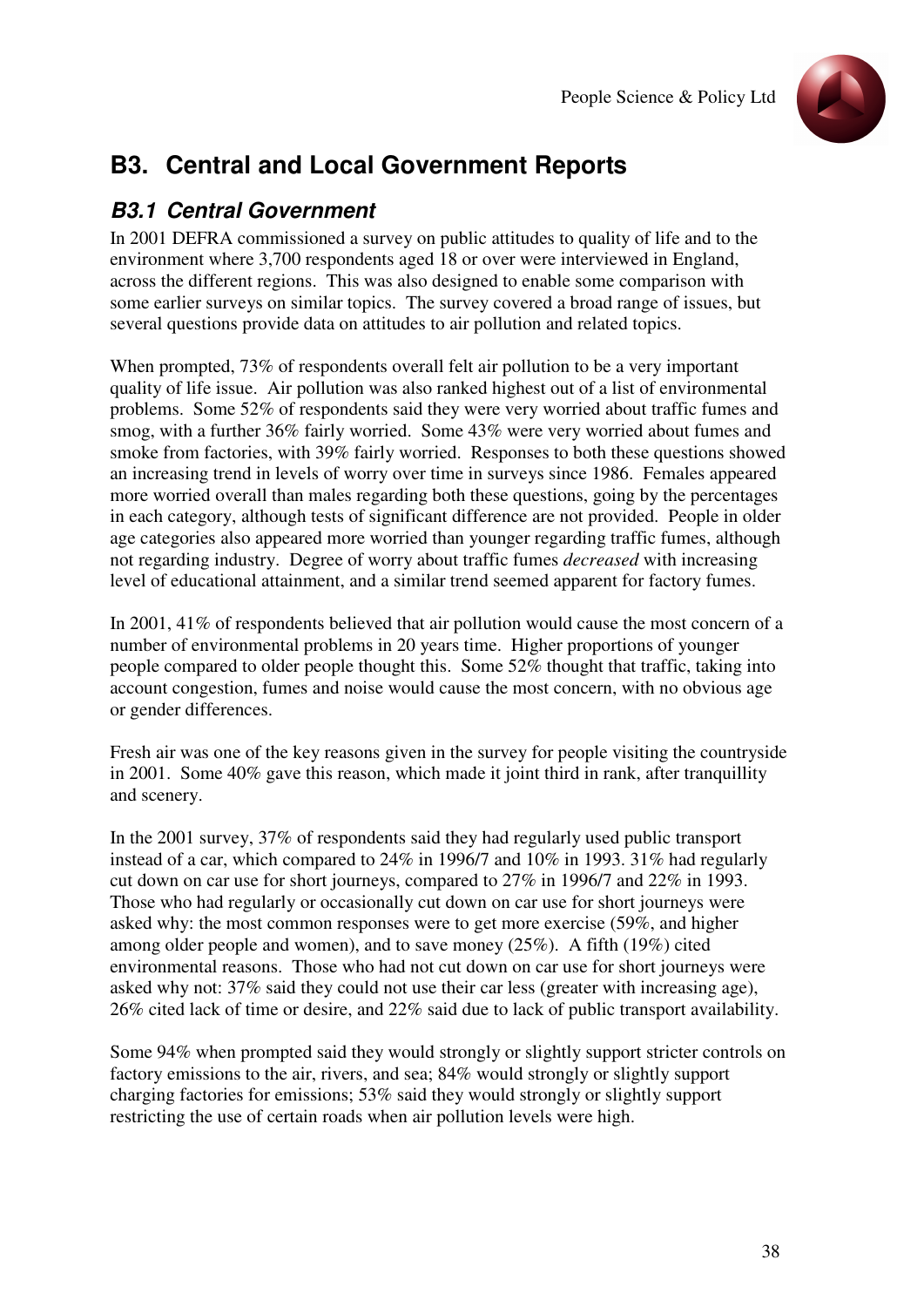# B3. Central and Local Government Reports

## *B3.1 Central Government*

In 2001 DEFRA commissioned a survey on public attitudes to quality of life and to the environment where 3,700 respondents aged 18 or over were interviewed in England, across the different regions. This was also designed to enable some comparison with some earlier surveys on similar topics. The survey covered a broad range of issues, but several questions provide data on attitudes to air pollution and related topics.

When prompted, 73% of respondents overall felt air pollution to be a very important quality of life issue. Air pollution was also ranked highest out of a list of environmental problems. Some 52% of respondents said they were very worried about traffic fumes and smog, with a further 36% fairly worried. Some 43% were very worried about fumes and smoke from factories, with 39% fairly worried. Responses to both these questions showed an increasing trend in levels of worry over time in surveys since 1986. Females appeared more worried overall than males regarding both these questions, going by the percentages in each category, although tests of significant difference are not provided. People in older age categories also appeared more worried than younger regarding traffic fumes, although not regarding industry. Degree of worry about traffic fumes *decreased* with increasing level of educational attainment, and a similar trend seemed apparent for factory fumes.

In 2001, 41% of respondents believed that air pollution would cause the most concern of a number of environmental problems in 20 years time. Higher proportions of younger people compared to older people thought this. Some 52% thought that traffic, taking into account congestion, fumes and noise would cause the most concern, with no obvious age or gender differences.

Fresh air was one of the key reasons given in the survey for people visiting the countryside in 2001. Some 40% gave this reason, which made it joint third in rank, after tranquillity and scenery.

In the 2001 survey, 37% of respondents said they had regularly used public transport instead of a car, which compared to 24% in 1996/7 and 10% in 1993. 31% had regularly cut down on car use for short journeys, compared to 27% in 1996/7 and 22% in 1993. Those who had regularly or occasionally cut down on car use for short journeys were asked why: the most common responses were to get more exercise (59%, and higher among older people and women), and to save money (25%). A fifth (19%) cited environmental reasons. Those who had not cut down on car use for short journeys were asked why not: 37% said they could not use their car less (greater with increasing age), 26% cited lack of time or desire, and 22% said due to lack of public transport availability.

Some 94% when prompted said they would strongly or slightly support stricter controls on factory emissions to the air, rivers, and sea; 84% would strongly or slightly support charging factories for emissions; 53% said they would strongly or slightly support restricting the use of certain roads when air pollution levels were high.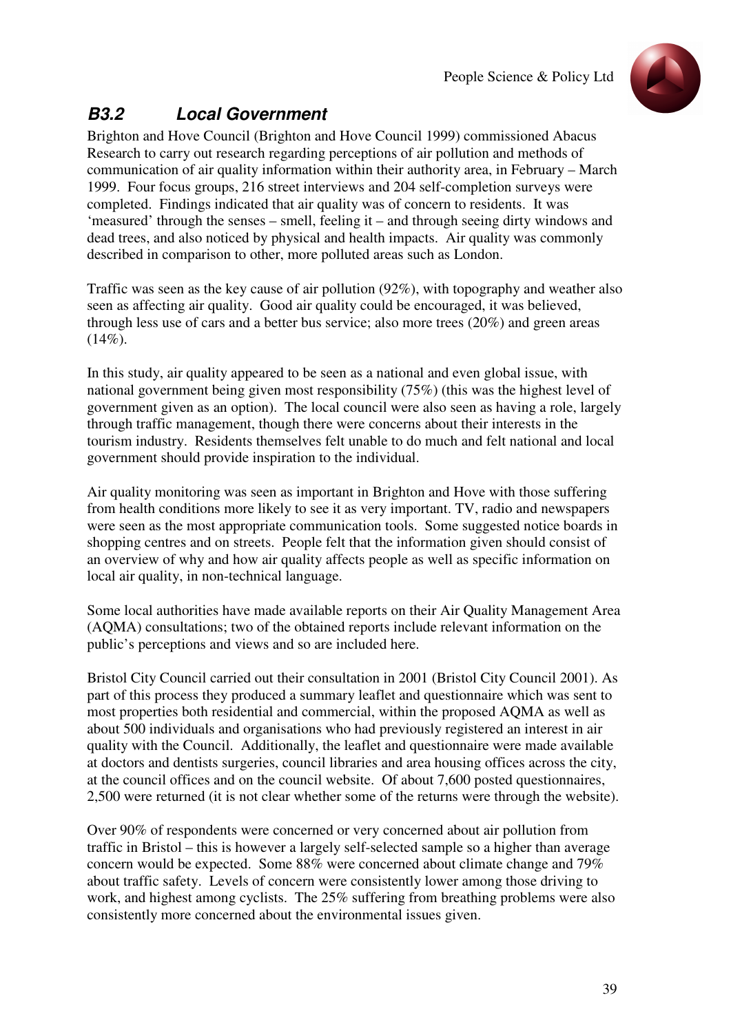### *B3.2 Local Government*

Brighton and Hove Council (Brighton and Hove Council 1999) commissioned Abacus Research to carry out research regarding perceptions of air pollution and methods of communication of air quality information within their authority area, in February – March 1999. Four focus groups, 216 street interviews and 204 self-completion surveys were completed. Findings indicated that air quality was of concern to residents. It was 'measured' through the senses – smell, feeling it – and through seeing dirty windows and dead trees, and also noticed by physical and health impacts. Air quality was commonly described in comparison to other, more polluted areas such as London.

Traffic was seen as the key cause of air pollution (92%), with topography and weather also seen as affecting air quality. Good air quality could be encouraged, it was believed, through less use of cars and a better bus service; also more trees (20%) and green areas (14%).

In this study, air quality appeared to be seen as a national and even global issue, with national government being given most responsibility (75%) (this was the highest level of government given as an option). The local council were also seen as having a role, largely through traffic management, though there were concerns about their interests in the tourism industry. Residents themselves felt unable to do much and felt national and local government should provide inspiration to the individual.

Air quality monitoring was seen as important in Brighton and Hove with those suffering from health conditions more likely to see it as very important. TV, radio and newspapers were seen as the most appropriate communication tools. Some suggested notice boards in shopping centres and on streets. People felt that the information given should consist of an overview of why and how air quality affects people as well as specific information on local air quality, in non-technical language.

Some local authorities have made available reports on their Air Quality Management Area (AQMA) consultations; two of the obtained reports include relevant information on the public's perceptions and views and so are included here.

Bristol City Council carried out their consultation in 2001 (Bristol City Council 2001). As part of this process they produced a summary leaflet and questionnaire which was sent to most properties both residential and commercial, within the proposed AQMA as well as about 500 individuals and organisations who had previously registered an interest in air quality with the Council. Additionally, the leaflet and questionnaire were made available at doctors and dentists surgeries, council libraries and area housing offices across the city, at the council offices and on the council website. Of about 7,600 posted questionnaires, 2,500 were returned (it is not clear whether some of the returns were through the website).

Over 90% of respondents were concerned or very concerned about air pollution from traffic in Bristol – this is however a largely self-selected sample so a higher than average concern would be expected. Some 88% were concerned about climate change and 79% about traffic safety. Levels of concern were consistently lower among those driving to work, and highest among cyclists. The 25% suffering from breathing problems were also consistently more concerned about the environmental issues given.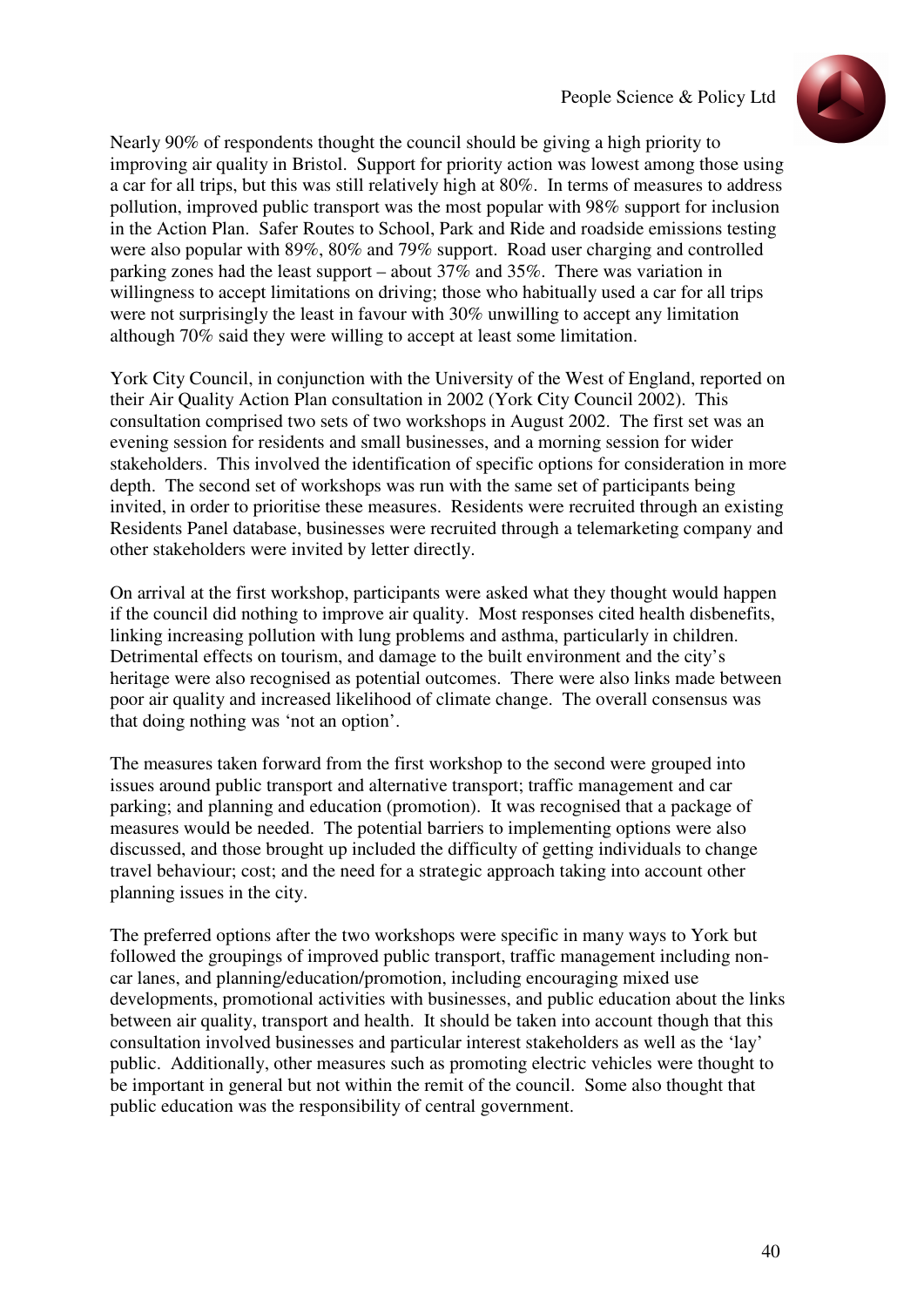Nearly 90% of respondents thought the council should be giving a high priority to improving air quality in Bristol. Support for priority action was lowest among those using a car for all trips, but this was still relatively high at 80%. In terms of measures to address pollution, improved public transport was the most popular with 98% support for inclusion in the Action Plan. Safer Routes to School, Park and Ride and roadside emissions testing were also popular with 89%, 80% and 79% support. Road user charging and controlled parking zones had the least support – about 37% and 35%. There was variation in willingness to accept limitations on driving; those who habitually used a car for all trips were not surprisingly the least in favour with 30% unwilling to accept any limitation although 70% said they were willing to accept at least some limitation.

York City Council, in conjunction with the University of the West of England, reported on their Air Quality Action Plan consultation in 2002 (York City Council 2002). This consultation comprised two sets of two workshops in August 2002. The first set was an evening session for residents and small businesses, and a morning session for wider stakeholders. This involved the identification of specific options for consideration in more depth. The second set of workshops was run with the same set of participants being invited, in order to prioritise these measures. Residents were recruited through an existing Residents Panel database, businesses were recruited through a telemarketing company and other stakeholders were invited by letter directly.

On arrival at the first workshop, participants were asked what they thought would happen if the council did nothing to improve air quality. Most responses cited health disbenefits, linking increasing pollution with lung problems and asthma, particularly in children. Detrimental effects on tourism, and damage to the built environment and the city's heritage were also recognised as potential outcomes. There were also links made between poor air quality and increased likelihood of climate change. The overall consensus was that doing nothing was 'not an option'.

The measures taken forward from the first workshop to the second were grouped into issues around public transport and alternative transport; traffic management and car parking; and planning and education (promotion). It was recognised that a package of measures would be needed. The potential barriers to implementing options were also discussed, and those brought up included the difficulty of getting individuals to change travel behaviour; cost; and the need for a strategic approach taking into account other planning issues in the city.

The preferred options after the two workshops were specific in many ways to York but followed the groupings of improved public transport, traffic management including non-car lanes, and planning/education/promotion, including encouraging mixed use developments, promotional activities with businesses, and public education about the links between air quality, transport and health. It should be taken into account though that this consultation involved businesses and particular interest stakeholders as well as the 'lay' public. Additionally, other measures such as promoting electric vehicles were thought to be important in general but not within the remit of the council. Some also thought that public education was the responsibility of central government.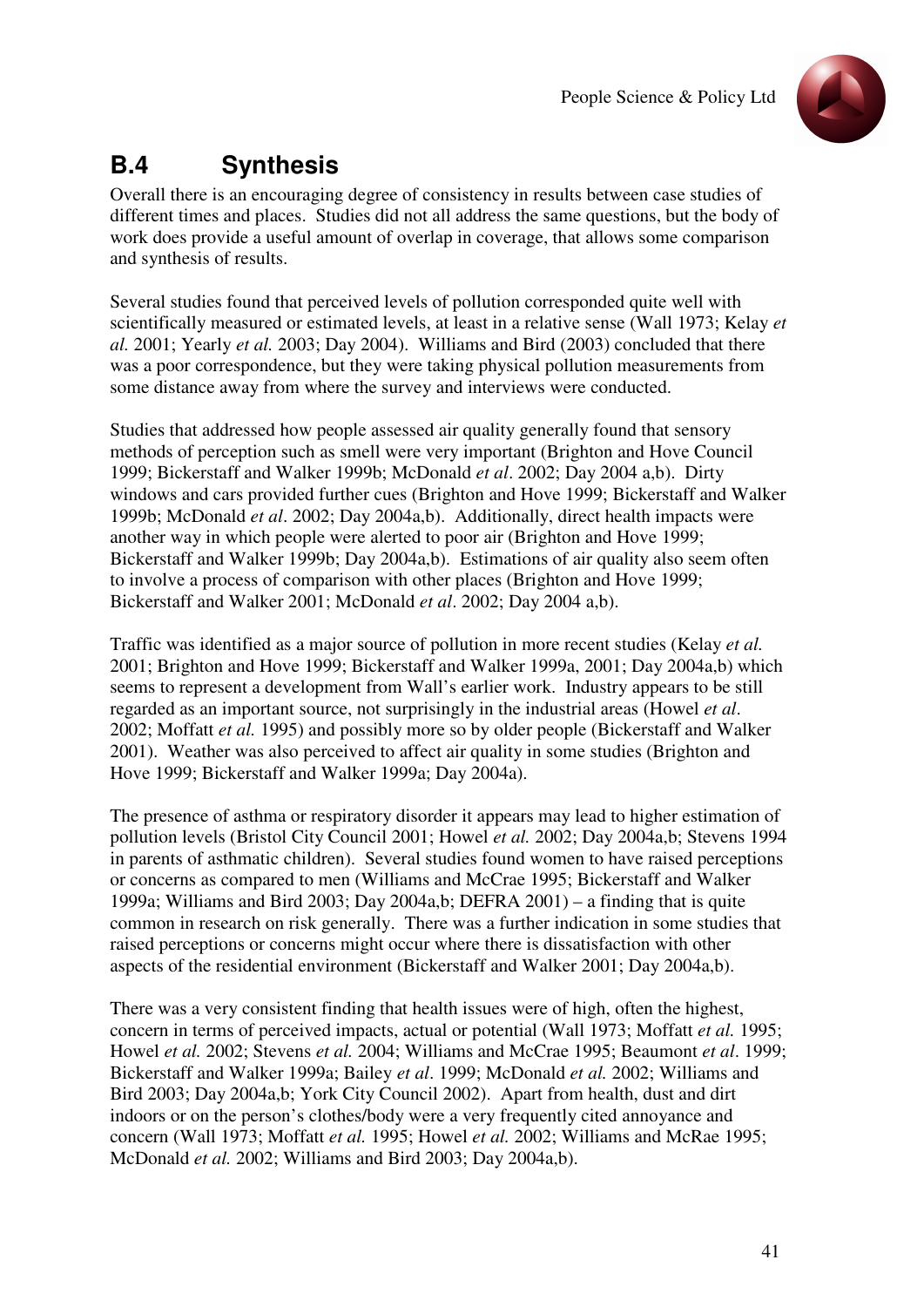## B.4 Synthesis

Overall there is an encouraging degree of consistency in results between case studies of different times and places. Studies did not all address the same questions, but the body of work does provide a useful amount of overlap in coverage, that allows some comparison and synthesis of results.

Several studies found that perceived levels of pollution corresponded quite well with scientifically measured or estimated levels, at least in a relative sense (Wall 1973; Kelay *et al.* 2001; Yearly *et al.* 2003; Day 2004). Williams and Bird (2003) concluded that there was a poor correspondence, but they were taking physical pollution measurements from some distance away from where the survey and interviews were conducted.

Studies that addressed how people assessed air quality generally found that sensory methods of perception such as smell were very important (Brighton and Hove Council 1999; Bickerstaff and Walker 1999b; McDonald *et al*. 2002; Day 2004 a,b). Dirty windows and cars provided further cues (Brighton and Hove 1999; Bickerstaff and Walker 1999b; McDonald *et al*. 2002; Day 2004a,b). Additionally, direct health impacts were another way in which people were alerted to poor air (Brighton and Hove 1999; Bickerstaff and Walker 1999b; Day 2004a,b). Estimations of air quality also seem often to involve a process of comparison with other places (Brighton and Hove 1999; Bickerstaff and Walker 2001; McDonald *et al*. 2002; Day 2004 a,b).

Traffic was identified as a major source of pollution in more recent studies (Kelay *et al.* 2001; Brighton and Hove 1999; Bickerstaff and Walker 1999a, 2001; Day 2004a,b) which seems to represent a development from Wall's earlier work. Industry appears to be still regarded as an important source, not surprisingly in the industrial areas (Howel *et al*. 2002; Moffatt *et al.* 1995) and possibly more so by older people (Bickerstaff and Walker 2001). Weather was also perceived to affect air quality in some studies (Brighton and Hove 1999; Bickerstaff and Walker 1999a; Day 2004a).

The presence of asthma or respiratory disorder it appears may lead to higher estimation of pollution levels (Bristol City Council 2001; Howel *et al.* 2002; Day 2004a,b; Stevens 1994 in parents of asthmatic children). Several studies found women to have raised perceptions or concerns as compared to men (Williams and McCrae 1995; Bickerstaff and Walker 1999a; Williams and Bird 2003; Day 2004a,b; DEFRA 2001) – a finding that is quite common in research on risk generally. There was a further indication in some studies that raised perceptions or concerns might occur where there is dissatisfaction with other aspects of the residential environment (Bickerstaff and Walker 2001; Day 2004a,b).

There was a very consistent finding that health issues were of high, often the highest, concern in terms of perceived impacts, actual or potential (Wall 1973; Moffatt *et al.* 1995; Howel *et al.* 2002; Stevens *et al.* 2004; Williams and McCrae 1995; Beaumont *et al*. 1999; Bickerstaff and Walker 1999a; Bailey *et al*. 1999; McDonald *et al.* 2002; Williams and Bird 2003; Day 2004a,b; York City Council 2002). Apart from health, dust and dirt indoors or on the person's clothes/body were a very frequently cited annoyance and concern (Wall 1973; Moffatt *et al.* 1995; Howel *et al.* 2002; Williams and McRae 1995; McDonald *et al.* 2002; Williams and Bird 2003; Day 2004a,b).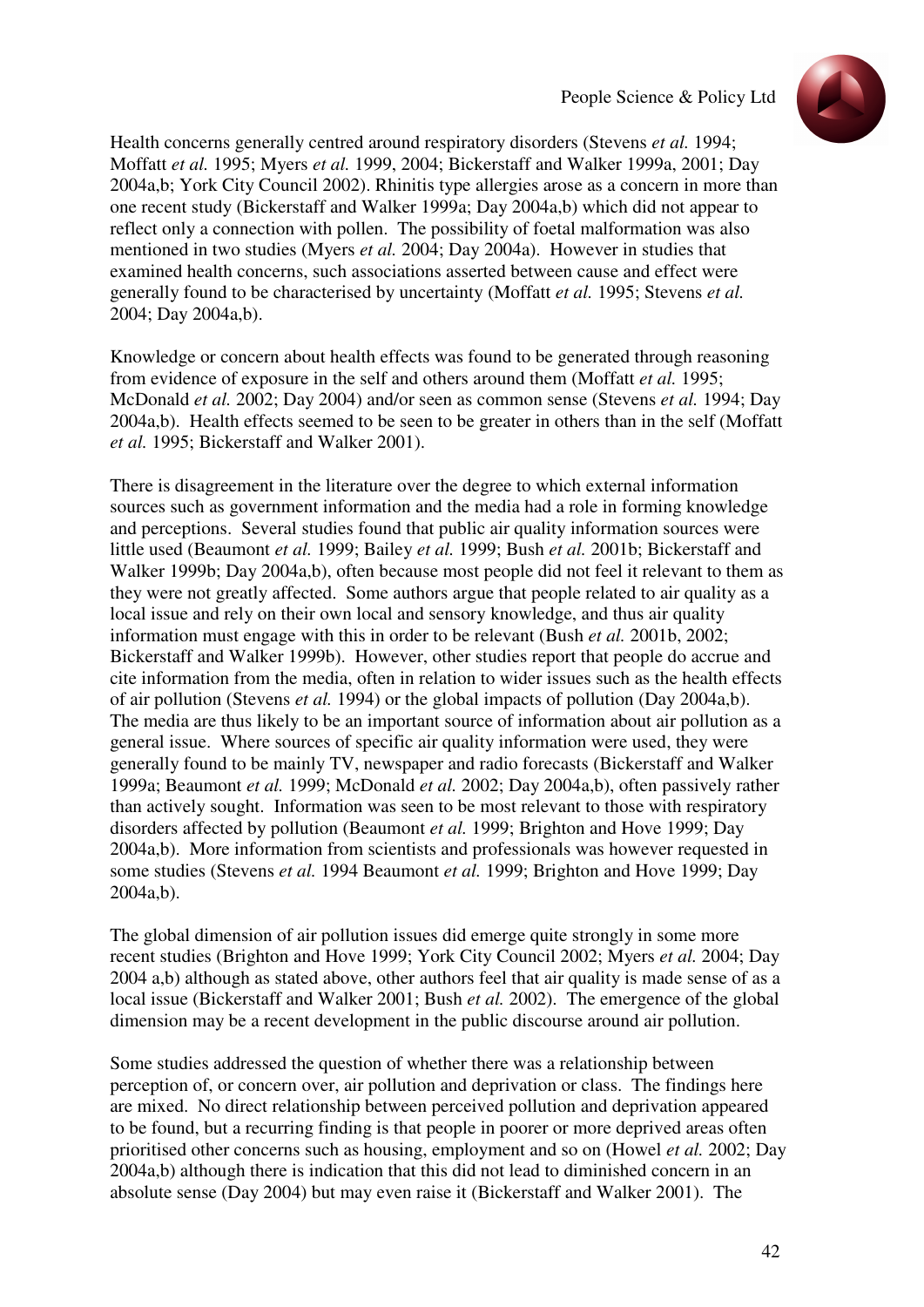Health concerns generally centred around respiratory disorders (Stevens *et al.* 1994; Moffatt *et al.* 1995; Myers *et al.* 1999, 2004; Bickerstaff and Walker 1999a, 2001; Day 2004a,b; York City Council 2002). Rhinitis type allergies arose as a concern in more than one recent study (Bickerstaff and Walker 1999a; Day 2004a,b) which did not appear to reflect only a connection with pollen. The possibility of foetal malformation was also mentioned in two studies (Myers *et al.* 2004; Day 2004a). However in studies that examined health concerns, such associations asserted between cause and effect were generally found to be characterised by uncertainty (Moffatt *et al.* 1995; Stevens *et al.* 2004; Day 2004a,b).

Knowledge or concern about health effects was found to be generated through reasoning from evidence of exposure in the self and others around them (Moffatt *et al.* 1995; McDonald *et al.* 2002; Day 2004) and/or seen as common sense (Stevens *et al.* 1994; Day 2004a,b). Health effects seemed to be seen to be greater in others than in the self (Moffatt *et al.* 1995; Bickerstaff and Walker 2001).

There is disagreement in the literature over the degree to which external information sources such as government information and the media had a role in forming knowledge and perceptions. Several studies found that public air quality information sources were little used (Beaumont *et al.* 1999; Bailey *et al.* 1999; Bush *et al.* 2001b; Bickerstaff and Walker 1999b; Day 2004a,b), often because most people did not feel it relevant to them as they were not greatly affected. Some authors argue that people related to air quality as a local issue and rely on their own local and sensory knowledge, and thus air quality information must engage with this in order to be relevant (Bush *et al.* 2001b, 2002; Bickerstaff and Walker 1999b). However, other studies report that people do accrue and cite information from the media, often in relation to wider issues such as the health effects of air pollution (Stevens *et al.* 1994) or the global impacts of pollution (Day 2004a,b). The media are thus likely to be an important source of information about air pollution as a general issue. Where sources of specific air quality information were used, they were generally found to be mainly TV, newspaper and radio forecasts (Bickerstaff and Walker 1999a; Beaumont *et al.* 1999; McDonald *et al.* 2002; Day 2004a,b), often passively rather than actively sought. Information was seen to be most relevant to those with respiratory disorders affected by pollution (Beaumont *et al.* 1999; Brighton and Hove 1999; Day 2004a,b). More information from scientists and professionals was however requested in some studies (Stevens *et al.* 1994 Beaumont *et al.* 1999; Brighton and Hove 1999; Day 2004a,b).

The global dimension of air pollution issues did emerge quite strongly in some more recent studies (Brighton and Hove 1999; York City Council 2002; Myers *et al.* 2004; Day 2004 a,b) although as stated above, other authors feel that air quality is made sense of as a local issue (Bickerstaff and Walker 2001; Bush *et al.* 2002). The emergence of the global dimension may be a recent development in the public discourse around air pollution.

Some studies addressed the question of whether there was a relationship between perception of, or concern over, air pollution and deprivation or class. The findings here are mixed. No direct relationship between perceived pollution and deprivation appeared to be found, but a recurring finding is that people in poorer or more deprived areas often prioritised other concerns such as housing, employment and so on (Howel *et al.* 2002; Day 2004a,b) although there is indication that this did not lead to diminished concern in an absolute sense (Day 2004) but may even raise it (Bickerstaff and Walker 2001). The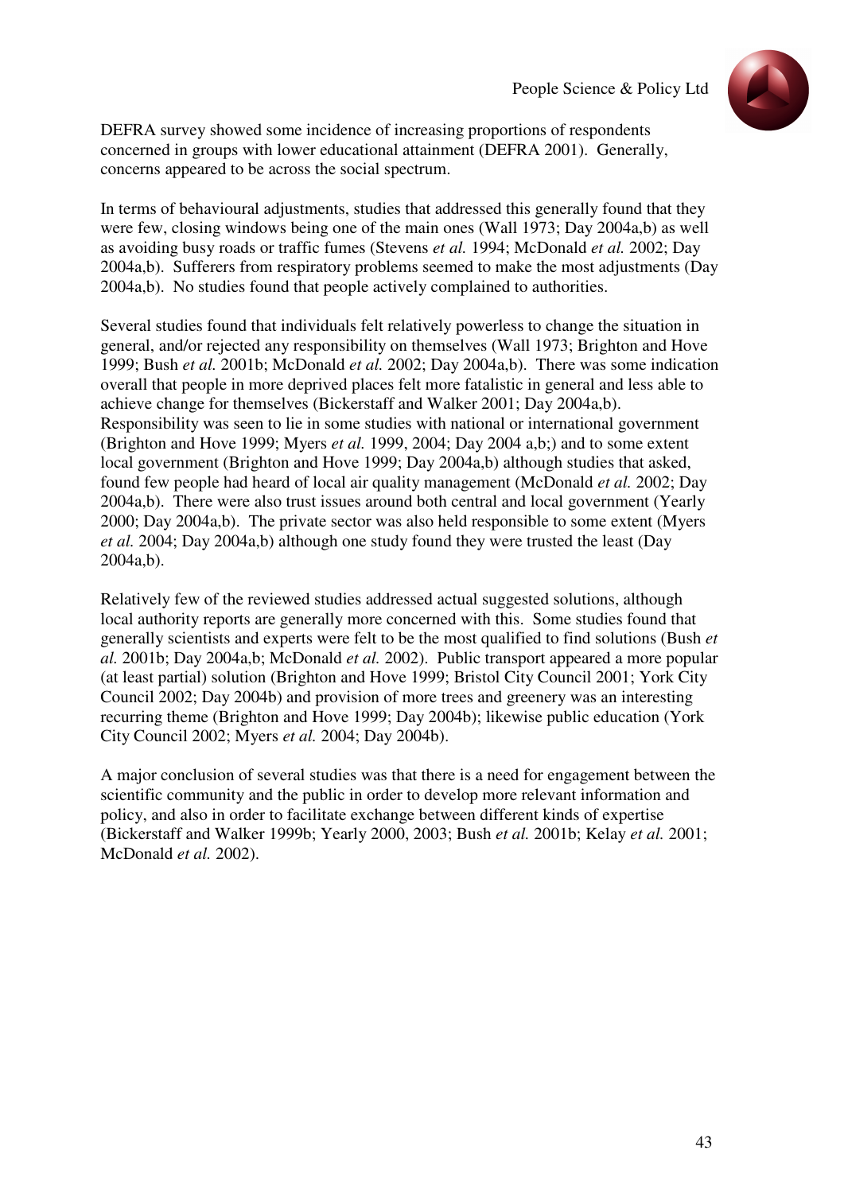DEFRA survey showed some incidence of increasing proportions of respondents concerned in groups with lower educational attainment (DEFRA 2001). Generally, concerns appeared to be across the social spectrum.

In terms of behavioural adjustments, studies that addressed this generally found that they were few, closing windows being one of the main ones (Wall 1973; Day 2004a,b) as well as avoiding busy roads or traffic fumes (Stevens *et al.* 1994; McDonald *et al.* 2002; Day 2004a,b). Sufferers from respiratory problems seemed to make the most adjustments (Day 2004a,b). No studies found that people actively complained to authorities.

Several studies found that individuals felt relatively powerless to change the situation in general, and/or rejected any responsibility on themselves (Wall 1973; Brighton and Hove 1999; Bush *et al.* 2001b; McDonald *et al.* 2002; Day 2004a,b). There was some indication overall that people in more deprived places felt more fatalistic in general and less able to achieve change for themselves (Bickerstaff and Walker 2001; Day 2004a,b). Responsibility was seen to lie in some studies with national or international government (Brighton and Hove 1999; Myers *et al.* 1999, 2004; Day 2004 a,b;) and to some extent local government (Brighton and Hove 1999; Day 2004a,b) although studies that asked, found few people had heard of local air quality management (McDonald *et al.* 2002; Day 2004a,b). There were also trust issues around both central and local government (Yearly 2000; Day 2004a,b). The private sector was also held responsible to some extent (Myers *et al.* 2004; Day 2004a,b) although one study found they were trusted the least (Day 2004a,b).

Relatively few of the reviewed studies addressed actual suggested solutions, although local authority reports are generally more concerned with this. Some studies found that generally scientists and experts were felt to be the most qualified to find solutions (Bush *et al.* 2001b; Day 2004a,b; McDonald *et al.* 2002). Public transport appeared a more popular (at least partial) solution (Brighton and Hove 1999; Bristol City Council 2001; York City Council 2002; Day 2004b) and provision of more trees and greenery was an interesting recurring theme (Brighton and Hove 1999; Day 2004b); likewise public education (York City Council 2002; Myers *et al.* 2004; Day 2004b).

A major conclusion of several studies was that there is a need for engagement between the scientific community and the public in order to develop more relevant information and policy, and also in order to facilitate exchange between different kinds of expertise (Bickerstaff and Walker 1999b; Yearly 2000, 2003; Bush *et al.* 2001b; Kelay *et al.* 2001; McDonald *et al.* 2002).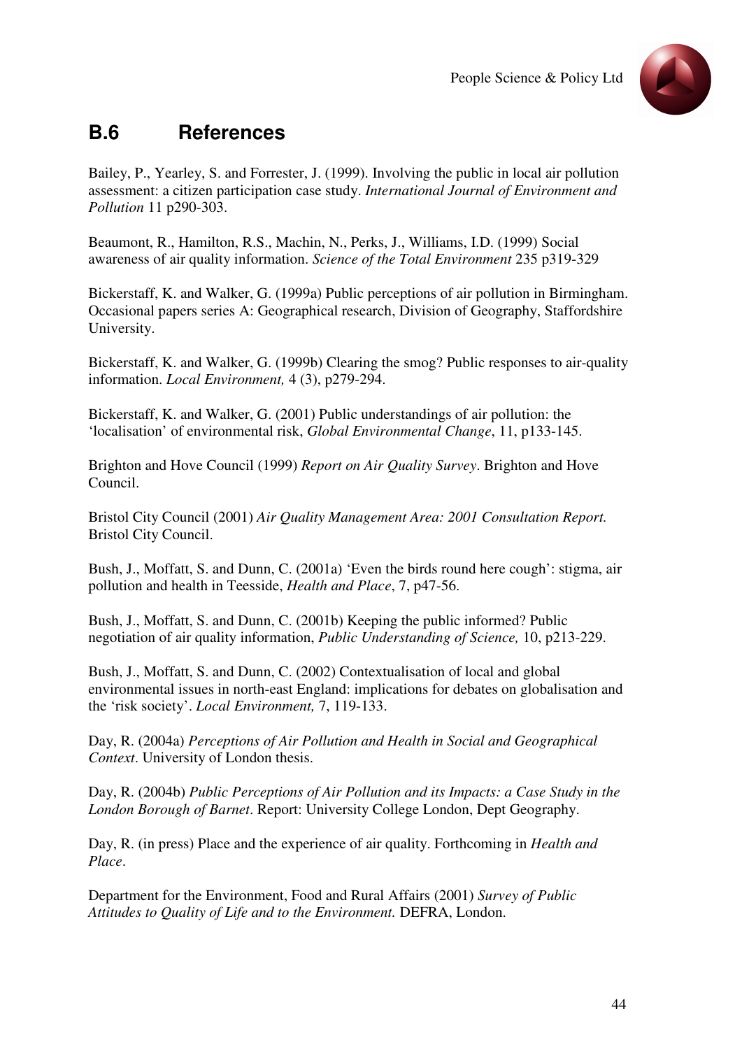## B.6 References

Bailey, P., Yearley, S. and Forrester, J. (1999). Involving the public in local air pollution assessment: a citizen participation case study. *International Journal of Environment and Pollution* 11 p290-303.

Beaumont, R., Hamilton, R.S., Machin, N., Perks, J., Williams, I.D. (1999) Social awareness of air quality information. *Science of the Total Environment* 235 p319-329

Bickerstaff, K. and Walker, G. (1999a) Public perceptions of air pollution in Birmingham. Occasional papers series A: Geographical research, Division of Geography, Staffordshire University.

Bickerstaff, K. and Walker, G. (1999b) Clearing the smog? Public responses to air-quality information. *Local Environment,* 4 (3), p279-294.

Bickerstaff, K. and Walker, G. (2001) Public understandings of air pollution: the 'localisation' of environmental risk, *Global Environmental Change*, 11, p133-145.

Brighton and Hove Council (1999) *Report on Air Quality Survey*. Brighton and Hove Council.

Bristol City Council (2001) *Air Quality Management Area: 2001 Consultation Report.* Bristol City Council.

Bush, J., Moffatt, S. and Dunn, C. (2001a) 'Even the birds round here cough': stigma, air pollution and health in Teesside, *Health and Place*, 7, p47-56.

Bush, J., Moffatt, S. and Dunn, C. (2001b) Keeping the public informed? Public negotiation of air quality information, *Public Understanding of Science,* 10, p213-229.

Bush, J., Moffatt, S. and Dunn, C. (2002) Contextualisation of local and global environmental issues in north-east England: implications for debates on globalisation and the 'risk society'. *Local Environment,* 7, 119-133.

Day, R. (2004a) *Perceptions of Air Pollution and Health in Social and Geographical Context*. University of London thesis.

Day, R. (2004b) *Public Perceptions of Air Pollution and its Impacts: a Case Study in the London Borough of Barnet*. Report: University College London, Dept Geography.

Day, R. (in press) Place and the experience of air quality. Forthcoming in *Health and Place*.

Department for the Environment, Food and Rural Affairs (2001) *Survey of Public Attitudes to Quality of Life and to the Environment.* DEFRA, London.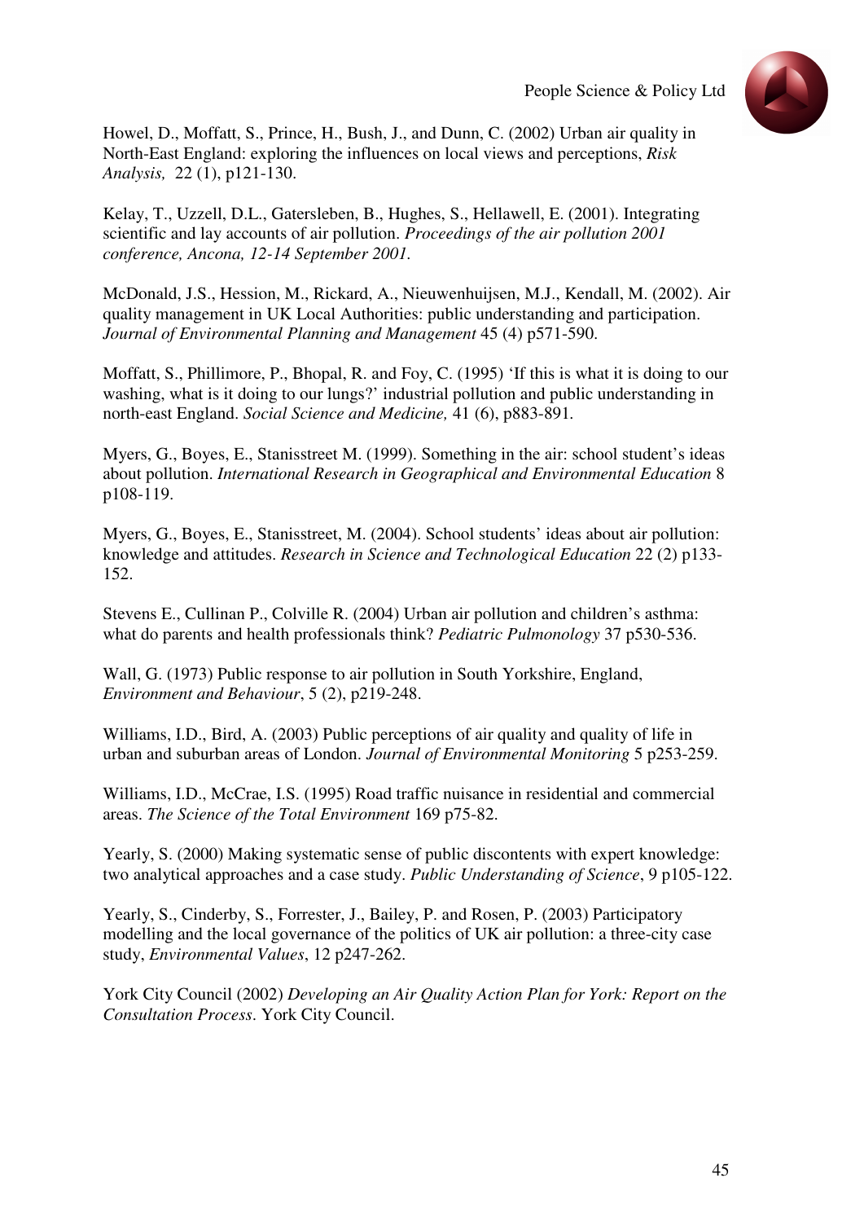Howel, D., Moffatt, S., Prince, H., Bush, J., and Dunn, C. (2002) Urban air quality in North-East England: exploring the influences on local views and perceptions, *Risk Analysis,* 22 (1), p121-130.

Kelay, T., Uzzell, D.L., Gatersleben, B., Hughes, S., Hellawell, E. (2001). Integrating scientific and lay accounts of air pollution. *Proceedings of the air pollution 2001 conference, Ancona, 12-14 September 2001.*

McDonald, J.S., Hession, M., Rickard, A., Nieuwenhuijsen, M.J., Kendall, M. (2002). Air quality management in UK Local Authorities: public understanding and participation. *Journal of Environmental Planning and Management* 45 (4) p571-590.

Moffatt, S., Phillimore, P., Bhopal, R. and Foy, C. (1995) 'If this is what it is doing to our washing, what is it doing to our lungs?' industrial pollution and public understanding in north-east England. *Social Science and Medicine,* 41 (6), p883-891.

Myers, G., Boyes, E., Stanisstreet M. (1999). Something in the air: school student's ideas about pollution. *International Research in Geographical and Environmental Education* 8 p108-119.

Myers, G., Boyes, E., Stanisstreet, M. (2004). School students' ideas about air pollution: knowledge and attitudes. *Research in Science and Technological Education* 22 (2) p133-152.

Stevens E., Cullinan P., Colville R. (2004) Urban air pollution and children's asthma: what do parents and health professionals think? *Pediatric Pulmonology* 37 p530-536.

Wall, G. (1973) Public response to air pollution in South Yorkshire, England, *Environment and Behaviour*, 5 (2), p219-248.

Williams, I.D., Bird, A. (2003) Public perceptions of air quality and quality of life in urban and suburban areas of London. *Journal of Environmental Monitoring* 5 p253-259.

Williams, I.D., McCrae, I.S. (1995) Road traffic nuisance in residential and commercial areas. *The Science of the Total Environment* 169 p75-82.

Yearly, S. (2000) Making systematic sense of public discontents with expert knowledge: two analytical approaches and a case study. *Public Understanding of Science*, 9 p105-122.

Yearly, S., Cinderby, S., Forrester, J., Bailey, P. and Rosen, P. (2003) Participatory modelling and the local governance of the politics of UK air pollution: a three-city case study, *Environmental Values*, 12 p247-262.

York City Council (2002) *Developing an Air Quality Action Plan for York: Report on the Consultation Process*. York City Council.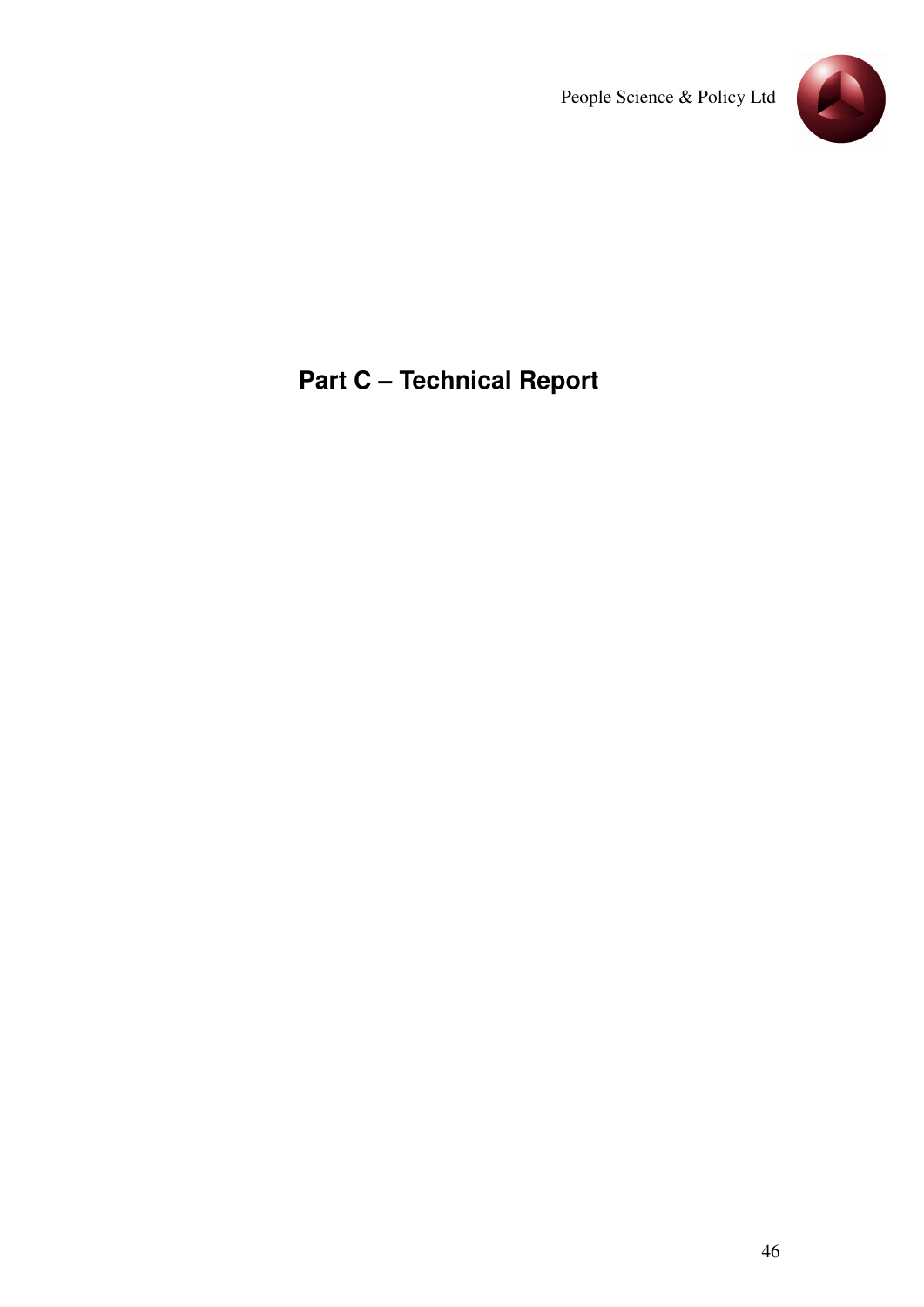# Part C – Technical Report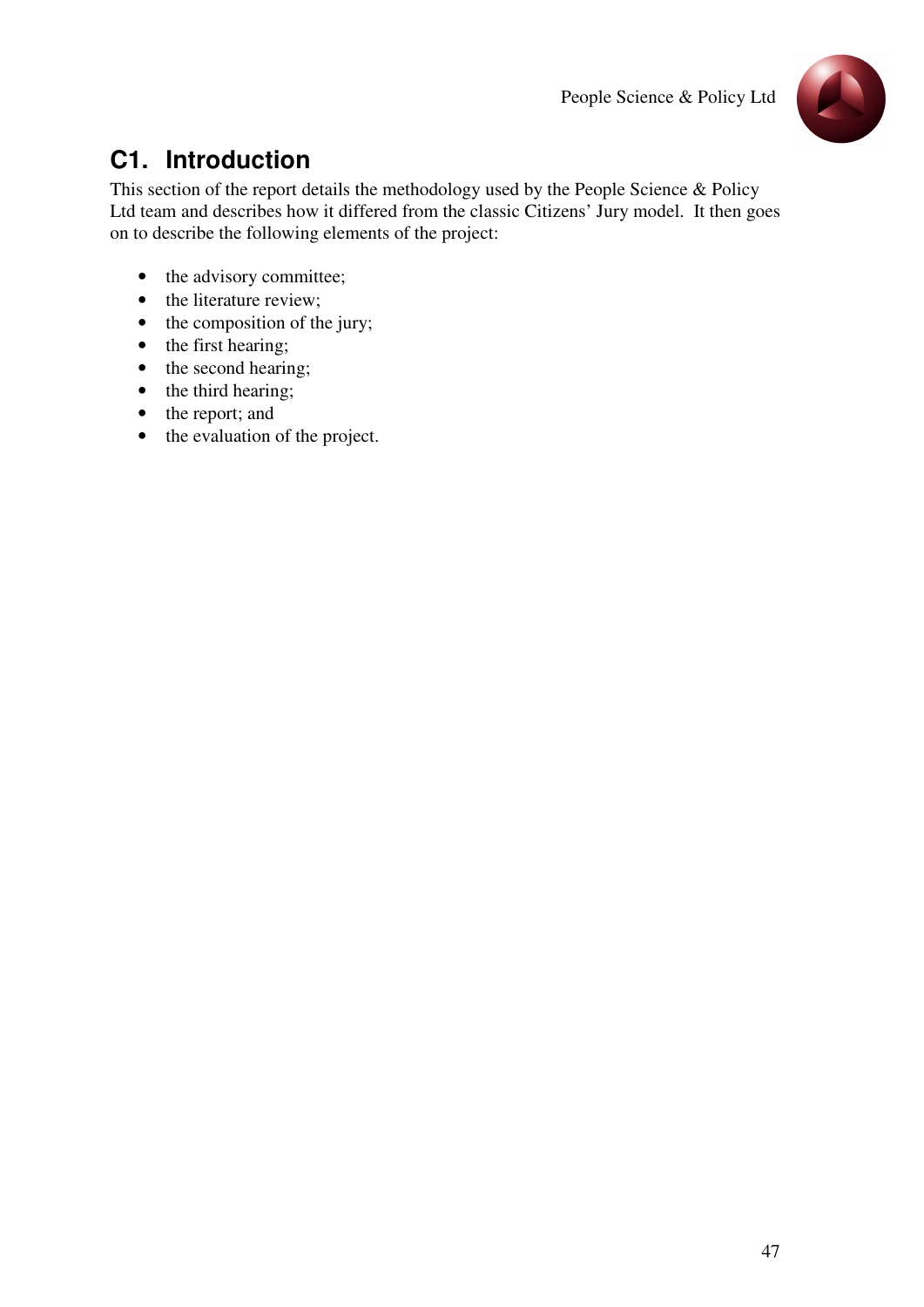## C1. Introduction

This section of the report details the methodology used by the People Science & Policy Ltd team and describes how it differed from the classic Citizens' Jury model. It then goes on to describe the following elements of the project:

- the advisory committee;
- the literature review;
- the composition of the jury;
- the first hearing;
- the second hearing;
- the third hearing;
- the report; and
- the evaluation of the project.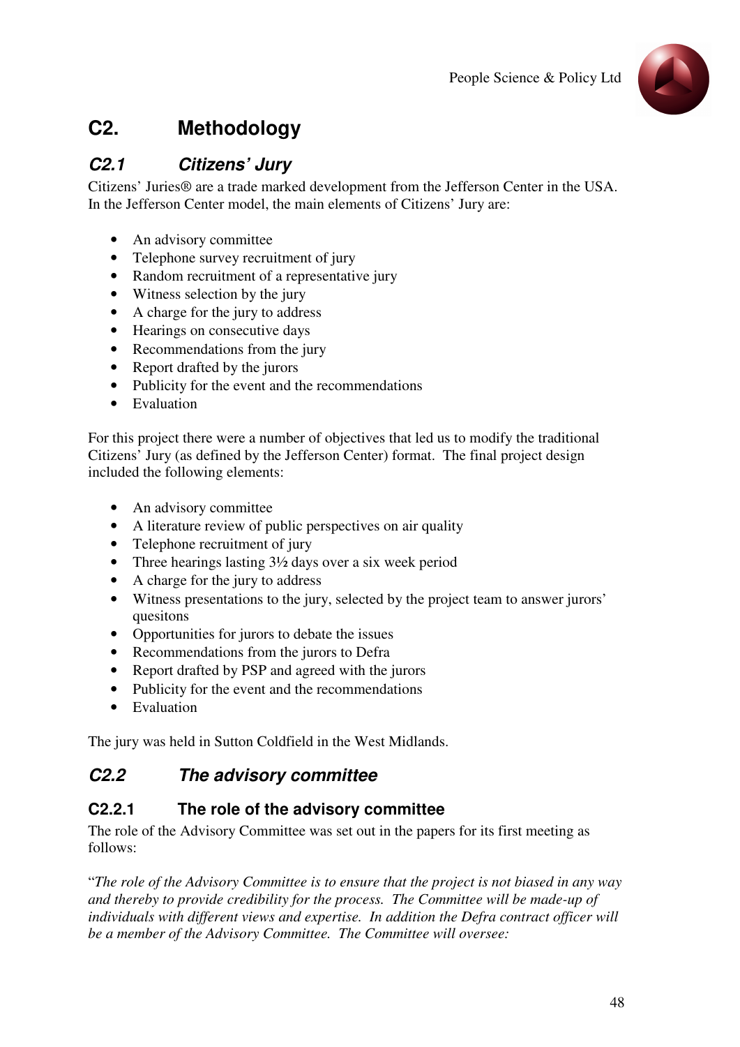# C2. Methodology

## *C2.1 Citizens' Jury*

Citizens' Juries® are a trade marked development from the Jefferson Center in the USA. In the Jefferson Center model, the main elements of Citizens' Jury are:

- An advisory committee
- Telephone survey recruitment of jury
- Random recruitment of a representative jury
- Witness selection by the jury
- A charge for the jury to address
- Hearings on consecutive days
- Recommendations from the jury
- Report drafted by the jurors
- Publicity for the event and the recommendations
- Evaluation

For this project there were a number of objectives that led us to modify the traditional Citizens' Jury (as defined by the Jefferson Center) format. The final project design included the following elements:

- An advisory committee
- A literature review of public perspectives on air quality
- Telephone recruitment of jury
- Three hearings lasting 3½ days over a six week period
- A charge for the jury to address
- Witness presentations to the jury, selected by the project team to answer jurors' quesitons
- Opportunities for jurors to debate the issues
- Recommendations from the jurors to Defra
- Report drafted by PSP and agreed with the jurors
- Publicity for the event and the recommendations
- Evaluation

The jury was held in Sutton Coldfield in the West Midlands.

## *C2.2 The advisory committee*

### C2.2.1 The role of the advisory committee

The role of the Advisory Committee was set out in the papers for its first meeting as follows:

"*The role of the Advisory Committee is to ensure that the project is not biased in any way and thereby to provide credibility for the process. The Committee will be made-up of individuals with different views and expertise. In addition the Defra contract officer will be a member of the Advisory Committee. The Committee will oversee:*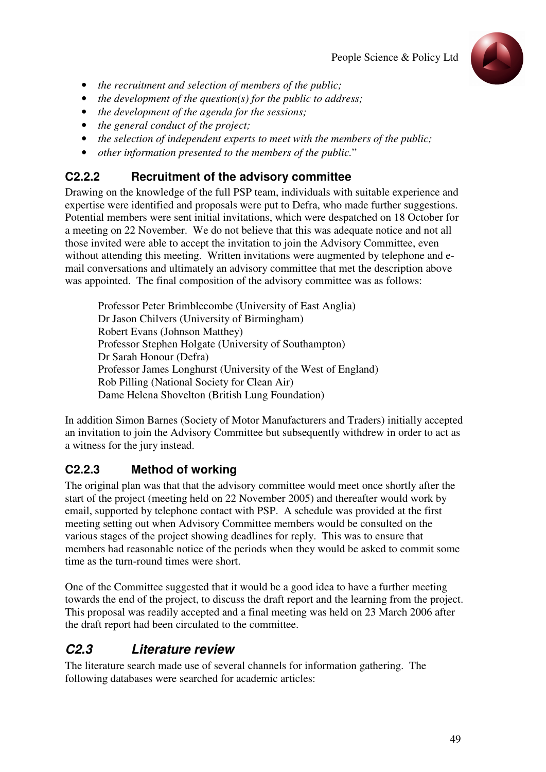- *the recruitment and selection of members of the public;*
- *the development of the question(s) for the public to address;*
- *the development of the agenda for the sessions;*
- *the general conduct of the project;*
- *the selection of independent experts to meet with the members of the public;*
- *other information presented to the members of the public.*"

### C2.2.2 Recruitment of the advisory committee

Drawing on the knowledge of the full PSP team, individuals with suitable experience and expertise were identified and proposals were put to Defra, who made further suggestions. Potential members were sent initial invitations, which were despatched on 18 October for a meeting on 22 November. We do not believe that this was adequate notice and not all those invited were able to accept the invitation to join the Advisory Committee, even without attending this meeting. Written invitations were augmented by telephone and e-mail conversations and ultimately an advisory committee that met the description above was appointed. The final composition of the advisory committee was as follows:

Professor Peter Brimblecombe (University of East Anglia)
Dr Jason Chilvers (University of Birmingham)
Robert Evans (Johnson Matthey)
Professor Stephen Holgate (University of Southampton)
Dr Sarah Honour (Defra)
Professor James Longhurst (University of the West of England)
Rob Pilling (National Society for Clean Air)
Dame Helena Shovelton (British Lung Foundation)

In addition Simon Barnes (Society of Motor Manufacturers and Traders) initially accepted an invitation to join the Advisory Committee but subsequently withdrew in order to act as a witness for the jury instead.

### C2.2.3 Method of working

The original plan was that that the advisory committee would meet once shortly after the start of the project (meeting held on 22 November 2005) and thereafter would work by email, supported by telephone contact with PSP. A schedule was provided at the first meeting setting out when Advisory Committee members would be consulted on the various stages of the project showing deadlines for reply. This was to ensure that members had reasonable notice of the periods when they would be asked to commit some time as the turn-round times were short.

One of the Committee suggested that it would be a good idea to have a further meeting towards the end of the project, to discuss the draft report and the learning from the project. This proposal was readily accepted and a final meeting was held on 23 March 2006 after the draft report had been circulated to the committee.

## *C2.3 Literature review*

The literature search made use of several channels for information gathering. The following databases were searched for academic articles: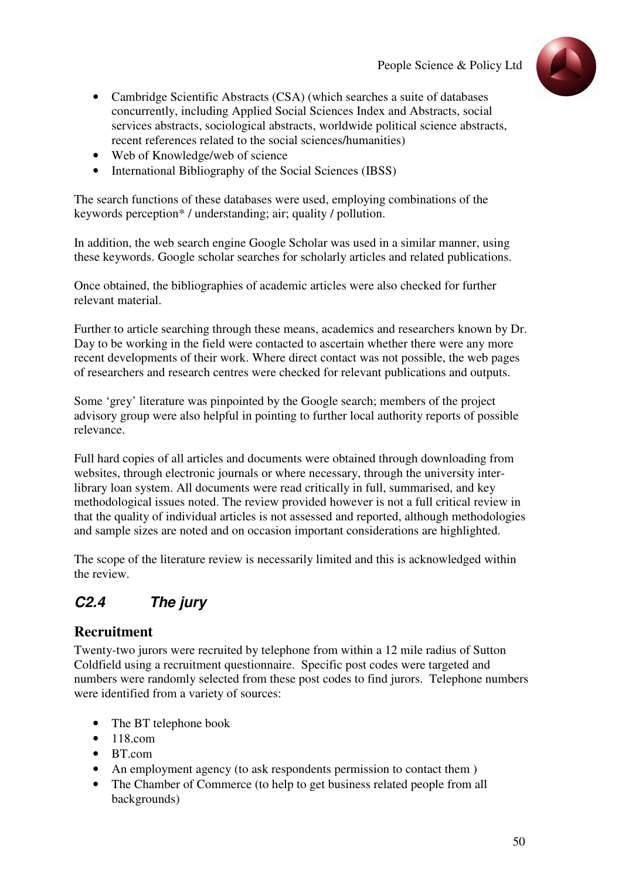- Cambridge Scientific Abstracts (CSA) (which searches a suite of databases concurrently, including Applied Social Sciences Index and Abstracts, social services abstracts, sociological abstracts, worldwide political science abstracts, recent references related to the social sciences/humanities)
- Web of Knowledge/web of science
- International Bibliography of the Social Sciences (IBSS)

The search functions of these databases were used, employing combinations of the keywords perception* / understanding; air; quality / pollution.

In addition, the web search engine Google Scholar was used in a similar manner, using these keywords. Google scholar searches for scholarly articles and related publications.

Once obtained, the bibliographies of academic articles were also checked for further relevant material.

Further to article searching through these means, academics and researchers known by Dr. Day to be working in the field were contacted to ascertain whether there were any more recent developments of their work. Where direct contact was not possible, the web pages of researchers and research centres were checked for relevant publications and outputs.

Some 'grey' literature was pinpointed by the Google search; members of the project advisory group were also helpful in pointing to further local authority reports of possible relevance.

Full hard copies of all articles and documents were obtained through downloading from websites, through electronic journals or where necessary, through the university inter-library loan system. All documents were read critically in full, summarised, and key methodological issues noted. The review provided however is not a full critical review in that the quality of individual articles is not assessed and reported, although methodologies and sample sizes are noted and on occasion important considerations are highlighted.

The scope of the literature review is necessarily limited and this is acknowledged within the review.

## *C2.4 The jury*

### Recruitment

Twenty-two jurors were recruited by telephone from within a 12 mile radius of Sutton Coldfield using a recruitment questionnaire. Specific post codes were targeted and numbers were randomly selected from these post codes to find jurors. Telephone numbers were identified from a variety of sources:

- The BT telephone book
- 118.com
- BT.com
- An employment agency (to ask respondents permission to contact them )
- The Chamber of Commerce (to help to get business related people from all backgrounds)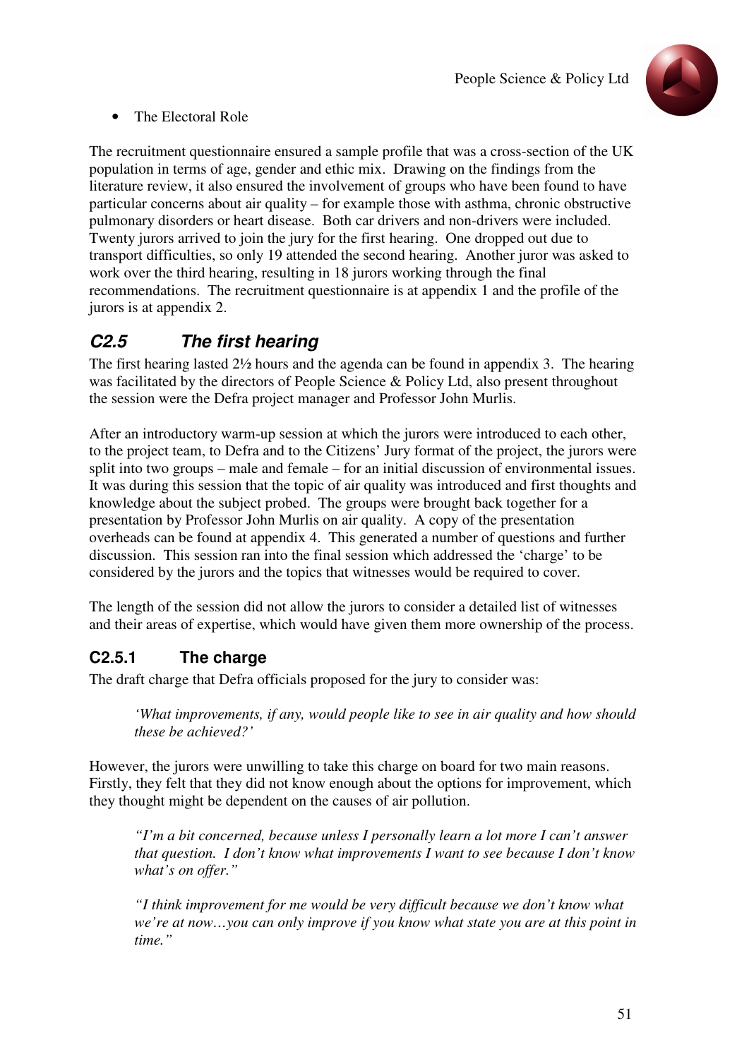- The Electoral Role

The recruitment questionnaire ensured a sample profile that was a cross-section of the UK population in terms of age, gender and ethic mix. Drawing on the findings from the literature review, it also ensured the involvement of groups who have been found to have particular concerns about air quality – for example those with asthma, chronic obstructive pulmonary disorders or heart disease. Both car drivers and non-drivers were included. Twenty jurors arrived to join the jury for the first hearing. One dropped out due to transport difficulties, so only 19 attended the second hearing. Another juror was asked to work over the third hearing, resulting in 18 jurors working through the final recommendations. The recruitment questionnaire is at appendix 1 and the profile of the jurors is at appendix 2.

## C2.5 The first hearing

The first hearing lasted 2½ hours and the agenda can be found in appendix 3. The hearing was facilitated by the directors of People Science & Policy Ltd, also present throughout the session were the Defra project manager and Professor John Murlis.

After an introductory warm-up session at which the jurors were introduced to each other, to the project team, to Defra and to the Citizens' Jury format of the project, the jurors were split into two groups – male and female – for an initial discussion of environmental issues. It was during this session that the topic of air quality was introduced and first thoughts and knowledge about the subject probed. The groups were brought back together for a presentation by Professor John Murlis on air quality. A copy of the presentation overheads can be found at appendix 4. This generated a number of questions and further discussion. This session ran into the final session which addressed the 'charge' to be considered by the jurors and the topics that witnesses would be required to cover.

The length of the session did not allow the jurors to consider a detailed list of witnesses and their areas of expertise, which would have given them more ownership of the process.

### C2.5.1 The charge

The draft charge that Defra officials proposed for the jury to consider was:

> *'What improvements, if any, would people like to see in air quality and how should these be achieved?'*

However, the jurors were unwilling to take this charge on board for two main reasons. Firstly, they felt that they did not know enough about the options for improvement, which they thought might be dependent on the causes of air pollution.

> *"I'm a bit concerned, because unless I personally learn a lot more I can't answer that question. I don't know what improvements I want to see because I don't know what's on offer."*

> *"I think improvement for me would be very difficult because we don't know what we're at now…you can only improve if you know what state you are at this point in time."*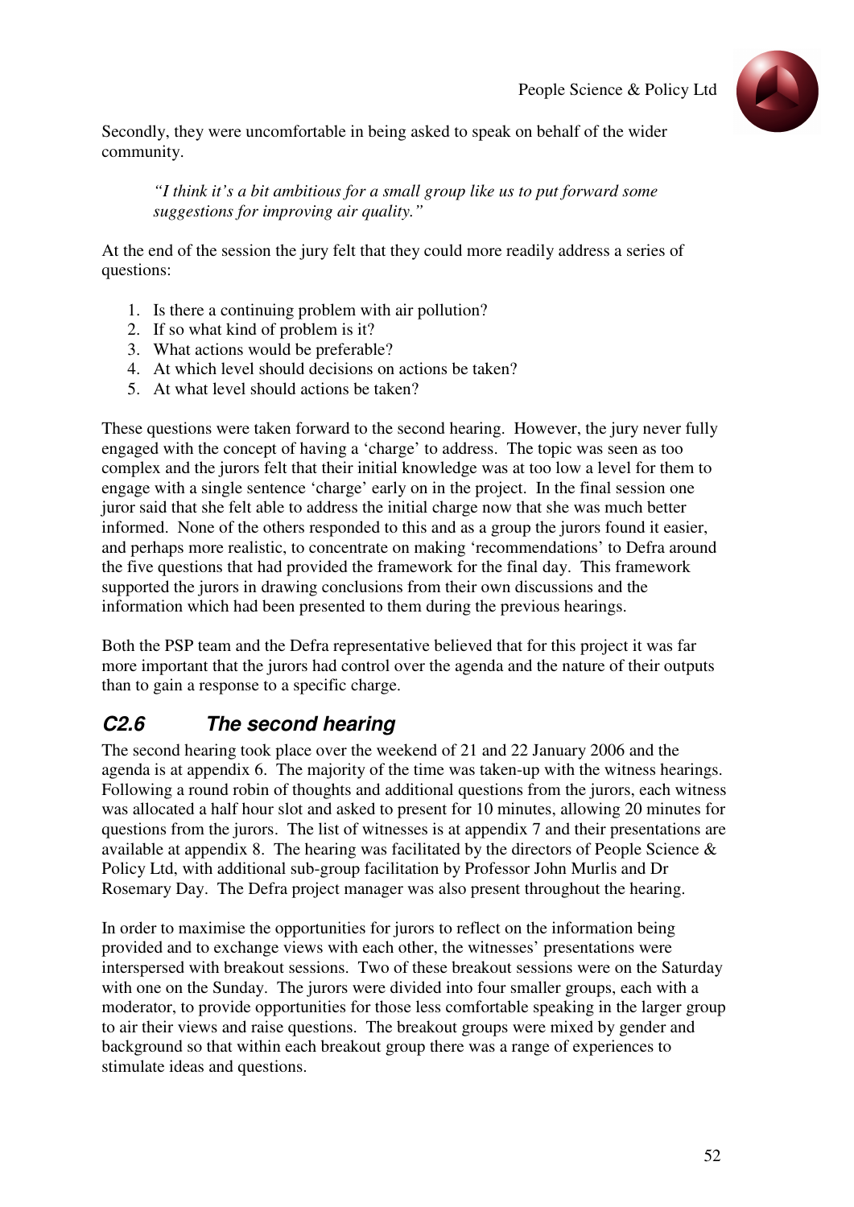Secondly, they were uncomfortable in being asked to speak on behalf of the wider community.

> *"I think it's a bit ambitious for a small group like us to put forward some suggestions for improving air quality."*

At the end of the session the jury felt that they could more readily address a series of questions:

1. Is there a continuing problem with air pollution?
2. If so what kind of problem is it?
3. What actions would be preferable?
4. At which level should decisions on actions be taken?
5. At what level should actions be taken?

These questions were taken forward to the second hearing. However, the jury never fully engaged with the concept of having a 'charge' to address. The topic was seen as too complex and the jurors felt that their initial knowledge was at too low a level for them to engage with a single sentence 'charge' early on in the project. In the final session one juror said that she felt able to address the initial charge now that she was much better informed. None of the others responded to this and as a group the jurors found it easier, and perhaps more realistic, to concentrate on making 'recommendations' to Defra around the five questions that had provided the framework for the final day. This framework supported the jurors in drawing conclusions from their own discussions and the information which had been presented to them during the previous hearings.

Both the PSP team and the Defra representative believed that for this project it was far more important that the jurors had control over the agenda and the nature of their outputs than to gain a response to a specific charge.

### *C2.6 The second hearing*

The second hearing took place over the weekend of 21 and 22 January 2006 and the agenda is at appendix 6. The majority of the time was taken-up with the witness hearings. Following a round robin of thoughts and additional questions from the jurors, each witness was allocated a half hour slot and asked to present for 10 minutes, allowing 20 minutes for questions from the jurors. The list of witnesses is at appendix 7 and their presentations are available at appendix 8. The hearing was facilitated by the directors of People Science & Policy Ltd, with additional sub-group facilitation by Professor John Murlis and Dr Rosemary Day. The Defra project manager was also present throughout the hearing.

In order to maximise the opportunities for jurors to reflect on the information being provided and to exchange views with each other, the witnesses' presentations were interspersed with breakout sessions. Two of these breakout sessions were on the Saturday with one on the Sunday. The jurors were divided into four smaller groups, each with a moderator, to provide opportunities for those less comfortable speaking in the larger group to air their views and raise questions. The breakout groups were mixed by gender and background so that within each breakout group there was a range of experiences to stimulate ideas and questions.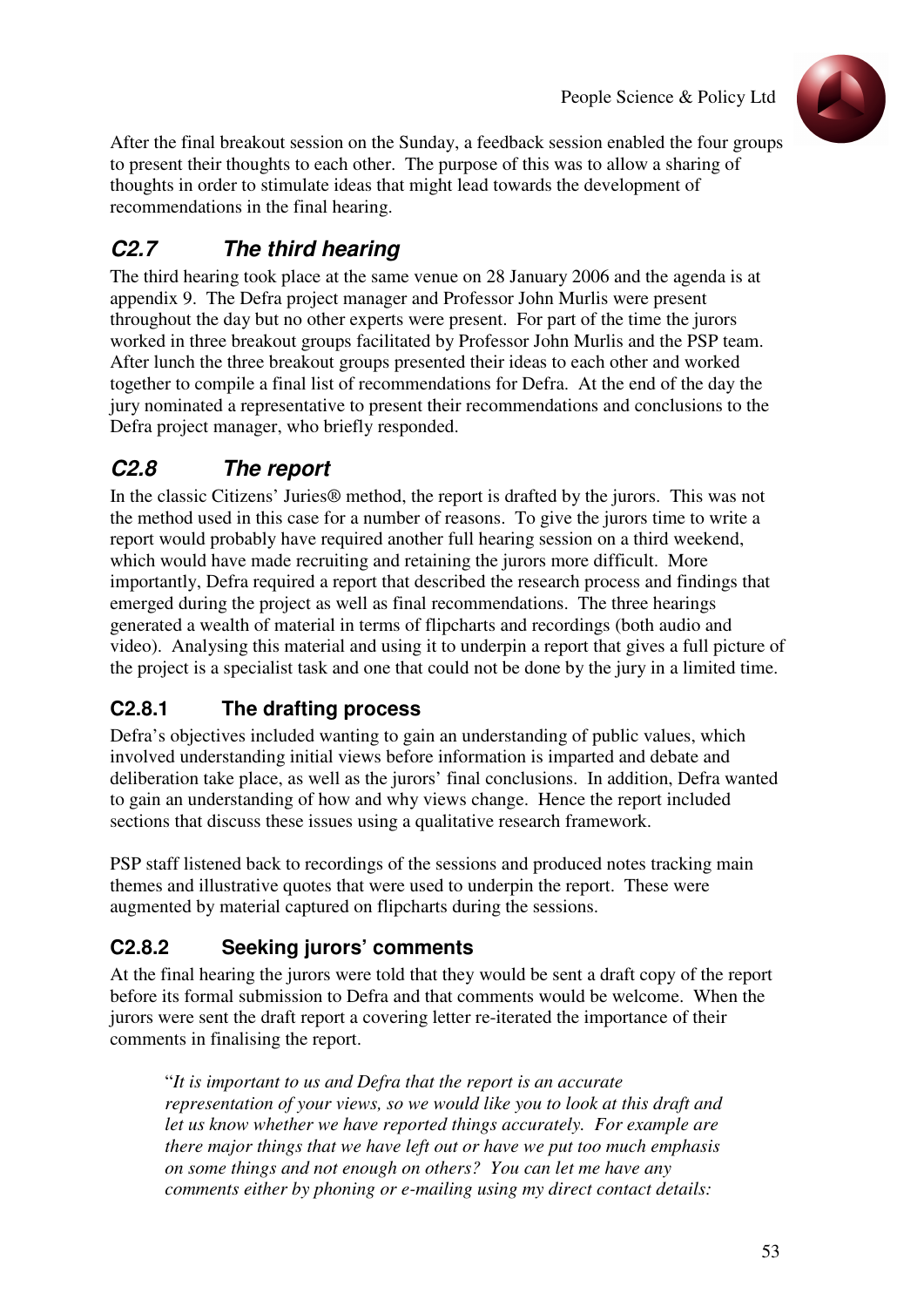After the final breakout session on the Sunday, a feedback session enabled the four groups to present their thoughts to each other. The purpose of this was to allow a sharing of thoughts in order to stimulate ideas that might lead towards the development of recommendations in the final hearing.

## *C2.7 The third hearing*

The third hearing took place at the same venue on 28 January 2006 and the agenda is at appendix 9. The Defra project manager and Professor John Murlis were present throughout the day but no other experts were present. For part of the time the jurors worked in three breakout groups facilitated by Professor John Murlis and the PSP team. After lunch the three breakout groups presented their ideas to each other and worked together to compile a final list of recommendations for Defra. At the end of the day the jury nominated a representative to present their recommendations and conclusions to the Defra project manager, who briefly responded.

## *C2.8 The report*

In the classic Citizens' Juries® method, the report is drafted by the jurors. This was not the method used in this case for a number of reasons. To give the jurors time to write a report would probably have required another full hearing session on a third weekend, which would have made recruiting and retaining the jurors more difficult. More importantly, Defra required a report that described the research process and findings that emerged during the project as well as final recommendations. The three hearings generated a wealth of material in terms of flipcharts and recordings (both audio and video). Analysing this material and using it to underpin a report that gives a full picture of the project is a specialist task and one that could not be done by the jury in a limited time.

### C2.8.1 The drafting process

Defra's objectives included wanting to gain an understanding of public values, which involved understanding initial views before information is imparted and debate and deliberation take place, as well as the jurors' final conclusions. In addition, Defra wanted to gain an understanding of how and why views change. Hence the report included sections that discuss these issues using a qualitative research framework.

PSP staff listened back to recordings of the sessions and produced notes tracking main themes and illustrative quotes that were used to underpin the report. These were augmented by material captured on flipcharts during the sessions.

### C2.8.2 Seeking jurors' comments

At the final hearing the jurors were told that they would be sent a draft copy of the report before its formal submission to Defra and that comments would be welcome. When the jurors were sent the draft report a covering letter re-iterated the importance of their comments in finalising the report.

> "*It is important to us and Defra that the report is an accurate representation of your views, so we would like you to look at this draft and let us know whether we have reported things accurately. For example are there major things that we have left out or have we put too much emphasis on some things and not enough on others? You can let me have any comments either by phoning or e-mailing using my direct contact details:*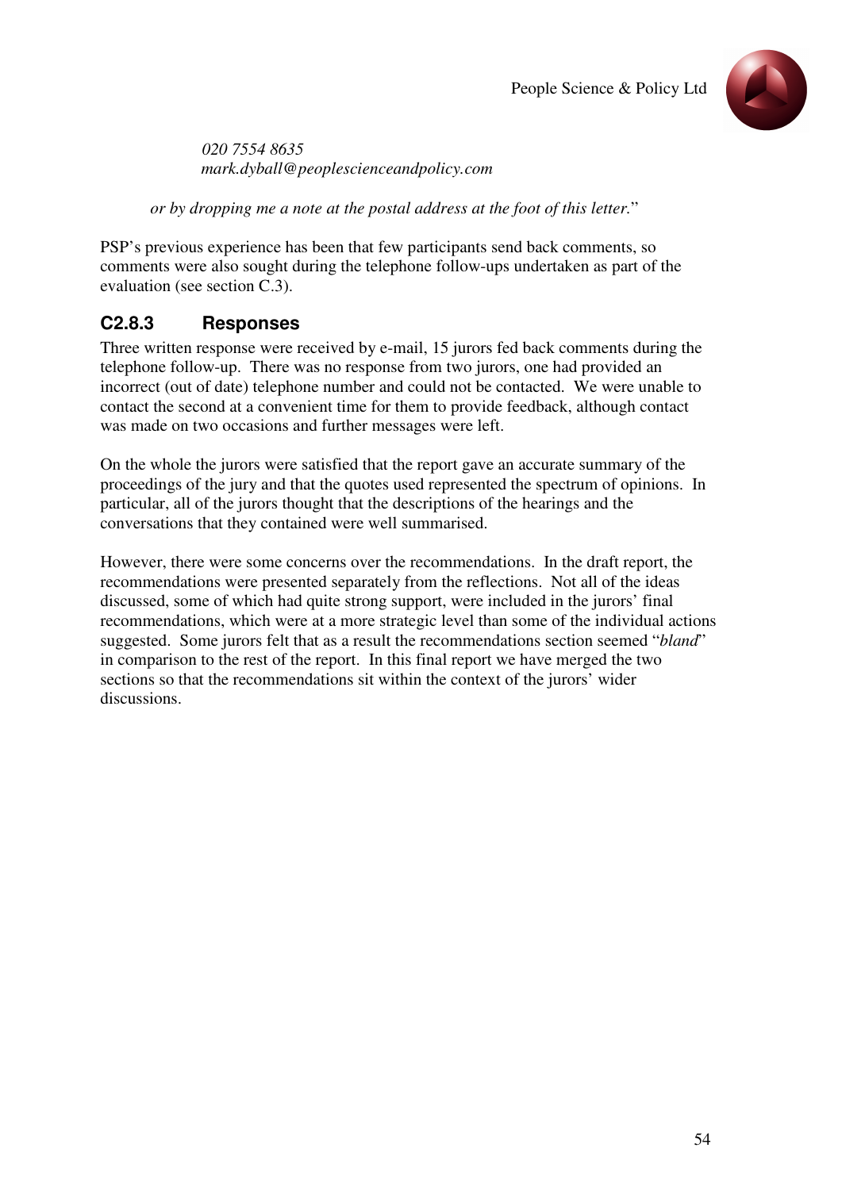*020 7554 8635*
*mark.dyball@peoplescienceandpolicy.com*

*or by dropping me a note at the postal address at the foot of this letter.*"

PSP's previous experience has been that few participants send back comments, so comments were also sought during the telephone follow-ups undertaken as part of the evaluation (see section C.3).

### C2.8.3 Responses

Three written response were received by e-mail, 15 jurors fed back comments during the telephone follow-up. There was no response from two jurors, one had provided an incorrect (out of date) telephone number and could not be contacted. We were unable to contact the second at a convenient time for them to provide feedback, although contact was made on two occasions and further messages were left.

On the whole the jurors were satisfied that the report gave an accurate summary of the proceedings of the jury and that the quotes used represented the spectrum of opinions. In particular, all of the jurors thought that the descriptions of the hearings and the conversations that they contained were well summarised.

However, there were some concerns over the recommendations. In the draft report, the recommendations were presented separately from the reflections. Not all of the ideas discussed, some of which had quite strong support, were included in the jurors' final recommendations, which were at a more strategic level than some of the individual actions suggested. Some jurors felt that as a result the recommendations section seemed "*bland*" in comparison to the rest of the report. In this final report we have merged the two sections so that the recommendations sit within the context of the jurors' wider discussions.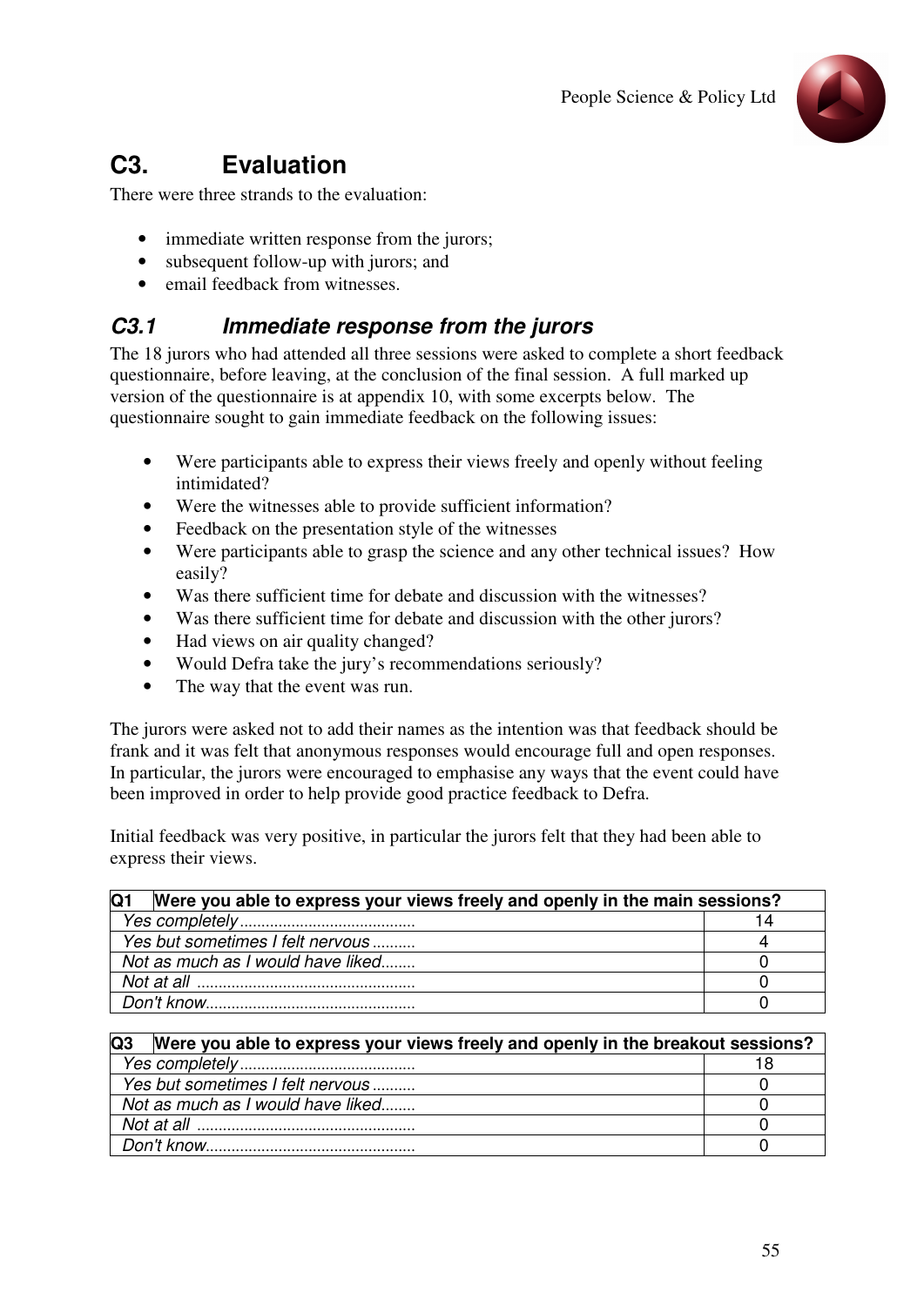## C3. Evaluation

There were three strands to the evaluation:

- immediate written response from the jurors;
- subsequent follow-up with jurors; and
- email feedback from witnesses.

### *C3.1 Immediate response from the jurors*

The 18 jurors who had attended all three sessions were asked to complete a short feedback questionnaire, before leaving, at the conclusion of the final session. A full marked up version of the questionnaire is at appendix 10, with some excerpts below. The questionnaire sought to gain immediate feedback on the following issues:

- Were participants able to express their views freely and openly without feeling intimidated?
- Were the witnesses able to provide sufficient information?
- Feedback on the presentation style of the witnesses
- Were participants able to grasp the science and any other technical issues? How easily?
- Was there sufficient time for debate and discussion with the witnesses?
- Was there sufficient time for debate and discussion with the other jurors?
- Had views on air quality changed?
- Would Defra take the jury's recommendations seriously?
- The way that the event was run.

The jurors were asked not to add their names as the intention was that feedback should be frank and it was felt that anonymous responses would encourage full and open responses. In particular, the jurors were encouraged to emphasise any ways that the event could have been improved in order to help provide good practice feedback to Defra.

Initial feedback was very positive, in particular the jurors felt that they had been able to express their views.

| **Q1 Were you able to express your views freely and openly in the main sessions?** | |
|---|---|
| *Yes completely* | 14 |
| *Yes but sometimes I felt nervous* | 4 |
| *Not as much as I would have liked* | 0 |
| *Not at all* | 0 |
| *Don't know* | 0 |

| **Q3 Were you able to express your views freely and openly in the breakout sessions?** | |
|---|---|
| *Yes completely* | 18 |
| *Yes but sometimes I felt nervous* | 0 |
| *Not as much as I would have liked* | 0 |
| *Not at all* | 0 |
| *Don't know* | 0 |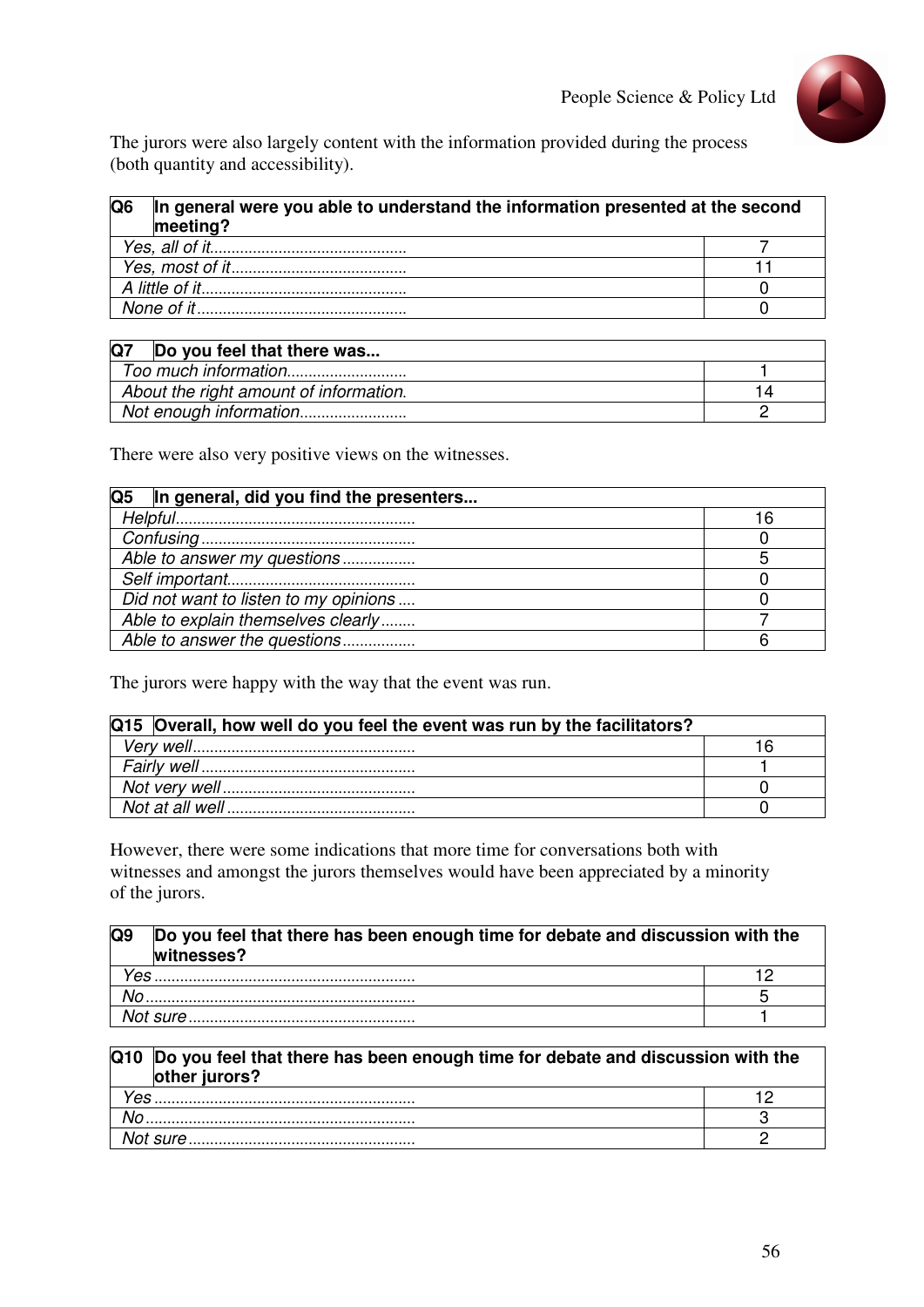The jurors were also largely content with the information provided during the process (both quantity and accessibility).

| Q6 | In general were you able to understand the information presented at the second meeting? |
|---|---|
| *Yes, all of it* | 7 |
| *Yes, most of it* | 11 |
| *A little of it* | 0 |
| *None of it* | 0 |

| Q7 | Do you feel that there was... |
|---|---|
| *Too much information* | 1 |
| *About the right amount of information.* | 14 |
| *Not enough information* | 2 |

There were also very positive views on the witnesses.

| Q5 | In general, did you find the presenters... |
|---|---|
| *Helpful* | 16 |
| *Confusing* | 0 |
| *Able to answer my questions* | 5 |
| *Self important* | 0 |
| *Did not want to listen to my opinions* | 0 |
| *Able to explain themselves clearly* | 7 |
| *Able to answer the questions* | 6 |

The jurors were happy with the way that the event was run.

| Q15 | Overall, how well do you feel the event was run by the facilitators? |
|---|---|
| *Very well* | 16 |
| *Fairly well* | 1 |
| *Not very well* | 0 |
| *Not at all well* | 0 |

However, there were some indications that more time for conversations both with witnesses and amongst the jurors themselves would have been appreciated by a minority of the jurors.

| Q9 | Do you feel that there has been enough time for debate and discussion with the witnesses? |
|---|---|
| *Yes* | 12 |
| *No* | 5 |
| *Not sure* | 1 |

| Q10 | Do you feel that there has been enough time for debate and discussion with the other jurors? |
|---|---|
| *Yes* | 12 |
| *No* | 3 |
| *Not sure* | 2 |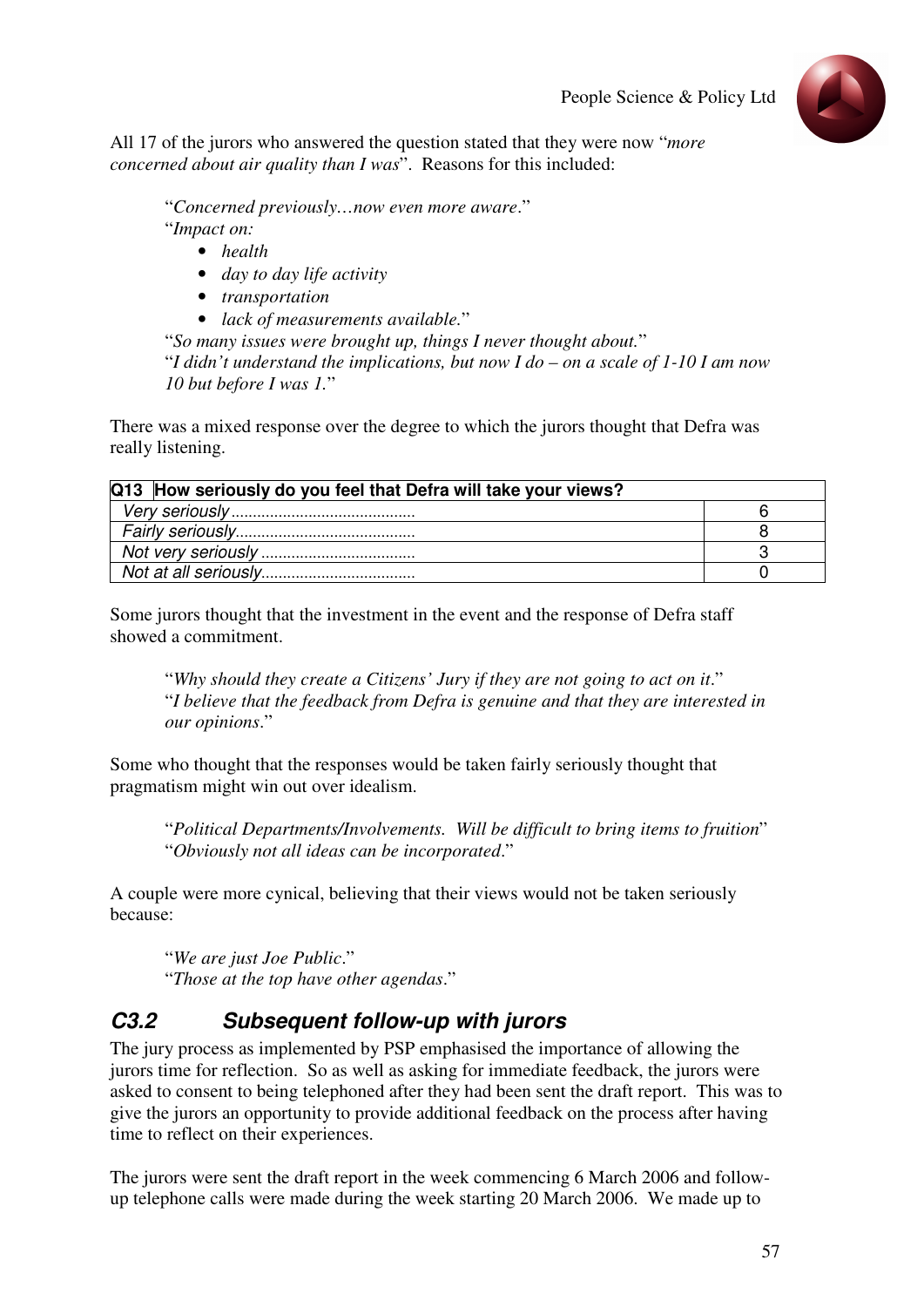All 17 of the jurors who answered the question stated that they were now "*more concerned about air quality than I was*". Reasons for this included:

> "*Concerned previously…now even more aware*."
> "*Impact on:*
> - *health*
> - *day to day life activity*
> - *transportation*
> - *lack of measurements available*."
>
> "*So many issues were brought up, things I never thought about.*"
> "*I didn't understand the implications, but now I do – on a scale of 1-10 I am now 10 but before I was 1*."

There was a mixed response over the degree to which the jurors thought that Defra was really listening.

| **Q13 How seriously do you feel that Defra will take your views?** | |
|---|---|
| *Very seriously* .......................................... | 6 |
| *Fairly seriously*......................................... | 8 |
| *Not very seriously* ................................... | 3 |
| *Not at all seriously*................................... | 0 |

Some jurors thought that the investment in the event and the response of Defra staff showed a commitment.

> "*Why should they create a Citizens' Jury if they are not going to act on it*."
> "*I believe that the feedback from Defra is genuine and that they are interested in our opinions*."

Some who thought that the responses would be taken fairly seriously thought that pragmatism might win out over idealism.

> "*Political Departments/Involvements. Will be difficult to bring items to fruition*"
> "*Obviously not all ideas can be incorporated*."

A couple were more cynical, believing that their views would not be taken seriously because:

> "*We are just Joe Public*."
> "*Those at the top have other agendas*."

## *C3.2 Subsequent follow-up with jurors*

The jury process as implemented by PSP emphasised the importance of allowing the jurors time for reflection. So as well as asking for immediate feedback, the jurors were asked to consent to being telephoned after they had been sent the draft report. This was to give the jurors an opportunity to provide additional feedback on the process after having time to reflect on their experiences.

The jurors were sent the draft report in the week commencing 6 March 2006 and follow-up telephone calls were made during the week starting 20 March 2006. We made up to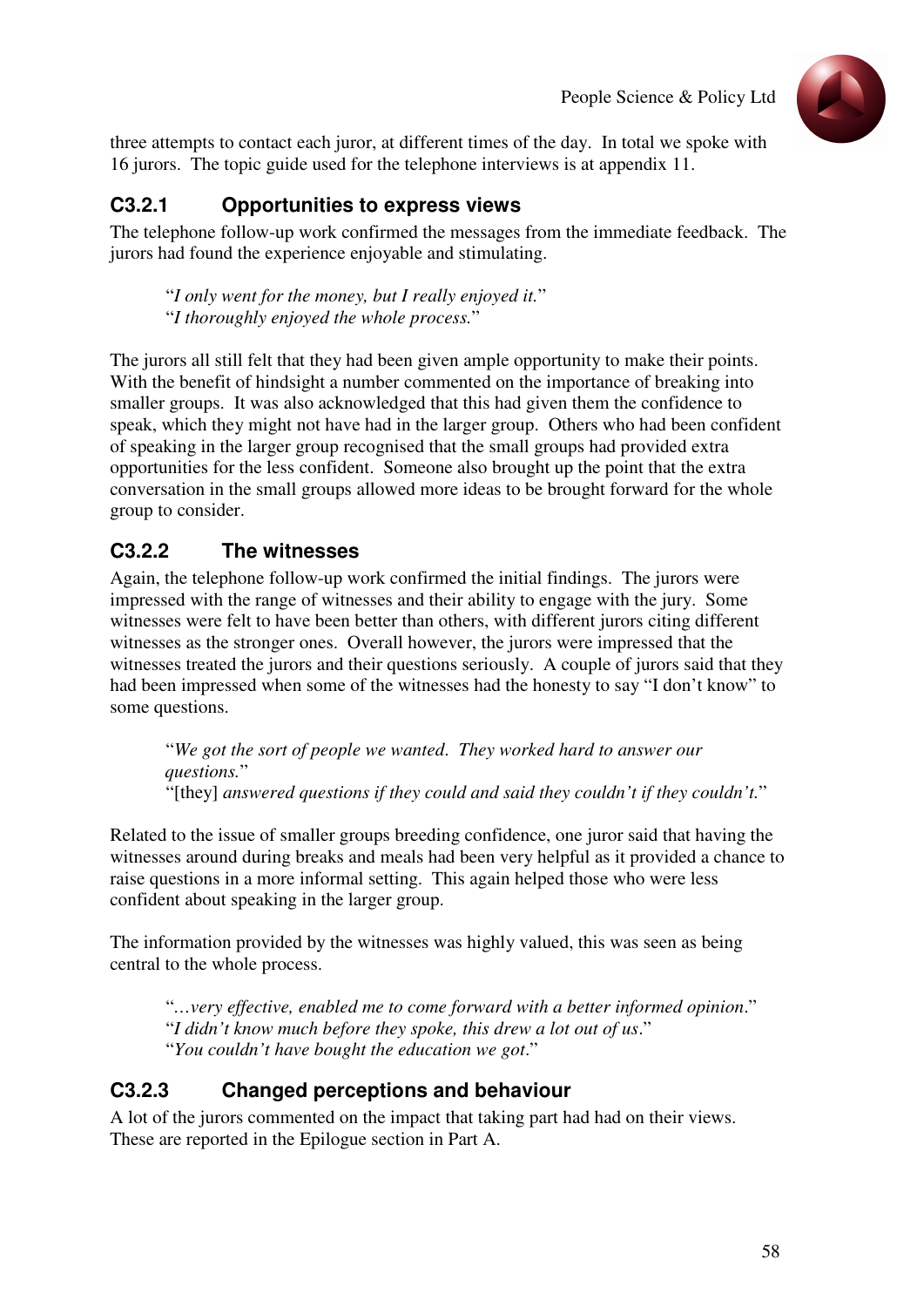three attempts to contact each juror, at different times of the day. In total we spoke with 16 jurors. The topic guide used for the telephone interviews is at appendix 11.

### C3.2.1 Opportunities to express views

The telephone follow-up work confirmed the messages from the immediate feedback. The jurors had found the experience enjoyable and stimulating.

> "*I only went for the money, but I really enjoyed it.*"
> "*I thoroughly enjoyed the whole process.*"

The jurors all still felt that they had been given ample opportunity to make their points. With the benefit of hindsight a number commented on the importance of breaking into smaller groups. It was also acknowledged that this had given them the confidence to speak, which they might not have had in the larger group. Others who had been confident of speaking in the larger group recognised that the small groups had provided extra opportunities for the less confident. Someone also brought up the point that the extra conversation in the small groups allowed more ideas to be brought forward for the whole group to consider.

### C3.2.2 The witnesses

Again, the telephone follow-up work confirmed the initial findings. The jurors were impressed with the range of witnesses and their ability to engage with the jury. Some witnesses were felt to have been better than others, with different jurors citing different witnesses as the stronger ones. Overall however, the jurors were impressed that the witnesses treated the jurors and their questions seriously. A couple of jurors said that they had been impressed when some of the witnesses had the honesty to say "I don't know" to some questions.

> "*We got the sort of people we wanted. They worked hard to answer our questions.*"
> "[they] *answered questions if they could and said they couldn't if they couldn't.*"

Related to the issue of smaller groups breeding confidence, one juror said that having the witnesses around during breaks and meals had been very helpful as it provided a chance to raise questions in a more informal setting. This again helped those who were less confident about speaking in the larger group.

The information provided by the witnesses was highly valued, this was seen as being central to the whole process.

> "*…very effective, enabled me to come forward with a better informed opinion.*"
> "*I didn't know much before they spoke, this drew a lot out of us.*"
> "*You couldn't have bought the education we got.*"

### C3.2.3 Changed perceptions and behaviour

A lot of the jurors commented on the impact that taking part had had on their views. These are reported in the Epilogue section in Part A.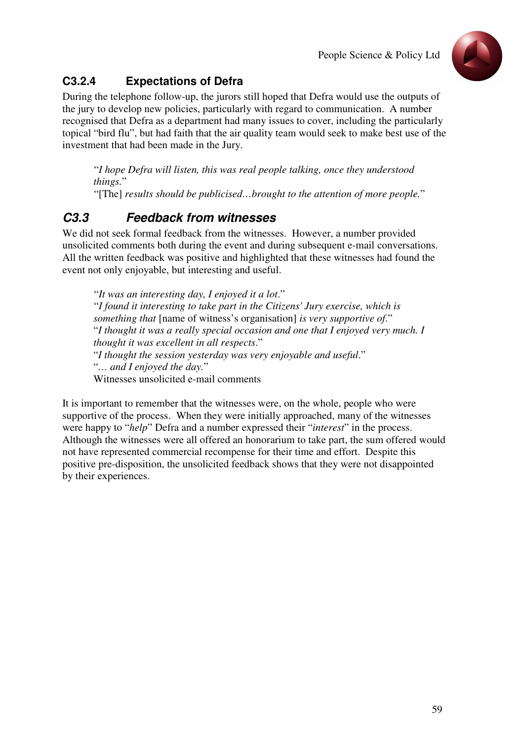### C3.2.4 Expectations of Defra

During the telephone follow-up, the jurors still hoped that Defra would use the outputs of the jury to develop new policies, particularly with regard to communication. A number recognised that Defra as a department had many issues to cover, including the particularly topical "bird flu", but had faith that the air quality team would seek to make best use of the investment that had been made in the Jury.

> "*I hope Defra will listen, this was real people talking, once they understood things.*"
> "[The] *results should be publicised…brought to the attention of more people.*"

## *C3.3 Feedback from witnesses*

We did not seek formal feedback from the witnesses. However, a number provided unsolicited comments both during the event and during subsequent e-mail conversations. All the written feedback was positive and highlighted that these witnesses had found the event not only enjoyable, but interesting and useful.

> "*It was an interesting day, I enjoyed it a lot*."
> "*I found it interesting to take part in the Citizens' Jury exercise, which is something that* [name of witness's organisation] *is very supportive of*."
> "*I thought it was a really special occasion and one that I enjoyed very much. I thought it was excellent in all respects*."
> "*I thought the session yesterday was very enjoyable and useful*."
> "*… and I enjoyed the day.*"
> Witnesses unsolicited e-mail comments

It is important to remember that the witnesses were, on the whole, people who were supportive of the process. When they were initially approached, many of the witnesses were happy to "*help*" Defra and a number expressed their "*interest*" in the process. Although the witnesses were all offered an honorarium to take part, the sum offered would not have represented commercial recompense for their time and effort. Despite this positive pre-disposition, the unsolicited feedback shows that they were not disappointed by their experiences.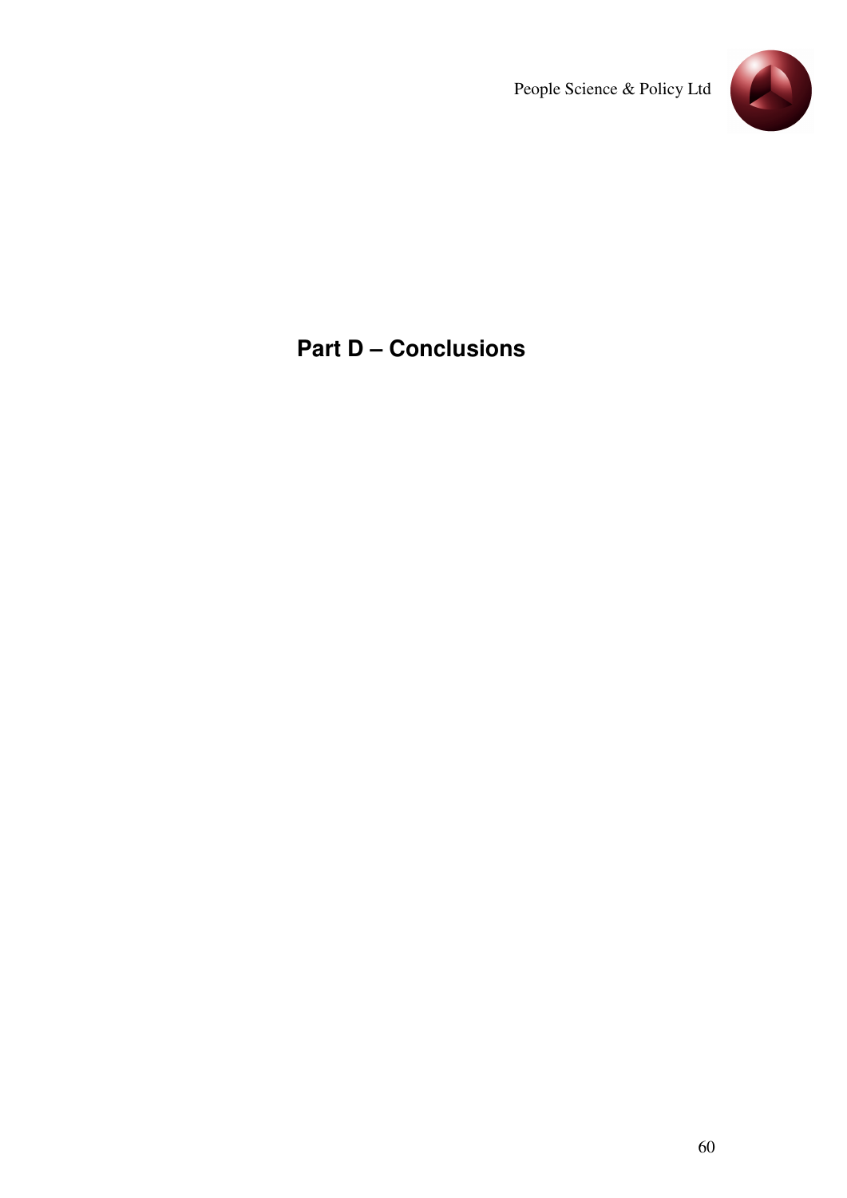# Part D – Conclusions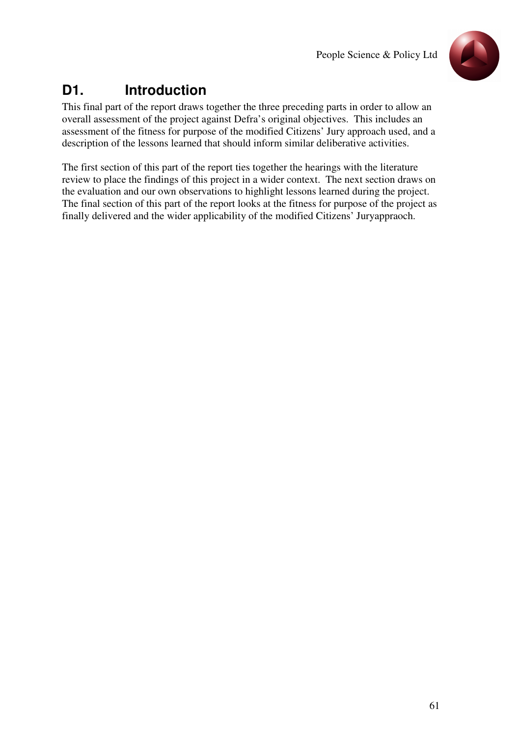## D1. Introduction

This final part of the report draws together the three preceding parts in order to allow an overall assessment of the project against Defra's original objectives. This includes an assessment of the fitness for purpose of the modified Citizens' Jury approach used, and a description of the lessons learned that should inform similar deliberative activities.

The first section of this part of the report ties together the hearings with the literature review to place the findings of this project in a wider context. The next section draws on the evaluation and our own observations to highlight lessons learned during the project. The final section of this part of the report looks at the fitness for purpose of the project as finally delivered and the wider applicability of the modified Citizens' Juryappraoch.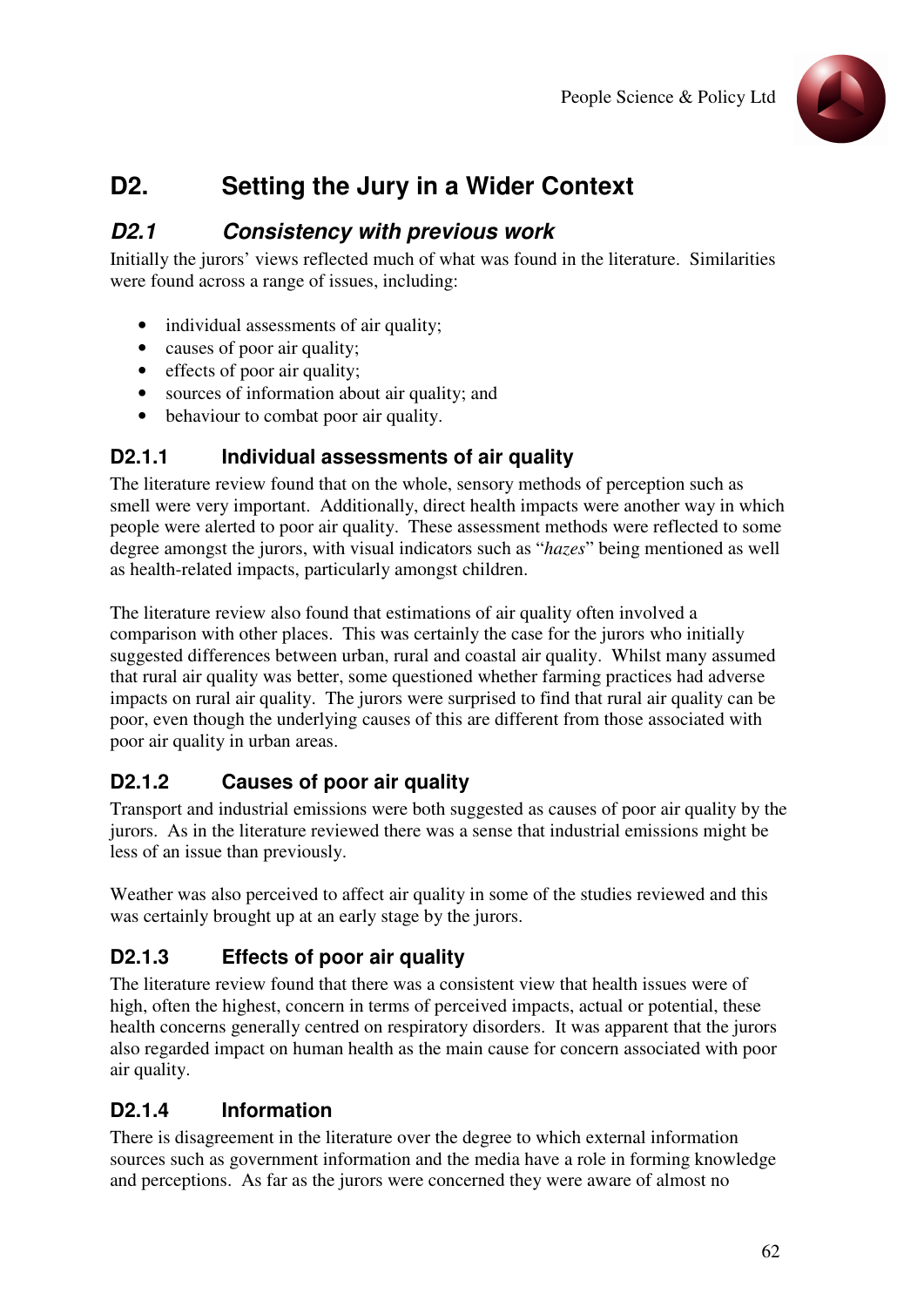# D2. Setting the Jury in a Wider Context

## *D2.1 Consistency with previous work*

Initially the jurors' views reflected much of what was found in the literature. Similarities were found across a range of issues, including:

- individual assessments of air quality;
- causes of poor air quality;
- effects of poor air quality;
- sources of information about air quality; and
- behaviour to combat poor air quality.

### D2.1.1 Individual assessments of air quality

The literature review found that on the whole, sensory methods of perception such as smell were very important. Additionally, direct health impacts were another way in which people were alerted to poor air quality. These assessment methods were reflected to some degree amongst the jurors, with visual indicators such as "*hazes*" being mentioned as well as health-related impacts, particularly amongst children.

The literature review also found that estimations of air quality often involved a comparison with other places. This was certainly the case for the jurors who initially suggested differences between urban, rural and coastal air quality. Whilst many assumed that rural air quality was better, some questioned whether farming practices had adverse impacts on rural air quality. The jurors were surprised to find that rural air quality can be poor, even though the underlying causes of this are different from those associated with poor air quality in urban areas.

### D2.1.2 Causes of poor air quality

Transport and industrial emissions were both suggested as causes of poor air quality by the jurors. As in the literature reviewed there was a sense that industrial emissions might be less of an issue than previously.

Weather was also perceived to affect air quality in some of the studies reviewed and this was certainly brought up at an early stage by the jurors.

### D2.1.3 Effects of poor air quality

The literature review found that there was a consistent view that health issues were of high, often the highest, concern in terms of perceived impacts, actual or potential, these health concerns generally centred on respiratory disorders. It was apparent that the jurors also regarded impact on human health as the main cause for concern associated with poor air quality.

### D2.1.4 Information

There is disagreement in the literature over the degree to which external information sources such as government information and the media have a role in forming knowledge and perceptions. As far as the jurors were concerned they were aware of almost no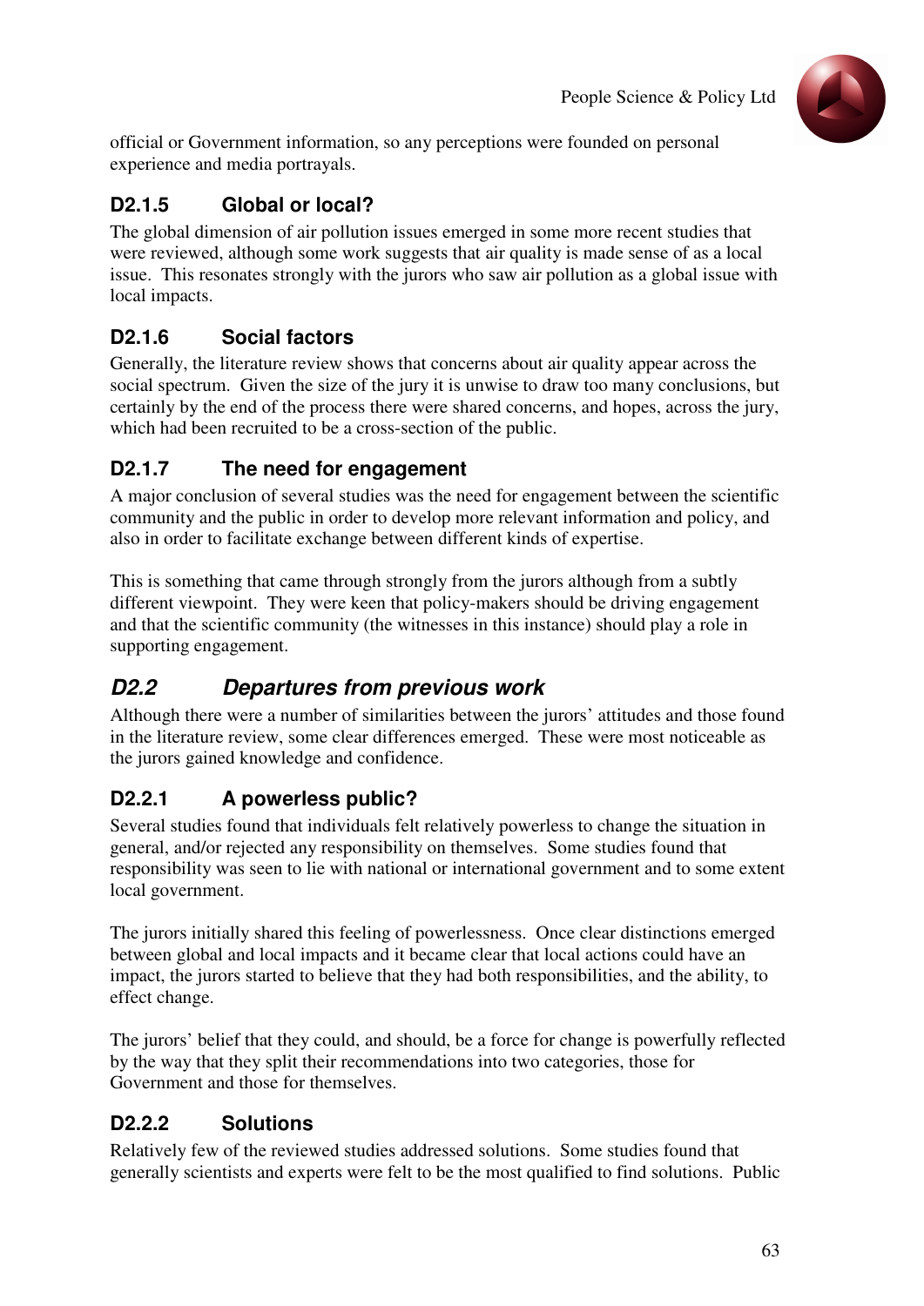official or Government information, so any perceptions were founded on personal experience and media portrayals.

### D2.1.5 Global or local?

The global dimension of air pollution issues emerged in some more recent studies that were reviewed, although some work suggests that air quality is made sense of as a local issue. This resonates strongly with the jurors who saw air pollution as a global issue with local impacts.

### D2.1.6 Social factors

Generally, the literature review shows that concerns about air quality appear across the social spectrum. Given the size of the jury it is unwise to draw too many conclusions, but certainly by the end of the process there were shared concerns, and hopes, across the jury, which had been recruited to be a cross-section of the public.

### D2.1.7 The need for engagement

A major conclusion of several studies was the need for engagement between the scientific community and the public in order to develop more relevant information and policy, and also in order to facilitate exchange between different kinds of expertise.

This is something that came through strongly from the jurors although from a subtly different viewpoint. They were keen that policy-makers should be driving engagement and that the scientific community (the witnesses in this instance) should play a role in supporting engagement.

## *D2.2 Departures from previous work*

Although there were a number of similarities between the jurors' attitudes and those found in the literature review, some clear differences emerged. These were most noticeable as the jurors gained knowledge and confidence.

### D2.2.1 A powerless public?

Several studies found that individuals felt relatively powerless to change the situation in general, and/or rejected any responsibility on themselves. Some studies found that responsibility was seen to lie with national or international government and to some extent local government.

The jurors initially shared this feeling of powerlessness. Once clear distinctions emerged between global and local impacts and it became clear that local actions could have an impact, the jurors started to believe that they had both responsibilities, and the ability, to effect change.

The jurors' belief that they could, and should, be a force for change is powerfully reflected by the way that they split their recommendations into two categories, those for Government and those for themselves.

### D2.2.2 Solutions

Relatively few of the reviewed studies addressed solutions. Some studies found that generally scientists and experts were felt to be the most qualified to find solutions. Public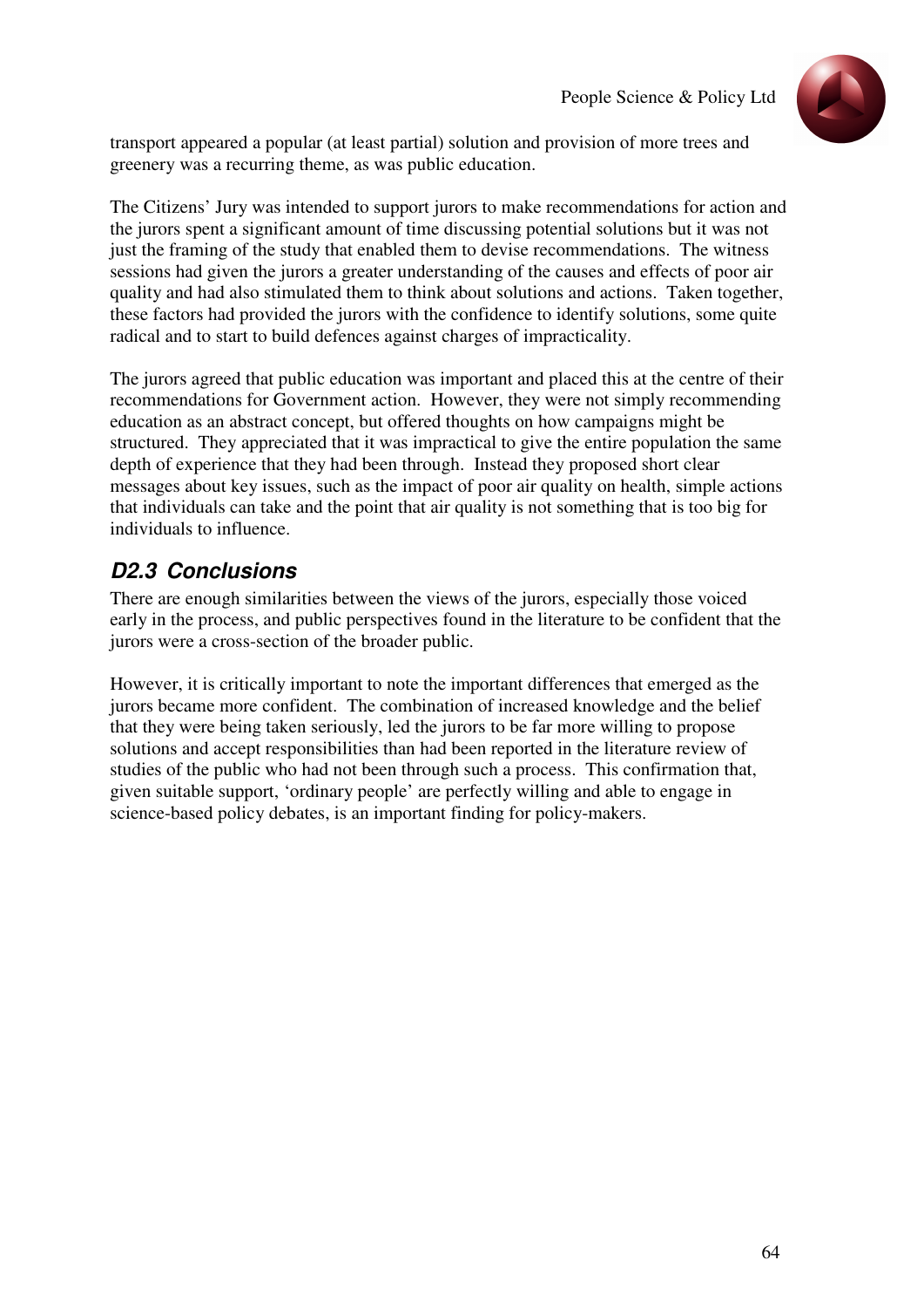transport appeared a popular (at least partial) solution and provision of more trees and greenery was a recurring theme, as was public education.

The Citizens' Jury was intended to support jurors to make recommendations for action and the jurors spent a significant amount of time discussing potential solutions but it was not just the framing of the study that enabled them to devise recommendations. The witness sessions had given the jurors a greater understanding of the causes and effects of poor air quality and had also stimulated them to think about solutions and actions. Taken together, these factors had provided the jurors with the confidence to identify solutions, some quite radical and to start to build defences against charges of impracticality.

The jurors agreed that public education was important and placed this at the centre of their recommendations for Government action. However, they were not simply recommending education as an abstract concept, but offered thoughts on how campaigns might be structured. They appreciated that it was impractical to give the entire population the same depth of experience that they had been through. Instead they proposed short clear messages about key issues, such as the impact of poor air quality on health, simple actions that individuals can take and the point that air quality is not something that is too big for individuals to influence.

## *D2.3 Conclusions*

There are enough similarities between the views of the jurors, especially those voiced early in the process, and public perspectives found in the literature to be confident that the jurors were a cross-section of the broader public.

However, it is critically important to note the important differences that emerged as the jurors became more confident. The combination of increased knowledge and the belief that they were being taken seriously, led the jurors to be far more willing to propose solutions and accept responsibilities than had been reported in the literature review of studies of the public who had not been through such a process. This confirmation that, given suitable support, 'ordinary people' are perfectly willing and able to engage in science-based policy debates, is an important finding for policy-makers.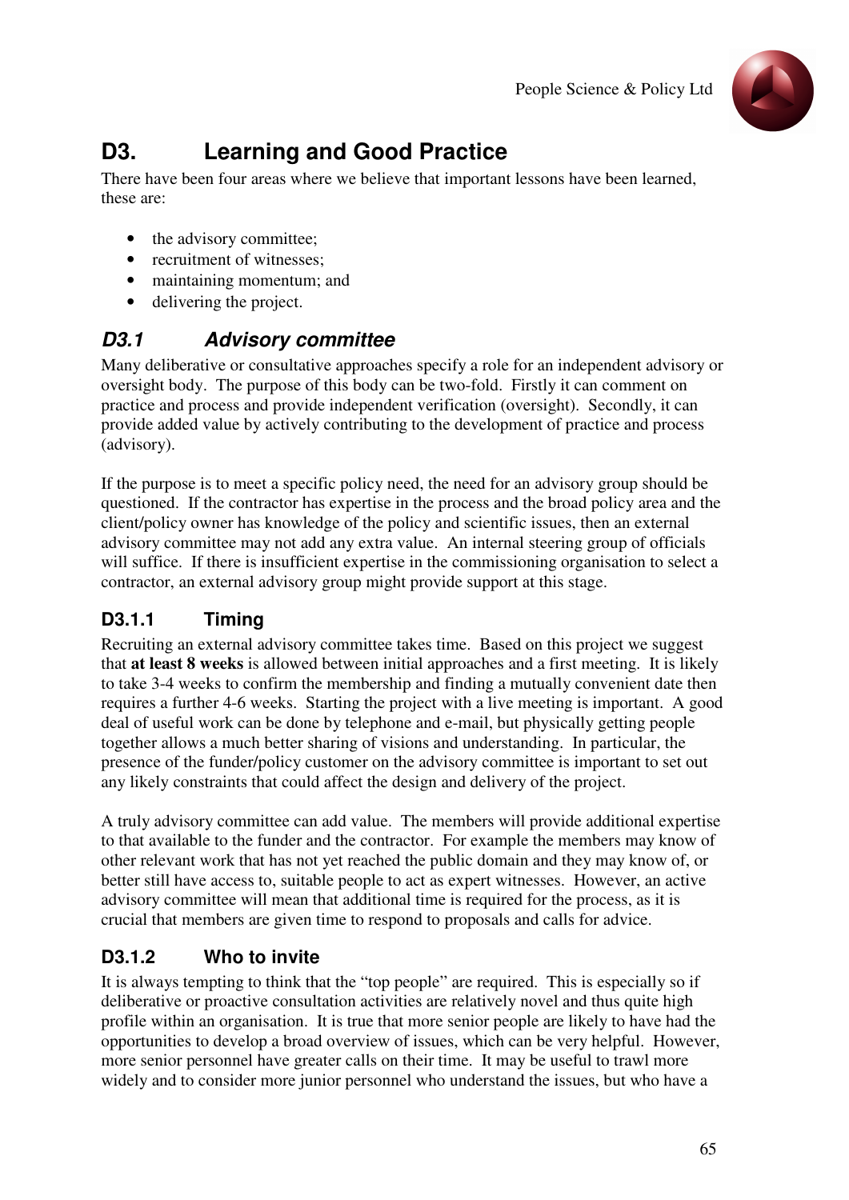## D3. Learning and Good Practice

There have been four areas where we believe that important lessons have been learned, these are:

- the advisory committee;
- recruitment of witnesses;
- maintaining momentum; and
- delivering the project.

### *D3.1 Advisory committee*

Many deliberative or consultative approaches specify a role for an independent advisory or oversight body. The purpose of this body can be two-fold. Firstly it can comment on practice and process and provide independent verification (oversight). Secondly, it can provide added value by actively contributing to the development of practice and process (advisory).

If the purpose is to meet a specific policy need, the need for an advisory group should be questioned. If the contractor has expertise in the process and the broad policy area and the client/policy owner has knowledge of the policy and scientific issues, then an external advisory committee may not add any extra value. An internal steering group of officials will suffice. If there is insufficient expertise in the commissioning organisation to select a contractor, an external advisory group might provide support at this stage.

#### D3.1.1 Timing

Recruiting an external advisory committee takes time. Based on this project we suggest that **at least 8 weeks** is allowed between initial approaches and a first meeting. It is likely to take 3-4 weeks to confirm the membership and finding a mutually convenient date then requires a further 4-6 weeks. Starting the project with a live meeting is important. A good deal of useful work can be done by telephone and e-mail, but physically getting people together allows a much better sharing of visions and understanding. In particular, the presence of the funder/policy customer on the advisory committee is important to set out any likely constraints that could affect the design and delivery of the project.

A truly advisory committee can add value. The members will provide additional expertise to that available to the funder and the contractor. For example the members may know of other relevant work that has not yet reached the public domain and they may know of, or better still have access to, suitable people to act as expert witnesses. However, an active advisory committee will mean that additional time is required for the process, as it is crucial that members are given time to respond to proposals and calls for advice.

#### D3.1.2 Who to invite

It is always tempting to think that the "top people" are required. This is especially so if deliberative or proactive consultation activities are relatively novel and thus quite high profile within an organisation. It is true that more senior people are likely to have had the opportunities to develop a broad overview of issues, which can be very helpful. However, more senior personnel have greater calls on their time. It may be useful to trawl more widely and to consider more junior personnel who understand the issues, but who have a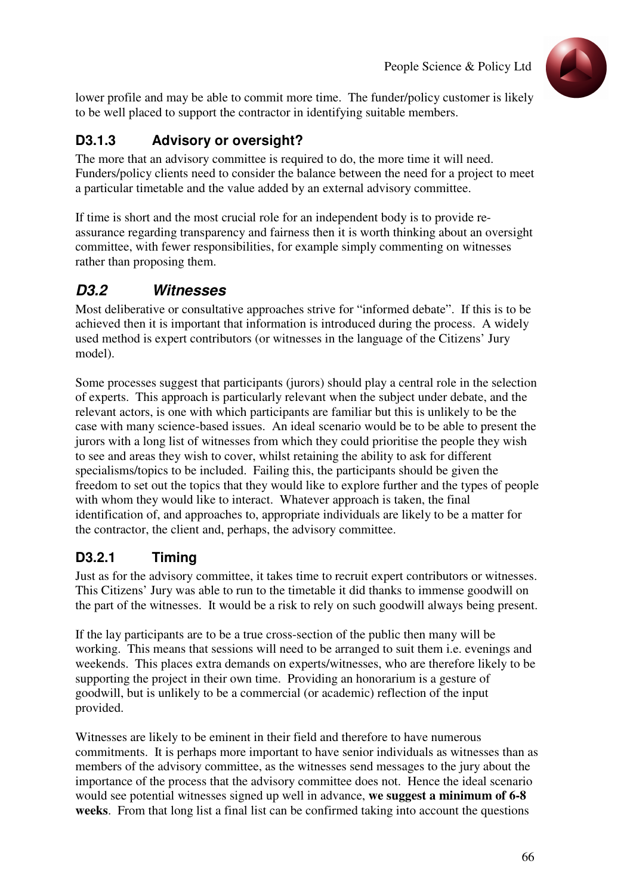lower profile and may be able to commit more time. The funder/policy customer is likely to be well placed to support the contractor in identifying suitable members.

### D3.1.3 Advisory or oversight?

The more that an advisory committee is required to do, the more time it will need. Funders/policy clients need to consider the balance between the need for a project to meet a particular timetable and the value added by an external advisory committee.

If time is short and the most crucial role for an independent body is to provide re-assurance regarding transparency and fairness then it is worth thinking about an oversight committee, with fewer responsibilities, for example simply commenting on witnesses rather than proposing them.

## *D3.2 Witnesses*

Most deliberative or consultative approaches strive for "informed debate". If this is to be achieved then it is important that information is introduced during the process. A widely used method is expert contributors (or witnesses in the language of the Citizens' Jury model).

Some processes suggest that participants (jurors) should play a central role in the selection of experts. This approach is particularly relevant when the subject under debate, and the relevant actors, is one with which participants are familiar but this is unlikely to be the case with many science-based issues. An ideal scenario would be to be able to present the jurors with a long list of witnesses from which they could prioritise the people they wish to see and areas they wish to cover, whilst retaining the ability to ask for different specialisms/topics to be included. Failing this, the participants should be given the freedom to set out the topics that they would like to explore further and the types of people with whom they would like to interact. Whatever approach is taken, the final identification of, and approaches to, appropriate individuals are likely to be a matter for the contractor, the client and, perhaps, the advisory committee.

### D3.2.1 Timing

Just as for the advisory committee, it takes time to recruit expert contributors or witnesses. This Citizens' Jury was able to run to the timetable it did thanks to immense goodwill on the part of the witnesses. It would be a risk to rely on such goodwill always being present.

If the lay participants are to be a true cross-section of the public then many will be working. This means that sessions will need to be arranged to suit them i.e. evenings and weekends. This places extra demands on experts/witnesses, who are therefore likely to be supporting the project in their own time. Providing an honorarium is a gesture of goodwill, but is unlikely to be a commercial (or academic) reflection of the input provided.

Witnesses are likely to be eminent in their field and therefore to have numerous commitments. It is perhaps more important to have senior individuals as witnesses than as members of the advisory committee, as the witnesses send messages to the jury about the importance of the process that the advisory committee does not. Hence the ideal scenario would see potential witnesses signed up well in advance, **we suggest a minimum of 6-8 weeks**. From that long list a final list can be confirmed taking into account the questions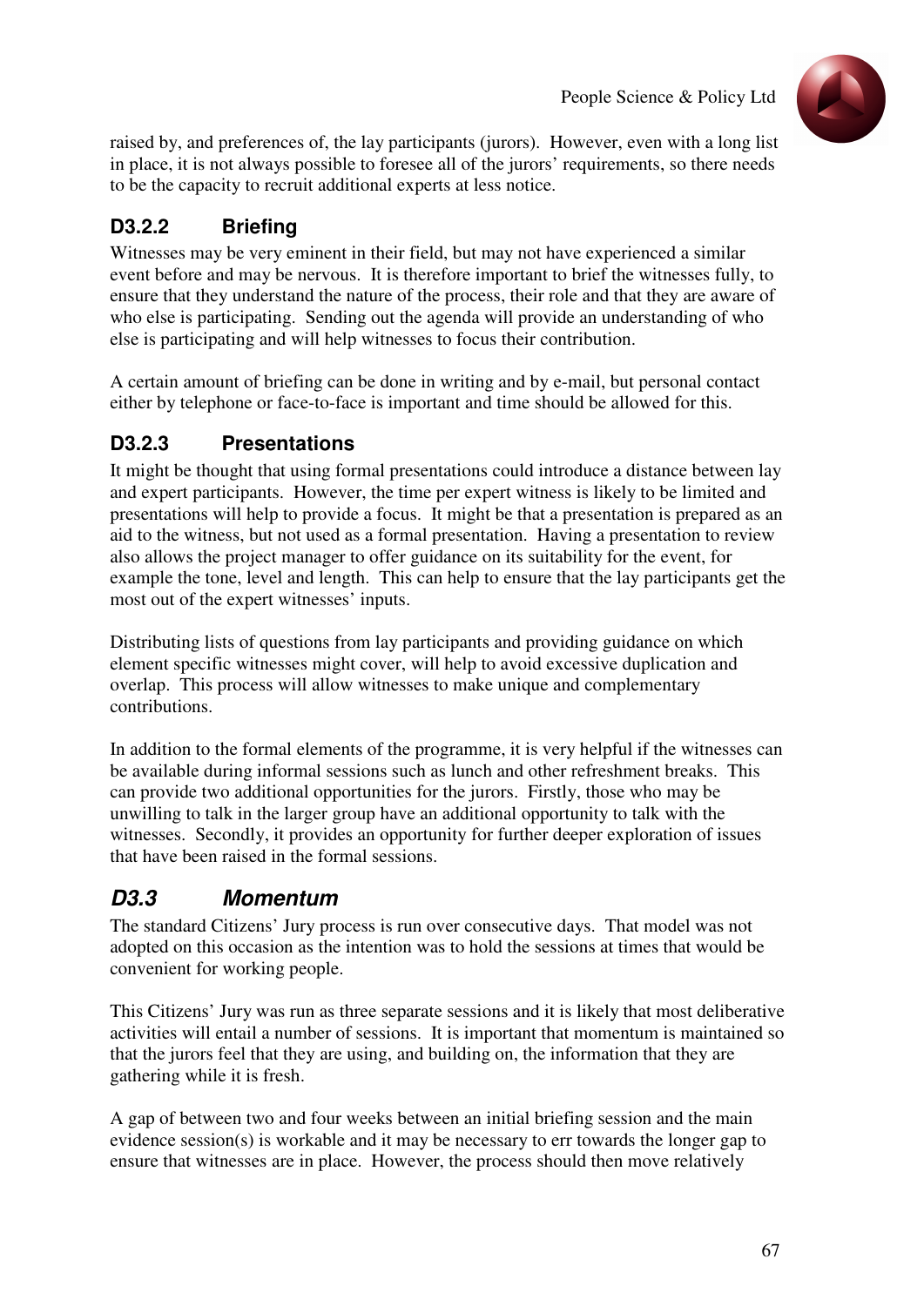raised by, and preferences of, the lay participants (jurors). However, even with a long list in place, it is not always possible to foresee all of the jurors' requirements, so there needs to be the capacity to recruit additional experts at less notice.

### D3.2.2 Briefing

Witnesses may be very eminent in their field, but may not have experienced a similar event before and may be nervous. It is therefore important to brief the witnesses fully, to ensure that they understand the nature of the process, their role and that they are aware of who else is participating. Sending out the agenda will provide an understanding of who else is participating and will help witnesses to focus their contribution.

A certain amount of briefing can be done in writing and by e-mail, but personal contact either by telephone or face-to-face is important and time should be allowed for this.

### D3.2.3 Presentations

It might be thought that using formal presentations could introduce a distance between lay and expert participants. However, the time per expert witness is likely to be limited and presentations will help to provide a focus. It might be that a presentation is prepared as an aid to the witness, but not used as a formal presentation. Having a presentation to review also allows the project manager to offer guidance on its suitability for the event, for example the tone, level and length. This can help to ensure that the lay participants get the most out of the expert witnesses' inputs.

Distributing lists of questions from lay participants and providing guidance on which element specific witnesses might cover, will help to avoid excessive duplication and overlap. This process will allow witnesses to make unique and complementary contributions.

In addition to the formal elements of the programme, it is very helpful if the witnesses can be available during informal sessions such as lunch and other refreshment breaks. This can provide two additional opportunities for the jurors. Firstly, those who may be unwilling to talk in the larger group have an additional opportunity to talk with the witnesses. Secondly, it provides an opportunity for further deeper exploration of issues that have been raised in the formal sessions.

## *D3.3 Momentum*

The standard Citizens' Jury process is run over consecutive days. That model was not adopted on this occasion as the intention was to hold the sessions at times that would be convenient for working people.

This Citizens' Jury was run as three separate sessions and it is likely that most deliberative activities will entail a number of sessions. It is important that momentum is maintained so that the jurors feel that they are using, and building on, the information that they are gathering while it is fresh.

A gap of between two and four weeks between an initial briefing session and the main evidence session(s) is workable and it may be necessary to err towards the longer gap to ensure that witnesses are in place. However, the process should then move relatively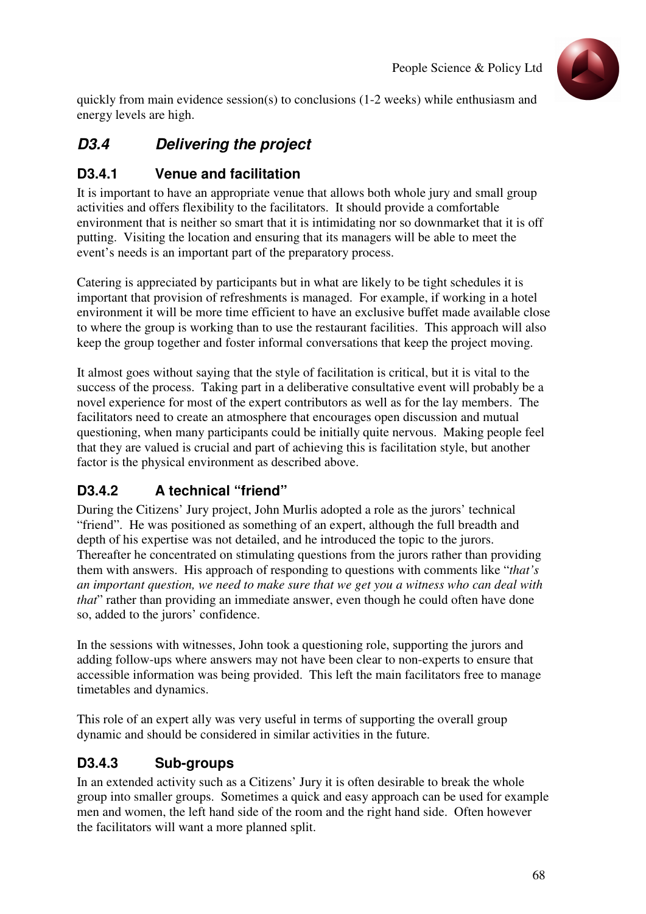quickly from main evidence session(s) to conclusions (1-2 weeks) while enthusiasm and energy levels are high.

## *D3.4 Delivering the project*

### D3.4.1 Venue and facilitation

It is important to have an appropriate venue that allows both whole jury and small group activities and offers flexibility to the facilitators. It should provide a comfortable environment that is neither so smart that it is intimidating nor so downmarket that it is off putting. Visiting the location and ensuring that its managers will be able to meet the event's needs is an important part of the preparatory process.

Catering is appreciated by participants but in what are likely to be tight schedules it is important that provision of refreshments is managed. For example, if working in a hotel environment it will be more time efficient to have an exclusive buffet made available close to where the group is working than to use the restaurant facilities. This approach will also keep the group together and foster informal conversations that keep the project moving.

It almost goes without saying that the style of facilitation is critical, but it is vital to the success of the process. Taking part in a deliberative consultative event will probably be a novel experience for most of the expert contributors as well as for the lay members. The facilitators need to create an atmosphere that encourages open discussion and mutual questioning, when many participants could be initially quite nervous. Making people feel that they are valued is crucial and part of achieving this is facilitation style, but another factor is the physical environment as described above.

### D3.4.2 A technical "friend"

During the Citizens' Jury project, John Murlis adopted a role as the jurors' technical "friend". He was positioned as something of an expert, although the full breadth and depth of his expertise was not detailed, and he introduced the topic to the jurors. Thereafter he concentrated on stimulating questions from the jurors rather than providing them with answers. His approach of responding to questions with comments like "*that's an important question, we need to make sure that we get you a witness who can deal with that*" rather than providing an immediate answer, even though he could often have done so, added to the jurors' confidence.

In the sessions with witnesses, John took a questioning role, supporting the jurors and adding follow-ups where answers may not have been clear to non-experts to ensure that accessible information was being provided. This left the main facilitators free to manage timetables and dynamics.

This role of an expert ally was very useful in terms of supporting the overall group dynamic and should be considered in similar activities in the future.

### D3.4.3 Sub-groups

In an extended activity such as a Citizens' Jury it is often desirable to break the whole group into smaller groups. Sometimes a quick and easy approach can be used for example men and women, the left hand side of the room and the right hand side. Often however the facilitators will want a more planned split.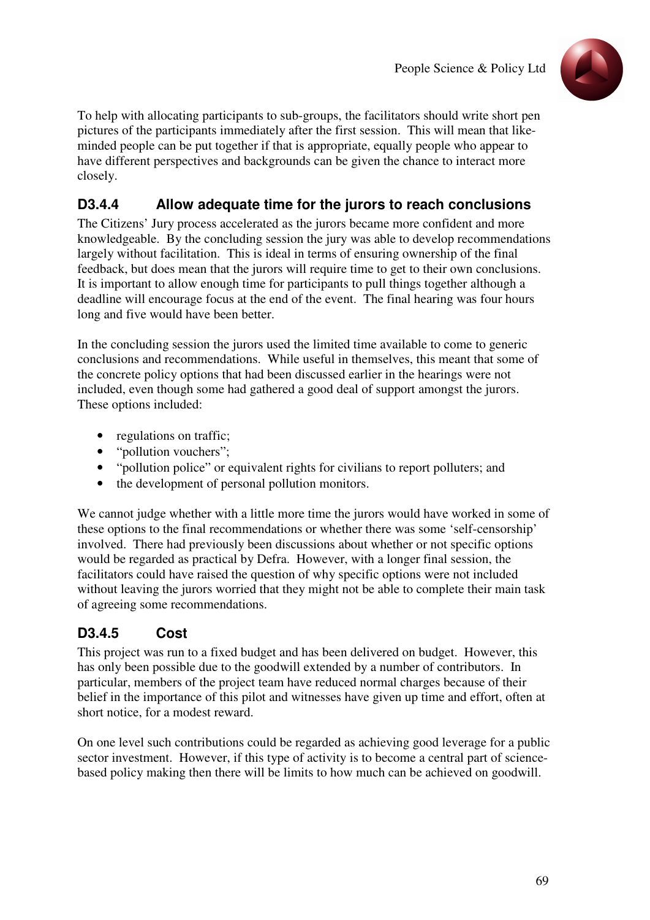To help with allocating participants to sub-groups, the facilitators should write short pen pictures of the participants immediately after the first session. This will mean that like-minded people can be put together if that is appropriate, equally people who appear to have different perspectives and backgrounds can be given the chance to interact more closely.

### D3.4.4 Allow adequate time for the jurors to reach conclusions

The Citizens' Jury process accelerated as the jurors became more confident and more knowledgeable. By the concluding session the jury was able to develop recommendations largely without facilitation. This is ideal in terms of ensuring ownership of the final feedback, but does mean that the jurors will require time to get to their own conclusions. It is important to allow enough time for participants to pull things together although a deadline will encourage focus at the end of the event. The final hearing was four hours long and five would have been better.

In the concluding session the jurors used the limited time available to come to generic conclusions and recommendations. While useful in themselves, this meant that some of the concrete policy options that had been discussed earlier in the hearings were not included, even though some had gathered a good deal of support amongst the jurors. These options included:

- regulations on traffic;
- "pollution vouchers";
- "pollution police" or equivalent rights for civilians to report polluters; and
- the development of personal pollution monitors.

We cannot judge whether with a little more time the jurors would have worked in some of these options to the final recommendations or whether there was some 'self-censorship' involved. There had previously been discussions about whether or not specific options would be regarded as practical by Defra. However, with a longer final session, the facilitators could have raised the question of why specific options were not included without leaving the jurors worried that they might not be able to complete their main task of agreeing some recommendations.

### D3.4.5 Cost

This project was run to a fixed budget and has been delivered on budget. However, this has only been possible due to the goodwill extended by a number of contributors. In particular, members of the project team have reduced normal charges because of their belief in the importance of this pilot and witnesses have given up time and effort, often at short notice, for a modest reward.

On one level such contributions could be regarded as achieving good leverage for a public sector investment. However, if this type of activity is to become a central part of science-based policy making then there will be limits to how much can be achieved on goodwill.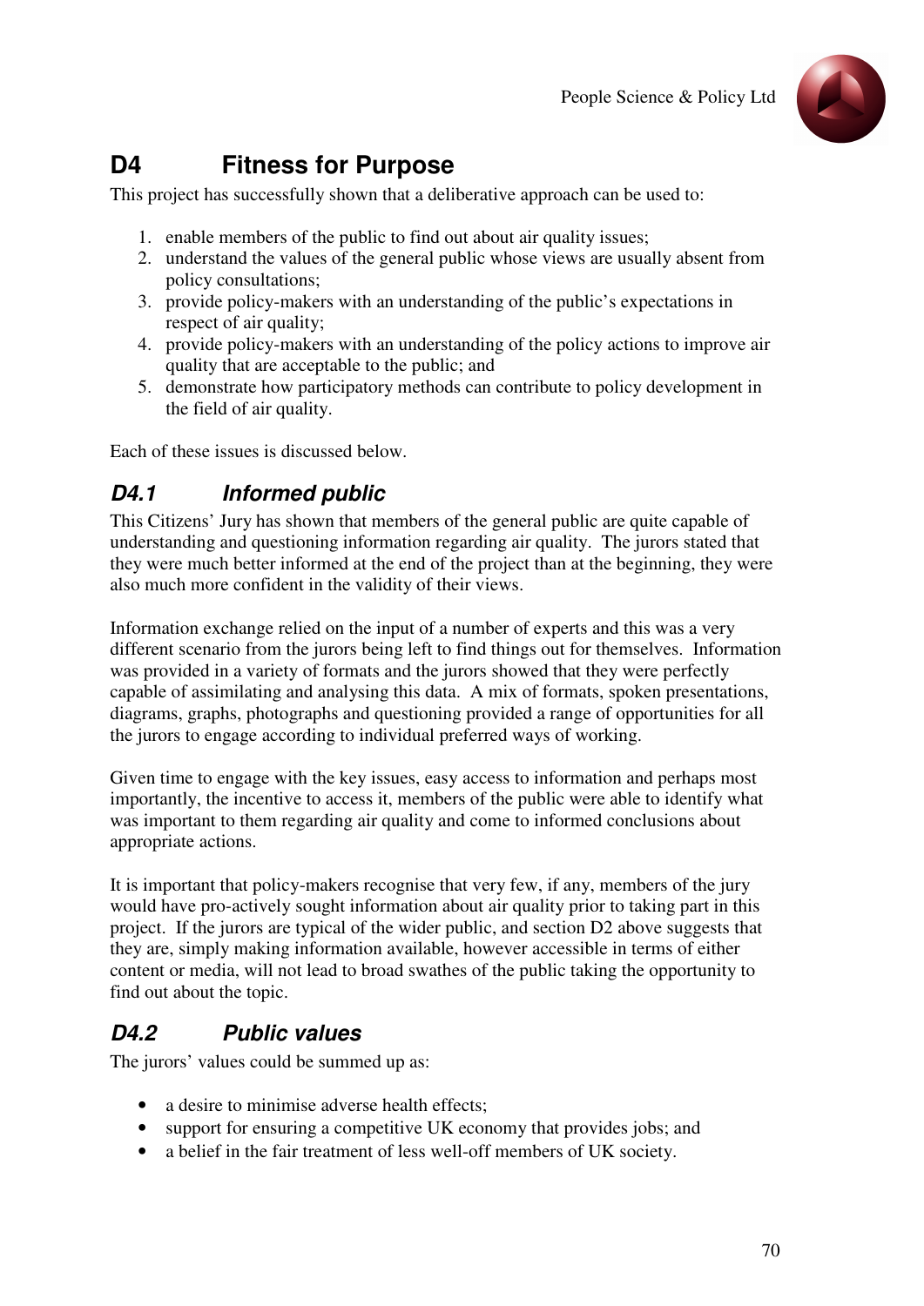## D4 Fitness for Purpose

This project has successfully shown that a deliberative approach can be used to:

1. enable members of the public to find out about air quality issues;
2. understand the values of the general public whose views are usually absent from policy consultations;
3. provide policy-makers with an understanding of the public's expectations in respect of air quality;
4. provide policy-makers with an understanding of the policy actions to improve air quality that are acceptable to the public; and
5. demonstrate how participatory methods can contribute to policy development in the field of air quality.

Each of these issues is discussed below.

### *D4.1 Informed public*

This Citizens' Jury has shown that members of the general public are quite capable of understanding and questioning information regarding air quality. The jurors stated that they were much better informed at the end of the project than at the beginning, they were also much more confident in the validity of their views.

Information exchange relied on the input of a number of experts and this was a very different scenario from the jurors being left to find things out for themselves. Information was provided in a variety of formats and the jurors showed that they were perfectly capable of assimilating and analysing this data. A mix of formats, spoken presentations, diagrams, graphs, photographs and questioning provided a range of opportunities for all the jurors to engage according to individual preferred ways of working.

Given time to engage with the key issues, easy access to information and perhaps most importantly, the incentive to access it, members of the public were able to identify what was important to them regarding air quality and come to informed conclusions about appropriate actions.

It is important that policy-makers recognise that very few, if any, members of the jury would have pro-actively sought information about air quality prior to taking part in this project. If the jurors are typical of the wider public, and section D2 above suggests that they are, simply making information available, however accessible in terms of either content or media, will not lead to broad swathes of the public taking the opportunity to find out about the topic.

### *D4.2 Public values*

The jurors' values could be summed up as:

- a desire to minimise adverse health effects;
- support for ensuring a competitive UK economy that provides jobs; and
- a belief in the fair treatment of less well-off members of UK society.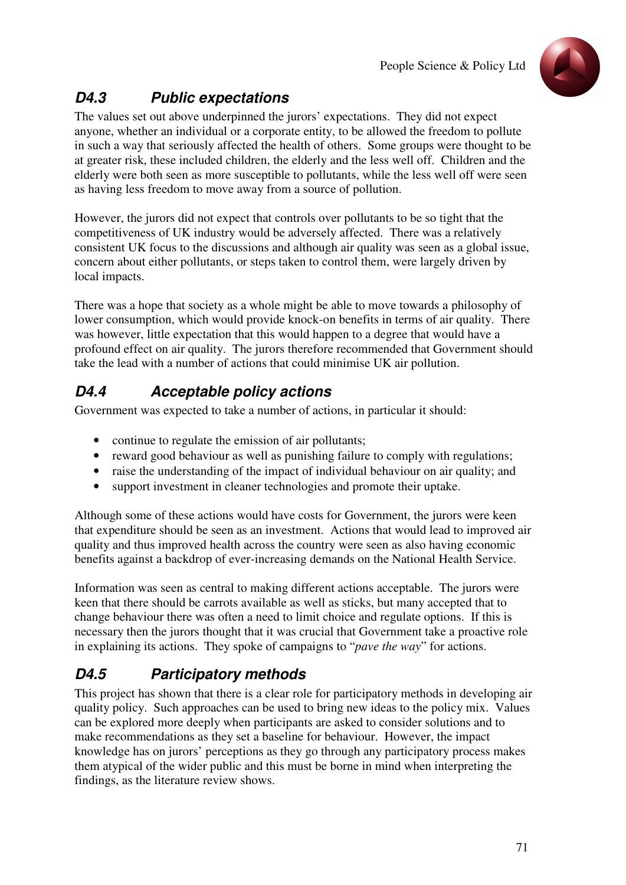## D4.3 Public expectations

The values set out above underpinned the jurors' expectations. They did not expect anyone, whether an individual or a corporate entity, to be allowed the freedom to pollute in such a way that seriously affected the health of others. Some groups were thought to be at greater risk, these included children, the elderly and the less well off. Children and the elderly were both seen as more susceptible to pollutants, while the less well off were seen as having less freedom to move away from a source of pollution.

However, the jurors did not expect that controls over pollutants to be so tight that the competitiveness of UK industry would be adversely affected. There was a relatively consistent UK focus to the discussions and although air quality was seen as a global issue, concern about either pollutants, or steps taken to control them, were largely driven by local impacts.

There was a hope that society as a whole might be able to move towards a philosophy of lower consumption, which would provide knock-on benefits in terms of air quality. There was however, little expectation that this would happen to a degree that would have a profound effect on air quality. The jurors therefore recommended that Government should take the lead with a number of actions that could minimise UK air pollution.

## D4.4 Acceptable policy actions

Government was expected to take a number of actions, in particular it should:

- continue to regulate the emission of air pollutants;
- reward good behaviour as well as punishing failure to comply with regulations;
- raise the understanding of the impact of individual behaviour on air quality; and
- support investment in cleaner technologies and promote their uptake.

Although some of these actions would have costs for Government, the jurors were keen that expenditure should be seen as an investment. Actions that would lead to improved air quality and thus improved health across the country were seen as also having economic benefits against a backdrop of ever-increasing demands on the National Health Service.

Information was seen as central to making different actions acceptable. The jurors were keen that there should be carrots available as well as sticks, but many accepted that to change behaviour there was often a need to limit choice and regulate options. If this is necessary then the jurors thought that it was crucial that Government take a proactive role in explaining its actions. They spoke of campaigns to "*pave the way*" for actions.

## D4.5 Participatory methods

This project has shown that there is a clear role for participatory methods in developing air quality policy. Such approaches can be used to bring new ideas to the policy mix. Values can be explored more deeply when participants are asked to consider solutions and to make recommendations as they set a baseline for behaviour. However, the impact knowledge has on jurors' perceptions as they go through any participatory process makes them atypical of the wider public and this must be borne in mind when interpreting the findings, as the literature review shows.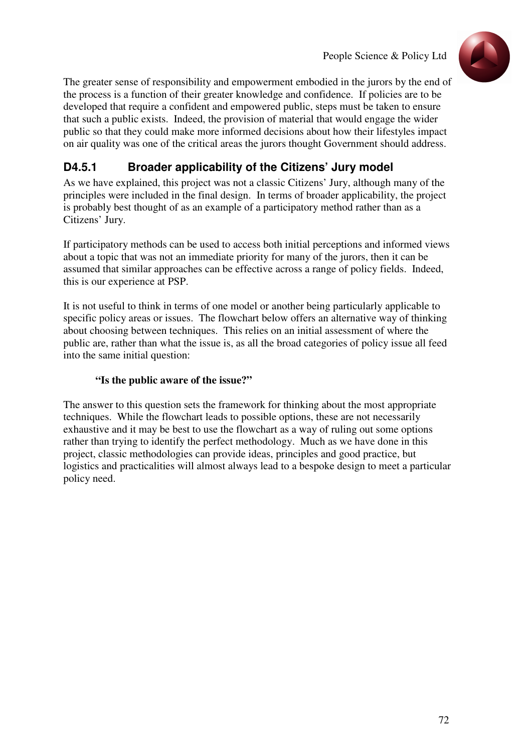The greater sense of responsibility and empowerment embodied in the jurors by the end of the process is a function of their greater knowledge and confidence. If policies are to be developed that require a confident and empowered public, steps must be taken to ensure that such a public exists. Indeed, the provision of material that would engage the wider public so that they could make more informed decisions about how their lifestyles impact on air quality was one of the critical areas the jurors thought Government should address.

### D4.5.1 Broader applicability of the Citizens' Jury model

As we have explained, this project was not a classic Citizens' Jury, although many of the principles were included in the final design. In terms of broader applicability, the project is probably best thought of as an example of a participatory method rather than as a Citizens' Jury.

If participatory methods can be used to access both initial perceptions and informed views about a topic that was not an immediate priority for many of the jurors, then it can be assumed that similar approaches can be effective across a range of policy fields. Indeed, this is our experience at PSP.

It is not useful to think in terms of one model or another being particularly applicable to specific policy areas or issues. The flowchart below offers an alternative way of thinking about choosing between techniques. This relies on an initial assessment of where the public are, rather than what the issue is, as all the broad categories of policy issue all feed into the same initial question:

> **"Is the public aware of the issue?"**

The answer to this question sets the framework for thinking about the most appropriate techniques. While the flowchart leads to possible options, these are not necessarily exhaustive and it may be best to use the flowchart as a way of ruling out some options rather than trying to identify the perfect methodology. Much as we have done in this project, classic methodologies can provide ideas, principles and good practice, but logistics and practicalities will almost always lead to a bespoke design to meet a particular policy need.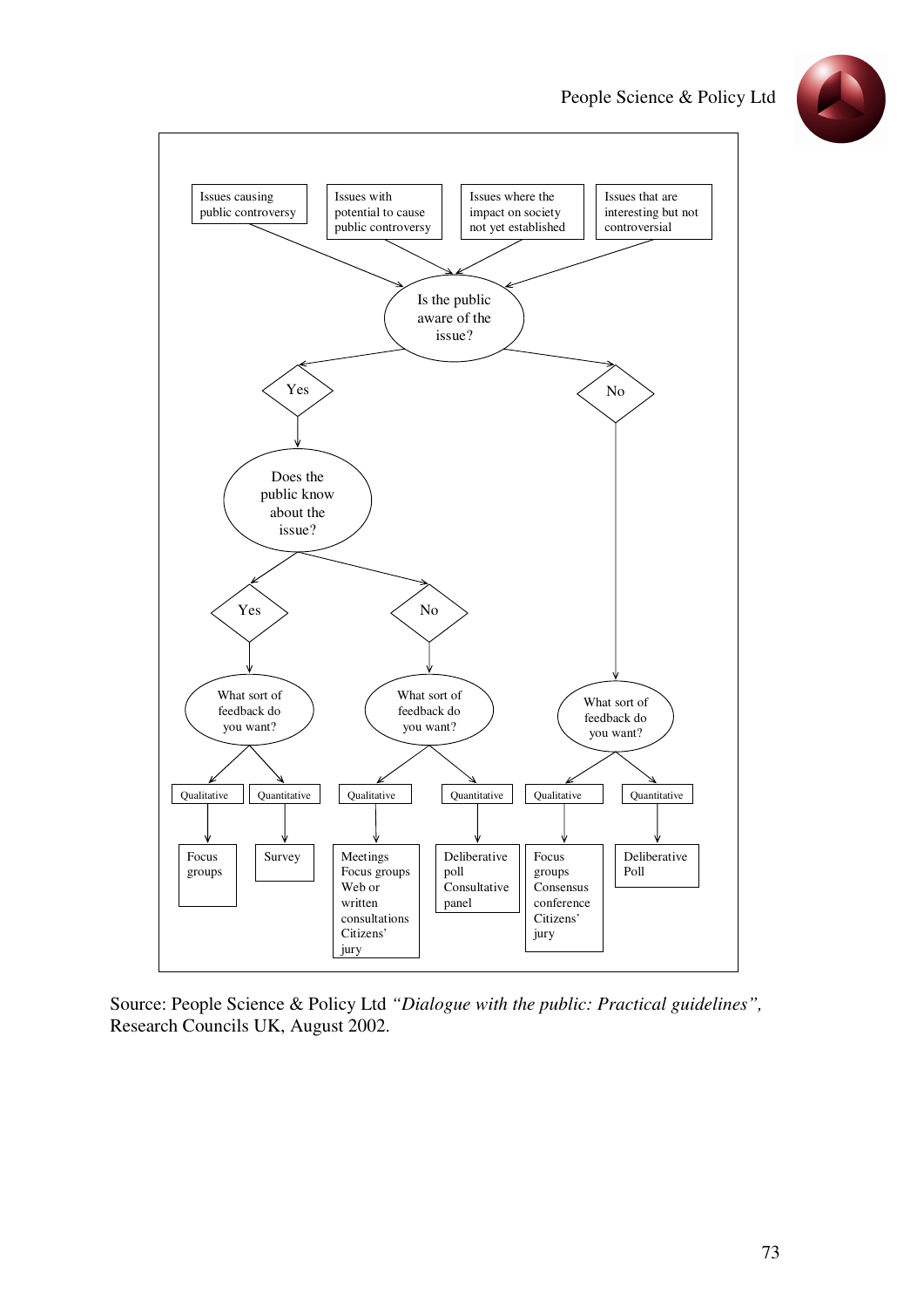Issues causing public controversy

Issues with potential to cause public controversy

Issues where the impact on society not yet established

Issues that are interesting but not controversial

Is the public aware of the issue?

Yes

No

Does the public know about the issue?

Yes

No

What sort of feedback do you want?

What sort of feedback do you want?

What sort of feedback do you want?

Qualitative

Quantitative

Qualitative

Quantitative

Qualitative

Quantitative

Focus groups

Survey

Meetings
Focus groups
Web or written consultations
Citizens' jury

Deliberative poll
Consultative panel

Focus groups
Consensus conference
Citizens' jury

Deliberative Poll

Source: People Science & Policy Ltd *"Dialogue with the public: Practical guidelines"*, Research Councils UK, August 2002.